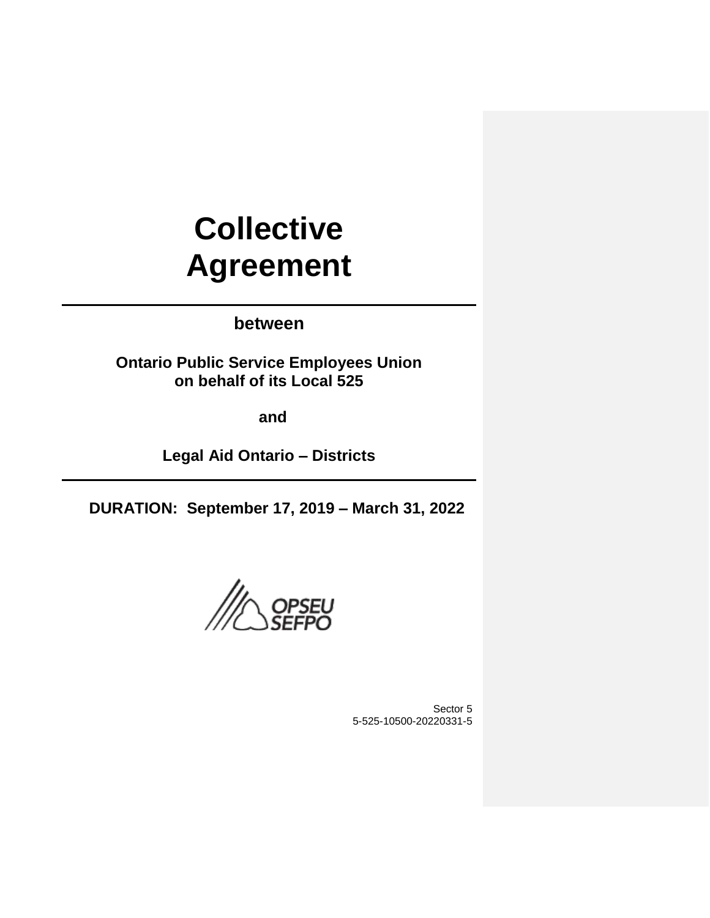# Collective Agreement

**between**

**Ontario Public Service Employees Union on behalf of its Local 525**

**and**

**Legal Aid Ontario – Districts**

**DURATION: September 17, 2019 – March 31, 2022**

Sector 5
5-525-10500-20220331-5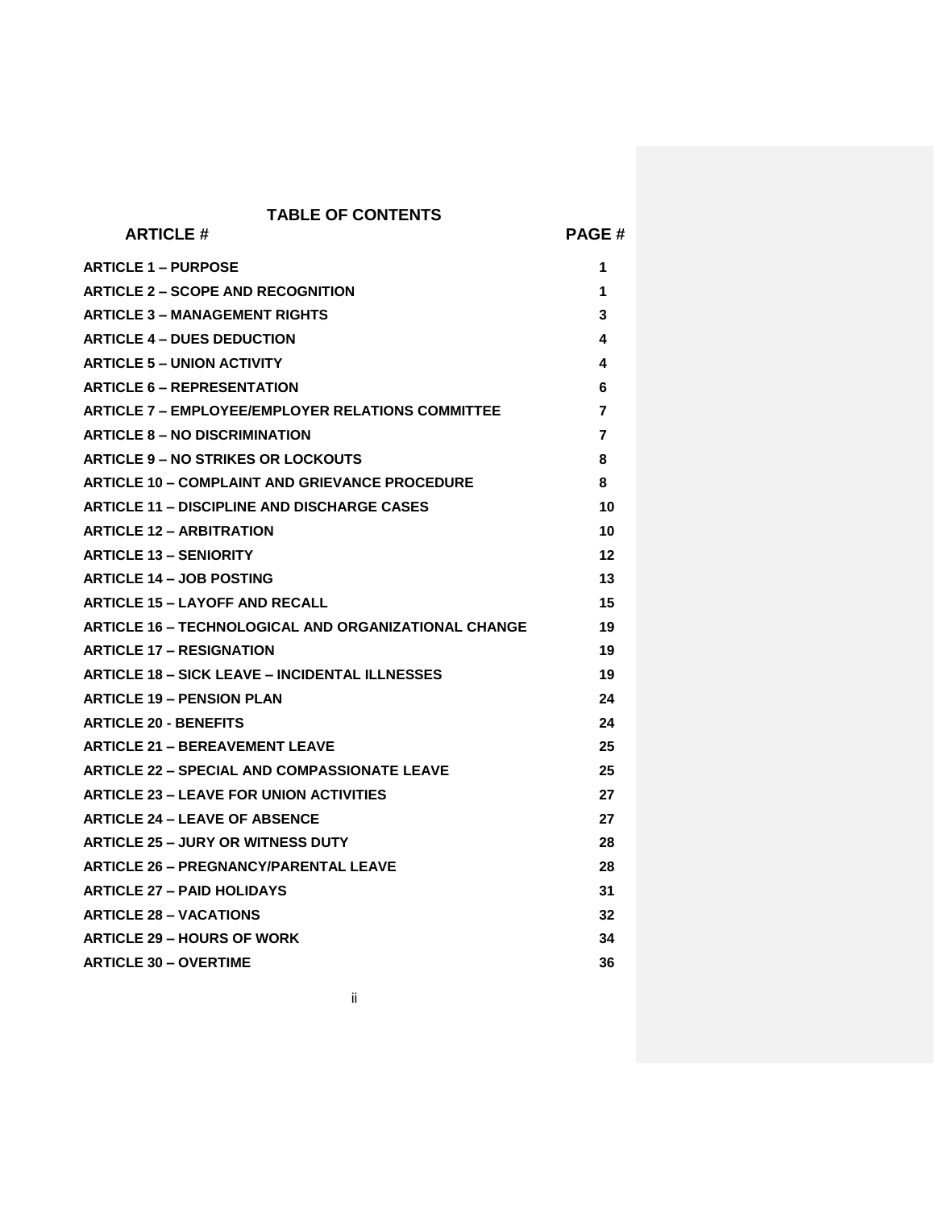# TABLE OF CONTENTS

| ARTICLE # | PAGE # |
| --- | --- |
| **ARTICLE 1 – PURPOSE** | **1** |
| **ARTICLE 2 – SCOPE AND RECOGNITION** | **1** |
| **ARTICLE 3 – MANAGEMENT RIGHTS** | **3** |
| **ARTICLE 4 – DUES DEDUCTION** | **4** |
| **ARTICLE 5 – UNION ACTIVITY** | **4** |
| **ARTICLE 6 – REPRESENTATION** | **6** |
| **ARTICLE 7 – EMPLOYEE/EMPLOYER RELATIONS COMMITTEE** | **7** |
| **ARTICLE 8 – NO DISCRIMINATION** | **7** |
| **ARTICLE 9 – NO STRIKES OR LOCKOUTS** | **8** |
| **ARTICLE 10 – COMPLAINT AND GRIEVANCE PROCEDURE** | **8** |
| **ARTICLE 11 – DISCIPLINE AND DISCHARGE CASES** | **10** |
| **ARTICLE 12 – ARBITRATION** | **10** |
| **ARTICLE 13 – SENIORITY** | **12** |
| **ARTICLE 14 – JOB POSTING** | **13** |
| **ARTICLE 15 – LAYOFF AND RECALL** | **15** |
| **ARTICLE 16 – TECHNOLOGICAL AND ORGANIZATIONAL CHANGE** | **19** |
| **ARTICLE 17 – RESIGNATION** | **19** |
| **ARTICLE 18 – SICK LEAVE – INCIDENTAL ILLNESSES** | **19** |
| **ARTICLE 19 – PENSION PLAN** | **24** |
| **ARTICLE 20 - BENEFITS** | **24** |
| **ARTICLE 21 – BEREAVEMENT LEAVE** | **25** |
| **ARTICLE 22 – SPECIAL AND COMPASSIONATE LEAVE** | **25** |
| **ARTICLE 23 – LEAVE FOR UNION ACTIVITIES** | **27** |
| **ARTICLE 24 – LEAVE OF ABSENCE** | **27** |
| **ARTICLE 25 – JURY OR WITNESS DUTY** | **28** |
| **ARTICLE 26 – PREGNANCY/PARENTAL LEAVE** | **28** |
| **ARTICLE 27 – PAID HOLIDAYS** | **31** |
| **ARTICLE 28 – VACATIONS** | **32** |
| **ARTICLE 29 – HOURS OF WORK** | **34** |
| **ARTICLE 30 – OVERTIME** | **36** |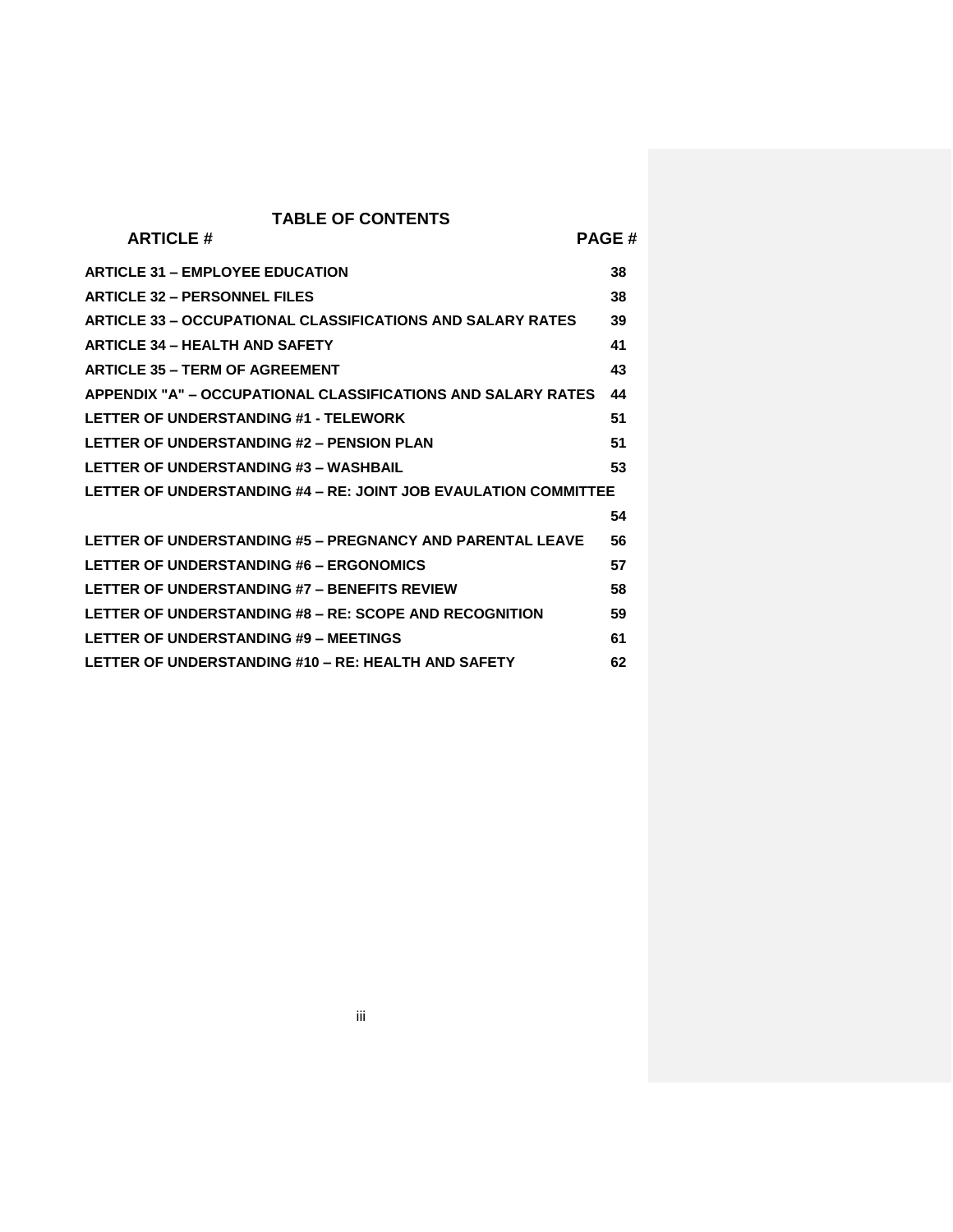# TABLE OF CONTENTS

| ARTICLE # | PAGE # |
|---|---|
| **ARTICLE 31 – EMPLOYEE EDUCATION** | **38** |
| **ARTICLE 32 – PERSONNEL FILES** | **38** |
| **ARTICLE 33 – OCCUPATIONAL CLASSIFICATIONS AND SALARY RATES** | **39** |
| **ARTICLE 34 – HEALTH AND SAFETY** | **41** |
| **ARTICLE 35 – TERM OF AGREEMENT** | **43** |
| **APPENDIX "A" – OCCUPATIONAL CLASSIFICATIONS AND SALARY RATES** | **44** |
| **LETTER OF UNDERSTANDING #1 - TELEWORK** | **51** |
| **LETTER OF UNDERSTANDING #2 – PENSION PLAN** | **51** |
| **LETTER OF UNDERSTANDING #3 – WASHBAIL** | **53** |
| **LETTER OF UNDERSTANDING #4 – RE: JOINT JOB EVAULATION COMMITTEE** | **54** |
| **LETTER OF UNDERSTANDING #5 – PREGNANCY AND PARENTAL LEAVE** | **56** |
| **LETTER OF UNDERSTANDING #6 – ERGONOMICS** | **57** |
| **LETTER OF UNDERSTANDING #7 – BENEFITS REVIEW** | **58** |
| **LETTER OF UNDERSTANDING #8 – RE: SCOPE AND RECOGNITION** | **59** |
| **LETTER OF UNDERSTANDING #9 – MEETINGS** | **61** |
| **LETTER OF UNDERSTANDING #10 – RE: HEALTH AND SAFETY** | **62** |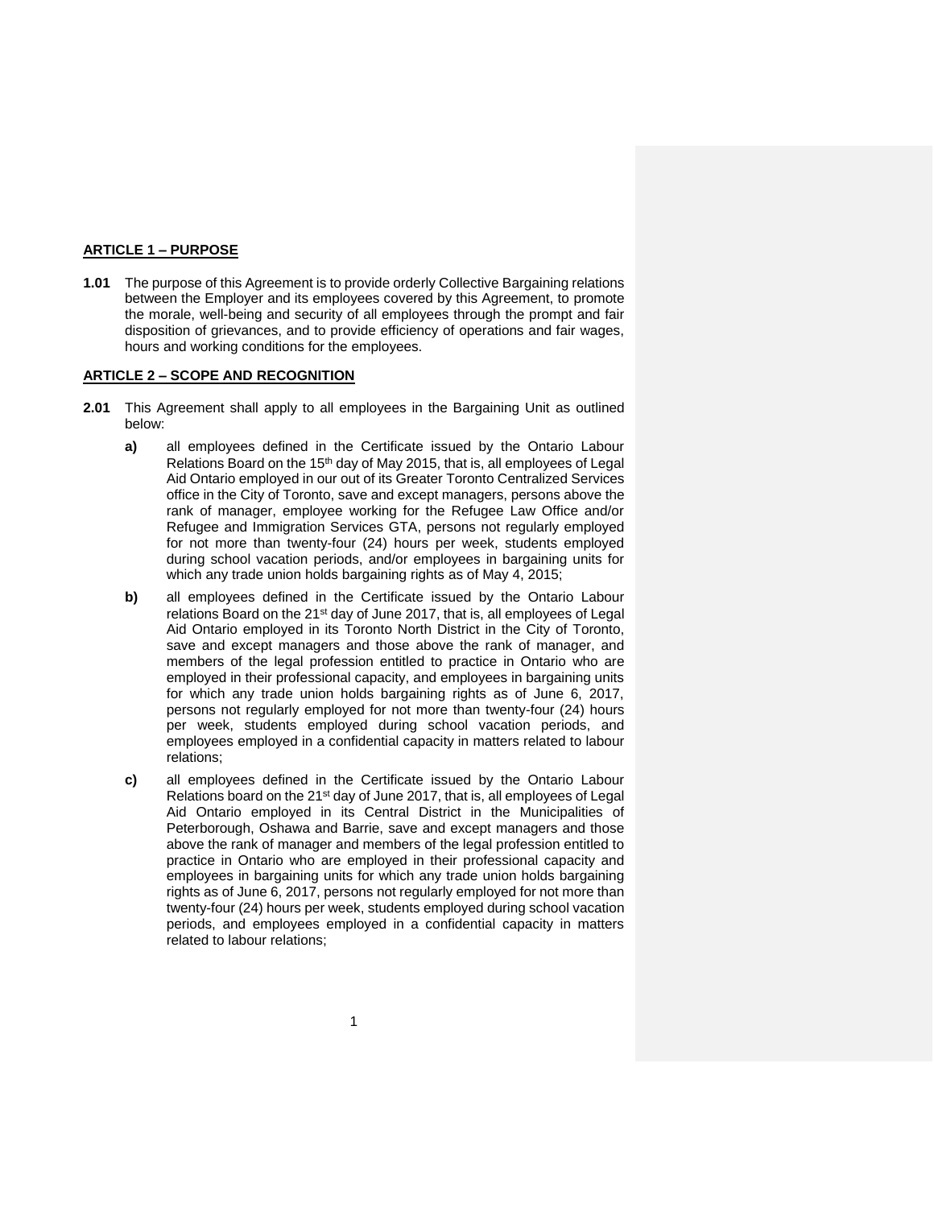**ARTICLE 1 – PURPOSE**

**1.01** The purpose of this Agreement is to provide orderly Collective Bargaining relations between the Employer and its employees covered by this Agreement, to promote the morale, well-being and security of all employees through the prompt and fair disposition of grievances, and to provide efficiency of operations and fair wages, hours and working conditions for the employees.

**ARTICLE 2 – SCOPE AND RECOGNITION**

**2.01** This Agreement shall apply to all employees in the Bargaining Unit as outlined below:

**a)** all employees defined in the Certificate issued by the Ontario Labour Relations Board on the 15th day of May 2015, that is, all employees of Legal Aid Ontario employed in our out of its Greater Toronto Centralized Services office in the City of Toronto, save and except managers, persons above the rank of manager, employee working for the Refugee Law Office and/or Refugee and Immigration Services GTA, persons not regularly employed for not more than twenty-four (24) hours per week, students employed during school vacation periods, and/or employees in bargaining units for which any trade union holds bargaining rights as of May 4, 2015;

**b)** all employees defined in the Certificate issued by the Ontario Labour relations Board on the 21st day of June 2017, that is, all employees of Legal Aid Ontario employed in its Toronto North District in the City of Toronto, save and except managers and those above the rank of manager, and members of the legal profession entitled to practice in Ontario who are employed in their professional capacity, and employees in bargaining units for which any trade union holds bargaining rights as of June 6, 2017, persons not regularly employed for not more than twenty-four (24) hours per week, students employed during school vacation periods, and employees employed in a confidential capacity in matters related to labour relations;

**c)** all employees defined in the Certificate issued by the Ontario Labour Relations board on the 21st day of June 2017, that is, all employees of Legal Aid Ontario employed in its Central District in the Municipalities of Peterborough, Oshawa and Barrie, save and except managers and those above the rank of manager and members of the legal profession entitled to practice in Ontario who are employed in their professional capacity and employees in bargaining units for which any trade union holds bargaining rights as of June 6, 2017, persons not regularly employed for not more than twenty-four (24) hours per week, students employed during school vacation periods, and employees employed in a confidential capacity in matters related to labour relations;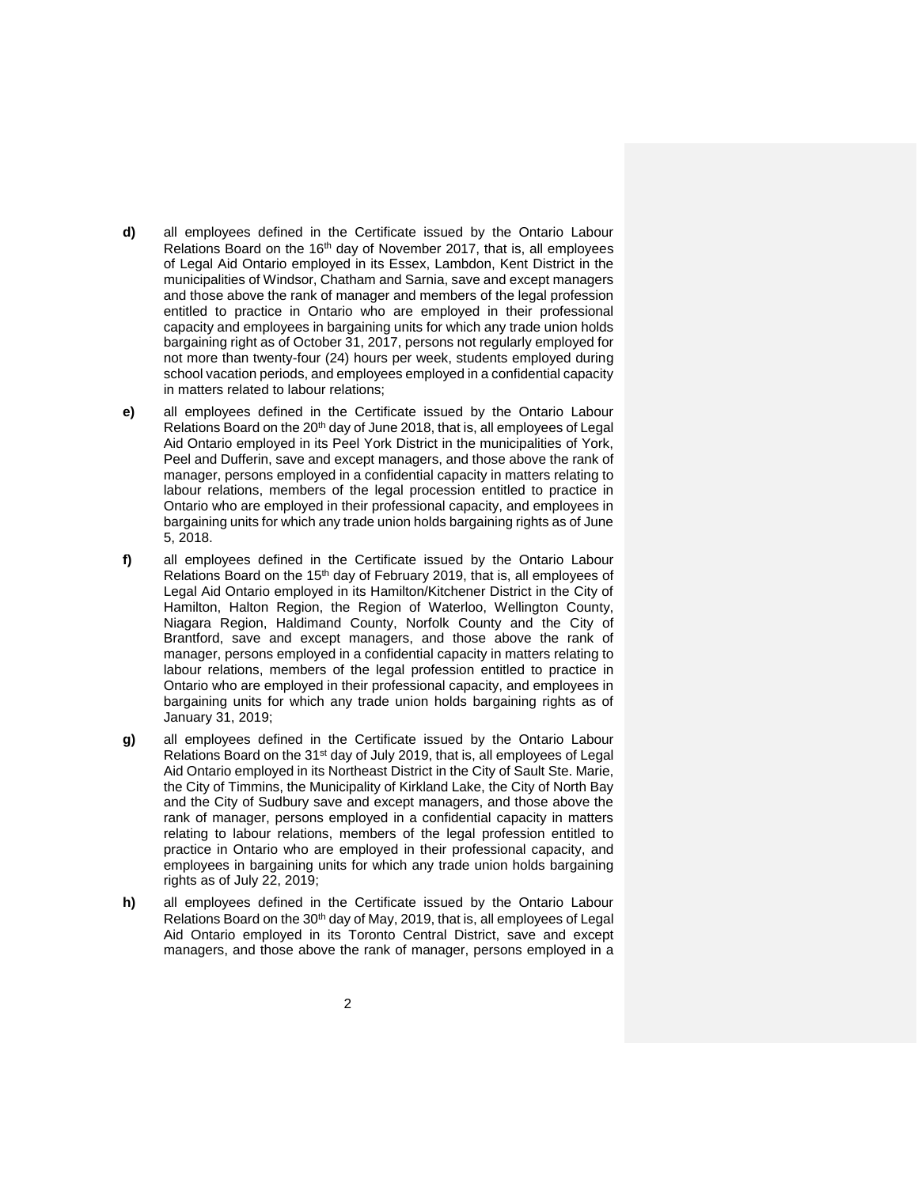**d)** all employees defined in the Certificate issued by the Ontario Labour Relations Board on the 16th day of November 2017, that is, all employees of Legal Aid Ontario employed in its Essex, Lambdon, Kent District in the municipalities of Windsor, Chatham and Sarnia, save and except managers and those above the rank of manager and members of the legal profession entitled to practice in Ontario who are employed in their professional capacity and employees in bargaining units for which any trade union holds bargaining right as of October 31, 2017, persons not regularly employed for not more than twenty-four (24) hours per week, students employed during school vacation periods, and employees employed in a confidential capacity in matters related to labour relations;

**e)** all employees defined in the Certificate issued by the Ontario Labour Relations Board on the 20th day of June 2018, that is, all employees of Legal Aid Ontario employed in its Peel York District in the municipalities of York, Peel and Dufferin, save and except managers, and those above the rank of manager, persons employed in a confidential capacity in matters relating to labour relations, members of the legal procession entitled to practice in Ontario who are employed in their professional capacity, and employees in bargaining units for which any trade union holds bargaining rights as of June 5, 2018.

**f)** all employees defined in the Certificate issued by the Ontario Labour Relations Board on the 15th day of February 2019, that is, all employees of Legal Aid Ontario employed in its Hamilton/Kitchener District in the City of Hamilton, Halton Region, the Region of Waterloo, Wellington County, Niagara Region, Haldimand County, Norfolk County and the City of Brantford, save and except managers, and those above the rank of manager, persons employed in a confidential capacity in matters relating to labour relations, members of the legal profession entitled to practice in Ontario who are employed in their professional capacity, and employees in bargaining units for which any trade union holds bargaining rights as of January 31, 2019;

**g)** all employees defined in the Certificate issued by the Ontario Labour Relations Board on the 31st day of July 2019, that is, all employees of Legal Aid Ontario employed in its Northeast District in the City of Sault Ste. Marie, the City of Timmins, the Municipality of Kirkland Lake, the City of North Bay and the City of Sudbury save and except managers, and those above the rank of manager, persons employed in a confidential capacity in matters relating to labour relations, members of the legal profession entitled to practice in Ontario who are employed in their professional capacity, and employees in bargaining units for which any trade union holds bargaining rights as of July 22, 2019;

**h)** all employees defined in the Certificate issued by the Ontario Labour Relations Board on the 30th day of May, 2019, that is, all employees of Legal Aid Ontario employed in its Toronto Central District, save and except managers, and those above the rank of manager, persons employed in a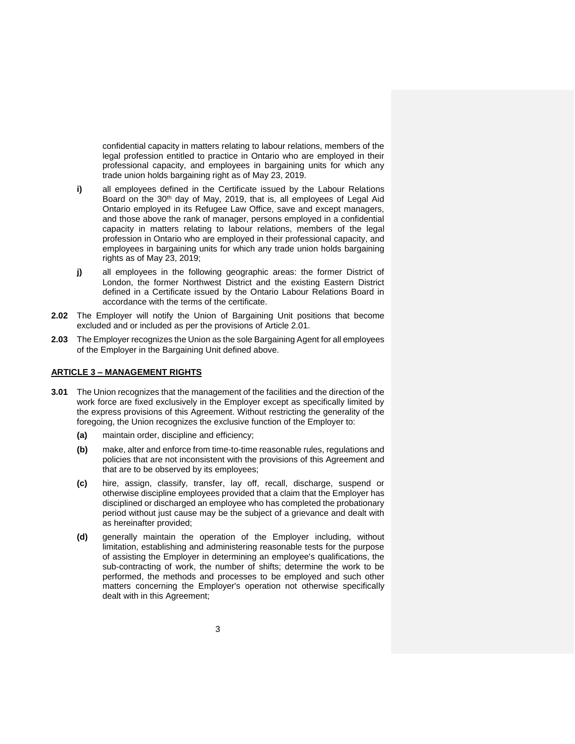confidential capacity in matters relating to labour relations, members of the legal profession entitled to practice in Ontario who are employed in their professional capacity, and employees in bargaining units for which any trade union holds bargaining right as of May 23, 2019.

**i)** all employees defined in the Certificate issued by the Labour Relations Board on the 30th day of May, 2019, that is, all employees of Legal Aid Ontario employed in its Refugee Law Office, save and except managers, and those above the rank of manager, persons employed in a confidential capacity in matters relating to labour relations, members of the legal profession in Ontario who are employed in their professional capacity, and employees in bargaining units for which any trade union holds bargaining rights as of May 23, 2019;

**j)** all employees in the following geographic areas: the former District of London, the former Northwest District and the existing Eastern District defined in a Certificate issued by the Ontario Labour Relations Board in accordance with the terms of the certificate.

**2.02** The Employer will notify the Union of Bargaining Unit positions that become excluded and or included as per the provisions of Article 2.01.

**2.03** The Employer recognizes the Union as the sole Bargaining Agent for all employees of the Employer in the Bargaining Unit defined above.

## ARTICLE 3 – MANAGEMENT RIGHTS

**3.01** The Union recognizes that the management of the facilities and the direction of the work force are fixed exclusively in the Employer except as specifically limited by the express provisions of this Agreement. Without restricting the generality of the foregoing, the Union recognizes the exclusive function of the Employer to:

**(a)** maintain order, discipline and efficiency;

**(b)** make, alter and enforce from time-to-time reasonable rules, regulations and policies that are not inconsistent with the provisions of this Agreement and that are to be observed by its employees;

**(c)** hire, assign, classify, transfer, lay off, recall, discharge, suspend or otherwise discipline employees provided that a claim that the Employer has disciplined or discharged an employee who has completed the probationary period without just cause may be the subject of a grievance and dealt with as hereinafter provided;

**(d)** generally maintain the operation of the Employer including, without limitation, establishing and administering reasonable tests for the purpose of assisting the Employer in determining an employee's qualifications, the sub-contracting of work, the number of shifts; determine the work to be performed, the methods and processes to be employed and such other matters concerning the Employer's operation not otherwise specifically dealt with in this Agreement;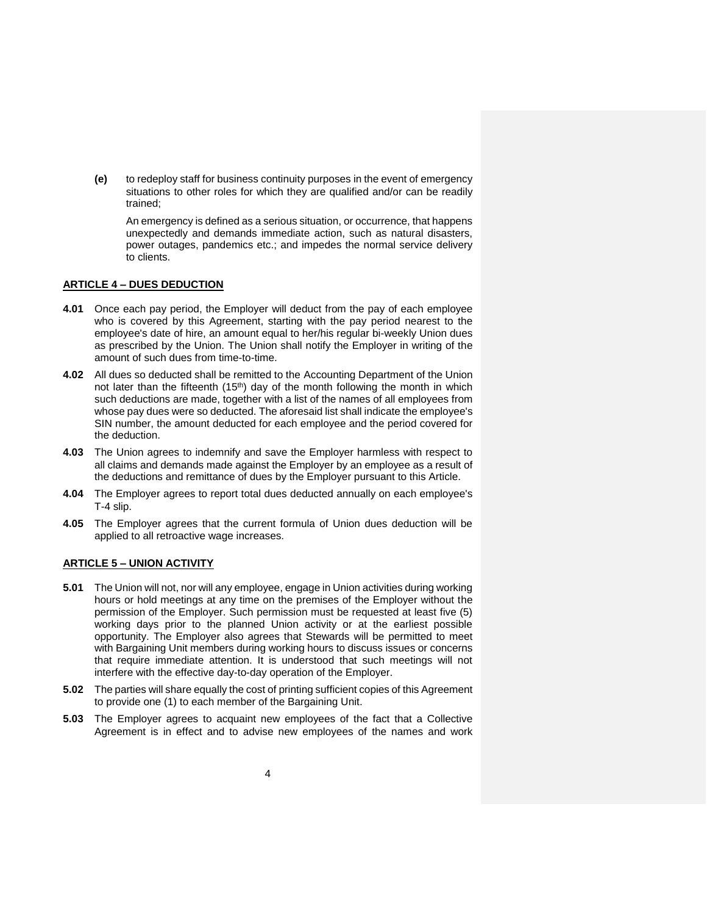**(e)** to redeploy staff for business continuity purposes in the event of emergency situations to other roles for which they are qualified and/or can be readily trained;

An emergency is defined as a serious situation, or occurrence, that happens unexpectedly and demands immediate action, such as natural disasters, power outages, pandemics etc.; and impedes the normal service delivery to clients.

## ARTICLE 4 – DUES DEDUCTION

**4.01** Once each pay period, the Employer will deduct from the pay of each employee who is covered by this Agreement, starting with the pay period nearest to the employee's date of hire, an amount equal to her/his regular bi-weekly Union dues as prescribed by the Union. The Union shall notify the Employer in writing of the amount of such dues from time-to-time.

**4.02** All dues so deducted shall be remitted to the Accounting Department of the Union not later than the fifteenth (15th) day of the month following the month in which such deductions are made, together with a list of the names of all employees from whose pay dues were so deducted. The aforesaid list shall indicate the employee's SIN number, the amount deducted for each employee and the period covered for the deduction.

**4.03** The Union agrees to indemnify and save the Employer harmless with respect to all claims and demands made against the Employer by an employee as a result of the deductions and remittance of dues by the Employer pursuant to this Article.

**4.04** The Employer agrees to report total dues deducted annually on each employee's T-4 slip.

**4.05** The Employer agrees that the current formula of Union dues deduction will be applied to all retroactive wage increases.

## ARTICLE 5 – UNION ACTIVITY

**5.01** The Union will not, nor will any employee, engage in Union activities during working hours or hold meetings at any time on the premises of the Employer without the permission of the Employer. Such permission must be requested at least five (5) working days prior to the planned Union activity or at the earliest possible opportunity. The Employer also agrees that Stewards will be permitted to meet with Bargaining Unit members during working hours to discuss issues or concerns that require immediate attention. It is understood that such meetings will not interfere with the effective day-to-day operation of the Employer.

**5.02** The parties will share equally the cost of printing sufficient copies of this Agreement to provide one (1) to each member of the Bargaining Unit.

**5.03** The Employer agrees to acquaint new employees of the fact that a Collective Agreement is in effect and to advise new employees of the names and work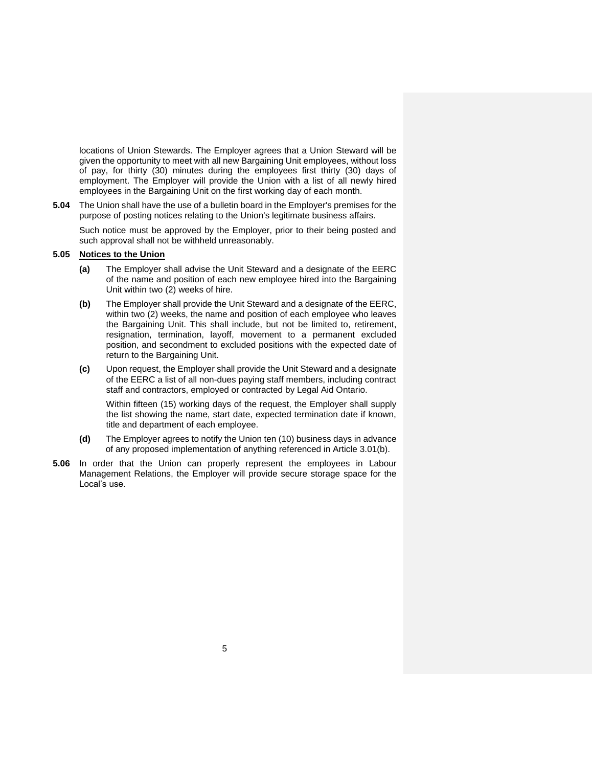locations of Union Stewards. The Employer agrees that a Union Steward will be given the opportunity to meet with all new Bargaining Unit employees, without loss of pay, for thirty (30) minutes during the employees first thirty (30) days of employment. The Employer will provide the Union with a list of all newly hired employees in the Bargaining Unit on the first working day of each month.

**5.04** The Union shall have the use of a bulletin board in the Employer's premises for the purpose of posting notices relating to the Union's legitimate business affairs.

Such notice must be approved by the Employer, prior to their being posted and such approval shall not be withheld unreasonably.

**5.05** **Notices to the Union**

**(a)** The Employer shall advise the Unit Steward and a designate of the EERC of the name and position of each new employee hired into the Bargaining Unit within two (2) weeks of hire.

**(b)** The Employer shall provide the Unit Steward and a designate of the EERC, within two (2) weeks, the name and position of each employee who leaves the Bargaining Unit. This shall include, but not be limited to, retirement, resignation, termination, layoff, movement to a permanent excluded position, and secondment to excluded positions with the expected date of return to the Bargaining Unit.

**(c)** Upon request, the Employer shall provide the Unit Steward and a designate of the EERC a list of all non-dues paying staff members, including contract staff and contractors, employed or contracted by Legal Aid Ontario.

Within fifteen (15) working days of the request, the Employer shall supply the list showing the name, start date, expected termination date if known, title and department of each employee.

**(d)** The Employer agrees to notify the Union ten (10) business days in advance of any proposed implementation of anything referenced in Article 3.01(b).

**5.06** In order that the Union can properly represent the employees in Labour Management Relations, the Employer will provide secure storage space for the Local's use.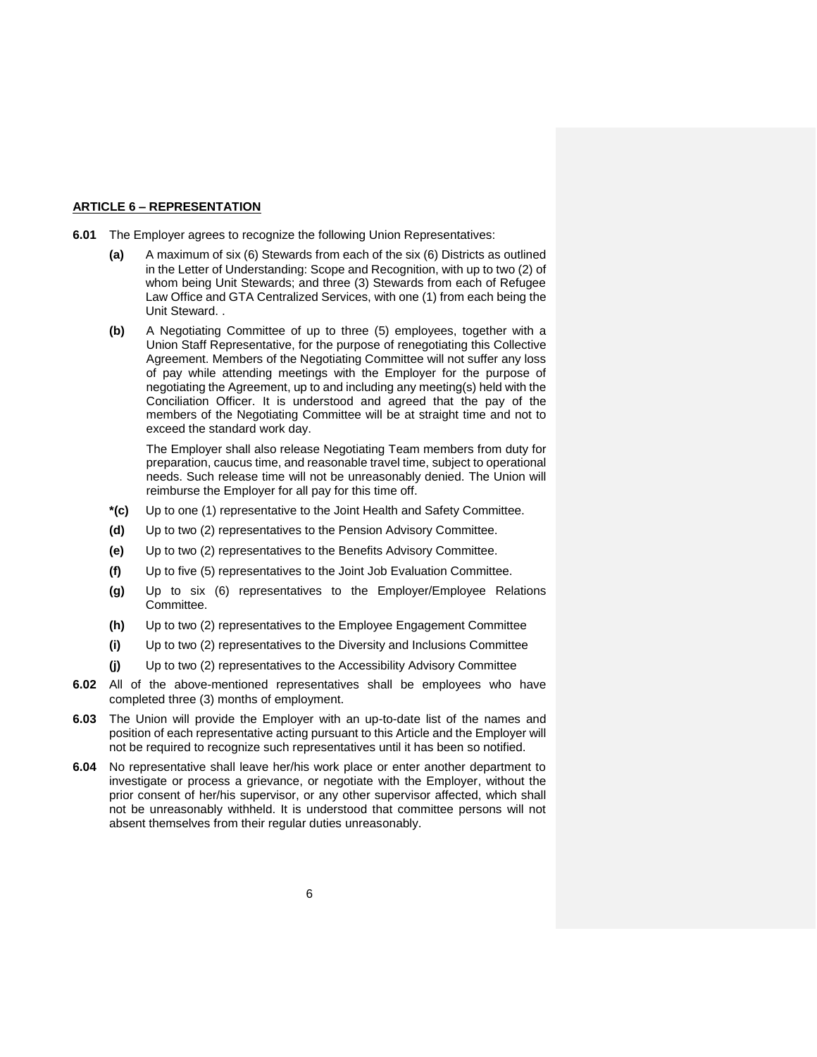## ARTICLE 6 – REPRESENTATION

**6.01** The Employer agrees to recognize the following Union Representatives:

**(a)** A maximum of six (6) Stewards from each of the six (6) Districts as outlined in the Letter of Understanding: Scope and Recognition, with up to two (2) of whom being Unit Stewards; and three (3) Stewards from each of Refugee Law Office and GTA Centralized Services, with one (1) from each being the Unit Steward. .

**(b)** A Negotiating Committee of up to three (5) employees, together with a Union Staff Representative, for the purpose of renegotiating this Collective Agreement. Members of the Negotiating Committee will not suffer any loss of pay while attending meetings with the Employer for the purpose of negotiating the Agreement, up to and including any meeting(s) held with the Conciliation Officer. It is understood and agreed that the pay of the members of the Negotiating Committee will be at straight time and not to exceed the standard work day.

The Employer shall also release Negotiating Team members from duty for preparation, caucus time, and reasonable travel time, subject to operational needs. Such release time will not be unreasonably denied. The Union will reimburse the Employer for all pay for this time off.

**\*(c)** Up to one (1) representative to the Joint Health and Safety Committee.

**(d)** Up to two (2) representatives to the Pension Advisory Committee.

**(e)** Up to two (2) representatives to the Benefits Advisory Committee.

**(f)** Up to five (5) representatives to the Joint Job Evaluation Committee.

**(g)** Up to six (6) representatives to the Employer/Employee Relations Committee.

**(h)** Up to two (2) representatives to the Employee Engagement Committee

**(i)** Up to two (2) representatives to the Diversity and Inclusions Committee

**(j)** Up to two (2) representatives to the Accessibility Advisory Committee

**6.02** All of the above-mentioned representatives shall be employees who have completed three (3) months of employment.

**6.03** The Union will provide the Employer with an up-to-date list of the names and position of each representative acting pursuant to this Article and the Employer will not be required to recognize such representatives until it has been so notified.

**6.04** No representative shall leave her/his work place or enter another department to investigate or process a grievance, or negotiate with the Employer, without the prior consent of her/his supervisor, or any other supervisor affected, which shall not be unreasonably withheld. It is understood that committee persons will not absent themselves from their regular duties unreasonably.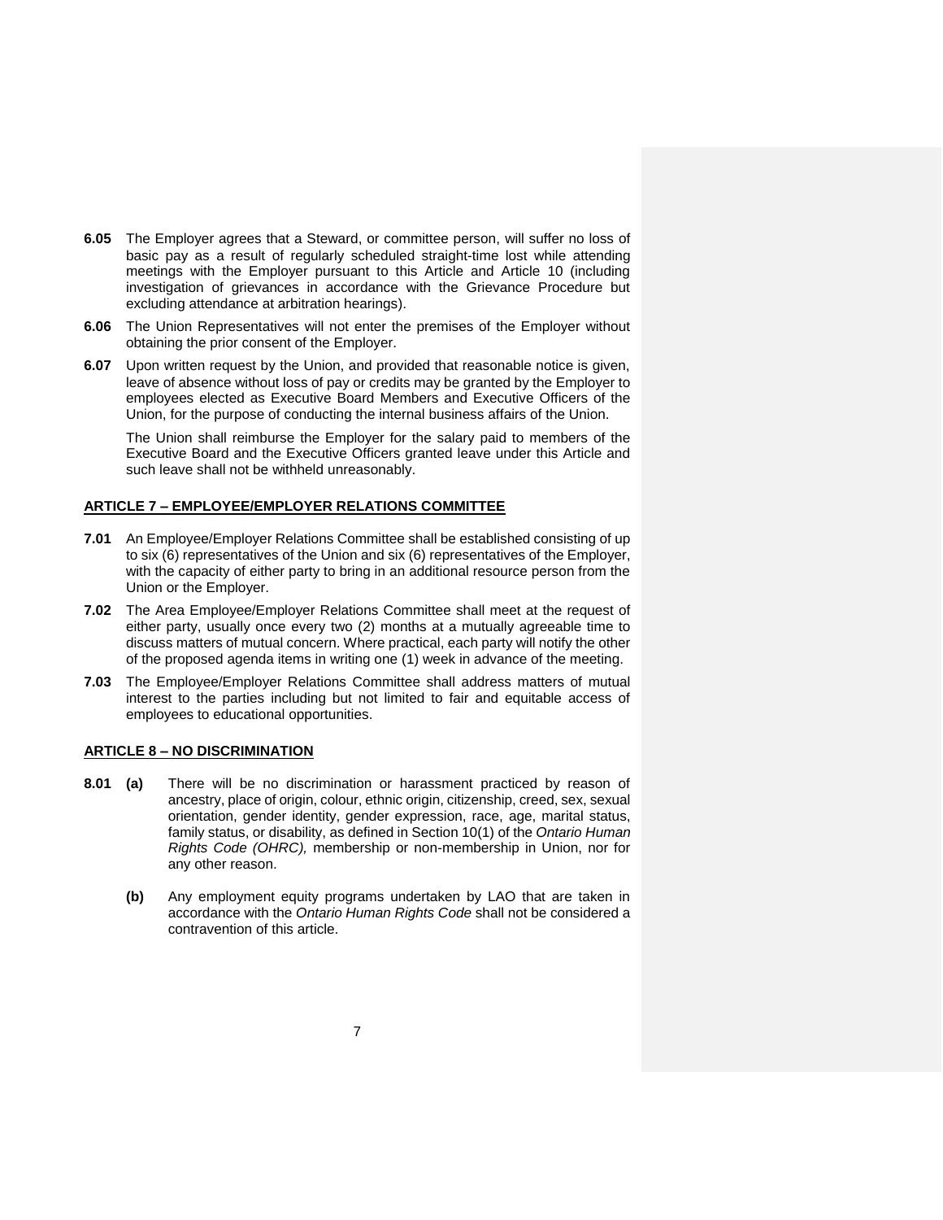**6.05** The Employer agrees that a Steward, or committee person, will suffer no loss of basic pay as a result of regularly scheduled straight-time lost while attending meetings with the Employer pursuant to this Article and Article 10 (including investigation of grievances in accordance with the Grievance Procedure but excluding attendance at arbitration hearings).

**6.06** The Union Representatives will not enter the premises of the Employer without obtaining the prior consent of the Employer.

**6.07** Upon written request by the Union, and provided that reasonable notice is given, leave of absence without loss of pay or credits may be granted by the Employer to employees elected as Executive Board Members and Executive Officers of the Union, for the purpose of conducting the internal business affairs of the Union.

The Union shall reimburse the Employer for the salary paid to members of the Executive Board and the Executive Officers granted leave under this Article and such leave shall not be withheld unreasonably.

## ARTICLE 7 – EMPLOYEE/EMPLOYER RELATIONS COMMITTEE

**7.01** An Employee/Employer Relations Committee shall be established consisting of up to six (6) representatives of the Union and six (6) representatives of the Employer, with the capacity of either party to bring in an additional resource person from the Union or the Employer.

**7.02** The Area Employee/Employer Relations Committee shall meet at the request of either party, usually once every two (2) months at a mutually agreeable time to discuss matters of mutual concern. Where practical, each party will notify the other of the proposed agenda items in writing one (1) week in advance of the meeting.

**7.03** The Employee/Employer Relations Committee shall address matters of mutual interest to the parties including but not limited to fair and equitable access of employees to educational opportunities.

## ARTICLE 8 – NO DISCRIMINATION

**8.01** **(a)** There will be no discrimination or harassment practiced by reason of ancestry, place of origin, colour, ethnic origin, citizenship, creed, sex, sexual orientation, gender identity, gender expression, race, age, marital status, family status, or disability, as defined in Section 10(1) of the *Ontario Human Rights Code (OHRC),* membership or non-membership in Union, nor for any other reason.

**(b)** Any employment equity programs undertaken by LAO that are taken in accordance with the *Ontario Human Rights Code* shall not be considered a contravention of this article.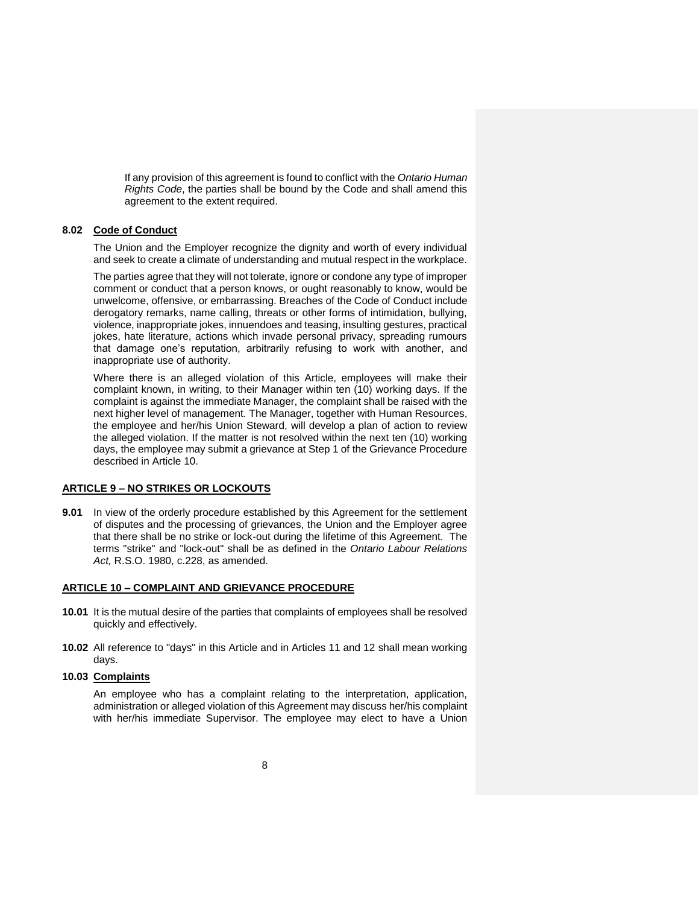If any provision of this agreement is found to conflict with the *Ontario Human Rights Code*, the parties shall be bound by the Code and shall amend this agreement to the extent required.

**8.02 Code of Conduct**

The Union and the Employer recognize the dignity and worth of every individual and seek to create a climate of understanding and mutual respect in the workplace.

The parties agree that they will not tolerate, ignore or condone any type of improper comment or conduct that a person knows, or ought reasonably to know, would be unwelcome, offensive, or embarrassing. Breaches of the Code of Conduct include derogatory remarks, name calling, threats or other forms of intimidation, bullying, violence, inappropriate jokes, innuendoes and teasing, insulting gestures, practical jokes, hate literature, actions which invade personal privacy, spreading rumours that damage one's reputation, arbitrarily refusing to work with another, and inappropriate use of authority.

Where there is an alleged violation of this Article, employees will make their complaint known, in writing, to their Manager within ten (10) working days. If the complaint is against the immediate Manager, the complaint shall be raised with the next higher level of management. The Manager, together with Human Resources, the employee and her/his Union Steward, will develop a plan of action to review the alleged violation. If the matter is not resolved within the next ten (10) working days, the employee may submit a grievance at Step 1 of the Grievance Procedure described in Article 10.

## ARTICLE 9 – NO STRIKES OR LOCKOUTS

**9.01** In view of the orderly procedure established by this Agreement for the settlement of disputes and the processing of grievances, the Union and the Employer agree that there shall be no strike or lock-out during the lifetime of this Agreement. The terms "strike" and "lock-out" shall be as defined in the *Ontario Labour Relations Act,* R.S.O. 1980, c.228, as amended.

## ARTICLE 10 – COMPLAINT AND GRIEVANCE PROCEDURE

**10.01** It is the mutual desire of the parties that complaints of employees shall be resolved quickly and effectively.

**10.02** All reference to "days" in this Article and in Articles 11 and 12 shall mean working days.

**10.03 Complaints**

An employee who has a complaint relating to the interpretation, application, administration or alleged violation of this Agreement may discuss her/his complaint with her/his immediate Supervisor. The employee may elect to have a Union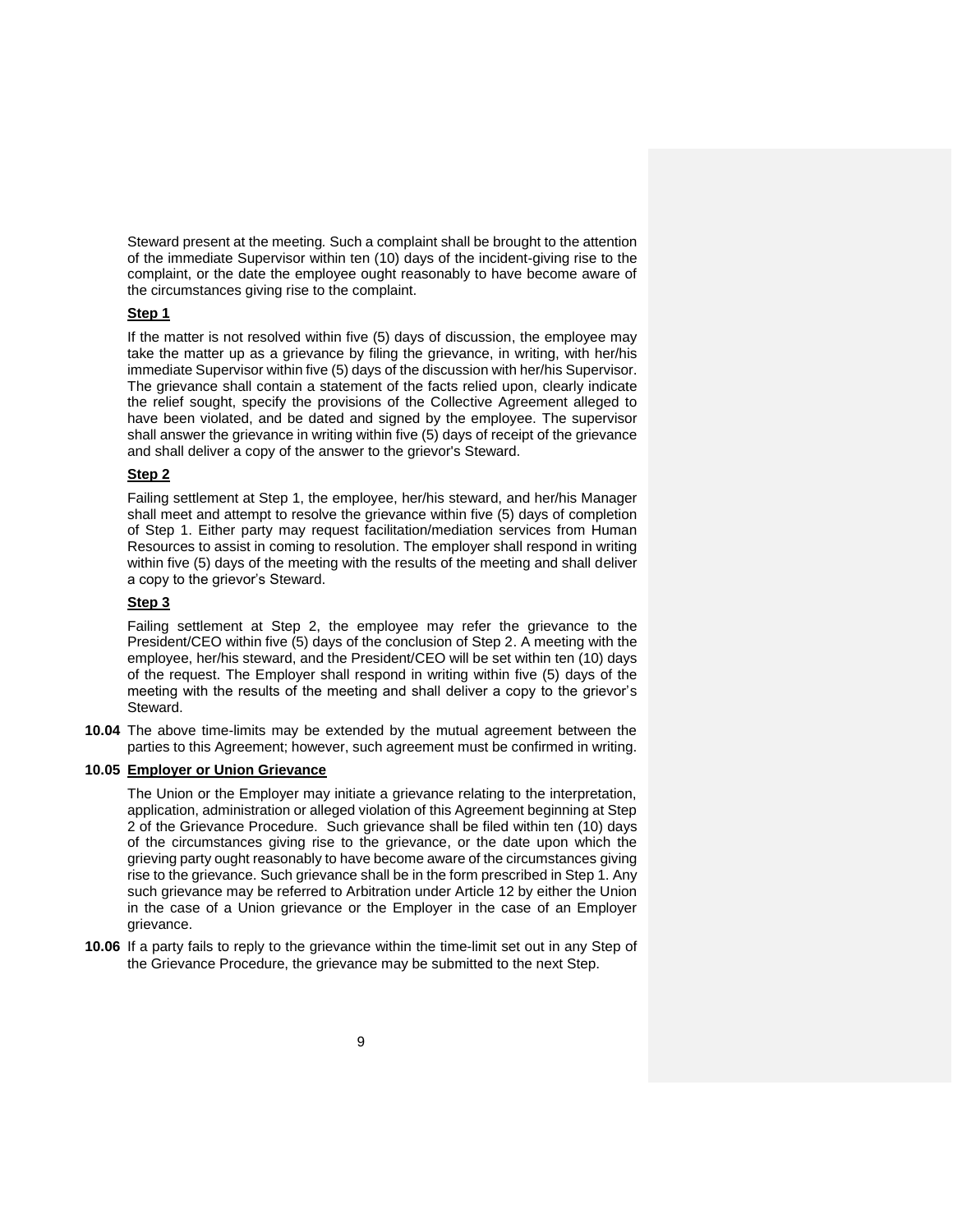Steward present at the meeting. Such a complaint shall be brought to the attention of the immediate Supervisor within ten (10) days of the incident-giving rise to the complaint, or the date the employee ought reasonably to have become aware of the circumstances giving rise to the complaint.

**Step 1**

If the matter is not resolved within five (5) days of discussion, the employee may take the matter up as a grievance by filing the grievance, in writing, with her/his immediate Supervisor within five (5) days of the discussion with her/his Supervisor. The grievance shall contain a statement of the facts relied upon, clearly indicate the relief sought, specify the provisions of the Collective Agreement alleged to have been violated, and be dated and signed by the employee. The supervisor shall answer the grievance in writing within five (5) days of receipt of the grievance and shall deliver a copy of the answer to the grievor's Steward.

**Step 2**

Failing settlement at Step 1, the employee, her/his steward, and her/his Manager shall meet and attempt to resolve the grievance within five (5) days of completion of Step 1. Either party may request facilitation/mediation services from Human Resources to assist in coming to resolution. The employer shall respond in writing within five (5) days of the meeting with the results of the meeting and shall deliver a copy to the grievor's Steward.

**Step 3**

Failing settlement at Step 2, the employee may refer the grievance to the President/CEO within five (5) days of the conclusion of Step 2. A meeting with the employee, her/his steward, and the President/CEO will be set within ten (10) days of the request. The Employer shall respond in writing within five (5) days of the meeting with the results of the meeting and shall deliver a copy to the grievor's Steward.

**10.04** The above time-limits may be extended by the mutual agreement between the parties to this Agreement; however, such agreement must be confirmed in writing.

**10.05 Employer or Union Grievance**

The Union or the Employer may initiate a grievance relating to the interpretation, application, administration or alleged violation of this Agreement beginning at Step 2 of the Grievance Procedure. Such grievance shall be filed within ten (10) days of the circumstances giving rise to the grievance, or the date upon which the grieving party ought reasonably to have become aware of the circumstances giving rise to the grievance. Such grievance shall be in the form prescribed in Step 1. Any such grievance may be referred to Arbitration under Article 12 by either the Union in the case of a Union grievance or the Employer in the case of an Employer grievance.

**10.06** If a party fails to reply to the grievance within the time-limit set out in any Step of the Grievance Procedure, the grievance may be submitted to the next Step.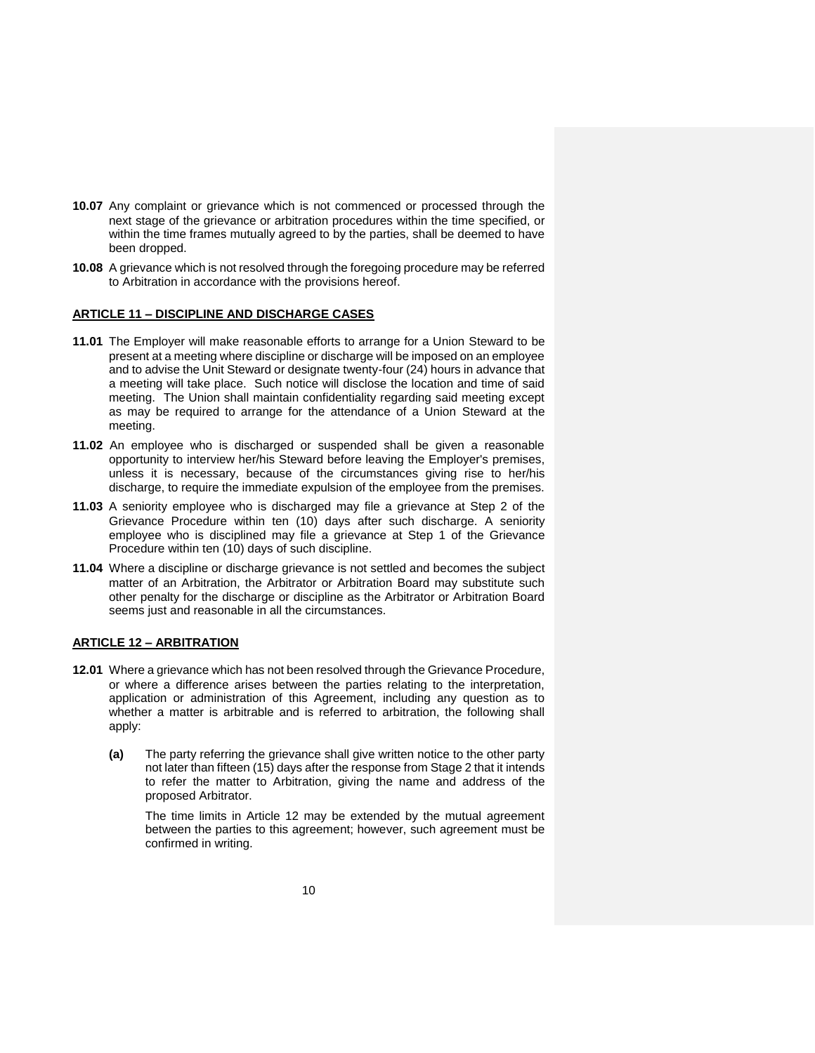**10.07** Any complaint or grievance which is not commenced or processed through the next stage of the grievance or arbitration procedures within the time specified, or within the time frames mutually agreed to by the parties, shall be deemed to have been dropped.

**10.08** A grievance which is not resolved through the foregoing procedure may be referred to Arbitration in accordance with the provisions hereof.

## ARTICLE 11 – DISCIPLINE AND DISCHARGE CASES

**11.01** The Employer will make reasonable efforts to arrange for a Union Steward to be present at a meeting where discipline or discharge will be imposed on an employee and to advise the Unit Steward or designate twenty-four (24) hours in advance that a meeting will take place. Such notice will disclose the location and time of said meeting. The Union shall maintain confidentiality regarding said meeting except as may be required to arrange for the attendance of a Union Steward at the meeting.

**11.02** An employee who is discharged or suspended shall be given a reasonable opportunity to interview her/his Steward before leaving the Employer's premises, unless it is necessary, because of the circumstances giving rise to her/his discharge, to require the immediate expulsion of the employee from the premises.

**11.03** A seniority employee who is discharged may file a grievance at Step 2 of the Grievance Procedure within ten (10) days after such discharge. A seniority employee who is disciplined may file a grievance at Step 1 of the Grievance Procedure within ten (10) days of such discipline.

**11.04** Where a discipline or discharge grievance is not settled and becomes the subject matter of an Arbitration, the Arbitrator or Arbitration Board may substitute such other penalty for the discharge or discipline as the Arbitrator or Arbitration Board seems just and reasonable in all the circumstances.

## ARTICLE 12 – ARBITRATION

**12.01** Where a grievance which has not been resolved through the Grievance Procedure, or where a difference arises between the parties relating to the interpretation, application or administration of this Agreement, including any question as to whether a matter is arbitrable and is referred to arbitration, the following shall apply:

**(a)** The party referring the grievance shall give written notice to the other party not later than fifteen (15) days after the response from Stage 2 that it intends to refer the matter to Arbitration, giving the name and address of the proposed Arbitrator.

The time limits in Article 12 may be extended by the mutual agreement between the parties to this agreement; however, such agreement must be confirmed in writing.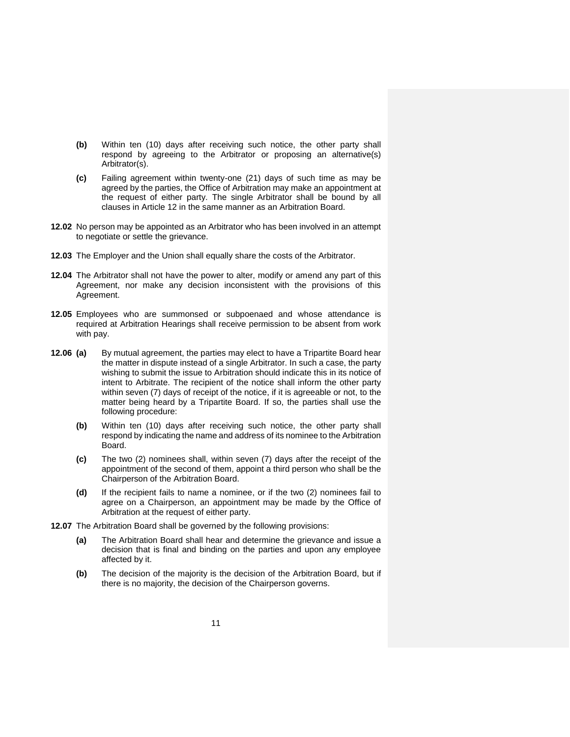**(b)** Within ten (10) days after receiving such notice, the other party shall respond by agreeing to the Arbitrator or proposing an alternative(s) Arbitrator(s).

**(c)** Failing agreement within twenty-one (21) days of such time as may be agreed by the parties, the Office of Arbitration may make an appointment at the request of either party. The single Arbitrator shall be bound by all clauses in Article 12 in the same manner as an Arbitration Board.

**12.02** No person may be appointed as an Arbitrator who has been involved in an attempt to negotiate or settle the grievance.

**12.03** The Employer and the Union shall equally share the costs of the Arbitrator.

**12.04** The Arbitrator shall not have the power to alter, modify or amend any part of this Agreement, nor make any decision inconsistent with the provisions of this Agreement.

**12.05** Employees who are summonsed or subpoenaed and whose attendance is required at Arbitration Hearings shall receive permission to be absent from work with pay.

**12.06 (a)** By mutual agreement, the parties may elect to have a Tripartite Board hear the matter in dispute instead of a single Arbitrator. In such a case, the party wishing to submit the issue to Arbitration should indicate this in its notice of intent to Arbitrate. The recipient of the notice shall inform the other party within seven (7) days of receipt of the notice, if it is agreeable or not, to the matter being heard by a Tripartite Board. If so, the parties shall use the following procedure:

**(b)** Within ten (10) days after receiving such notice, the other party shall respond by indicating the name and address of its nominee to the Arbitration Board.

**(c)** The two (2) nominees shall, within seven (7) days after the receipt of the appointment of the second of them, appoint a third person who shall be the Chairperson of the Arbitration Board.

**(d)** If the recipient fails to name a nominee, or if the two (2) nominees fail to agree on a Chairperson, an appointment may be made by the Office of Arbitration at the request of either party.

**12.07** The Arbitration Board shall be governed by the following provisions:

**(a)** The Arbitration Board shall hear and determine the grievance and issue a decision that is final and binding on the parties and upon any employee affected by it.

**(b)** The decision of the majority is the decision of the Arbitration Board, but if there is no majority, the decision of the Chairperson governs.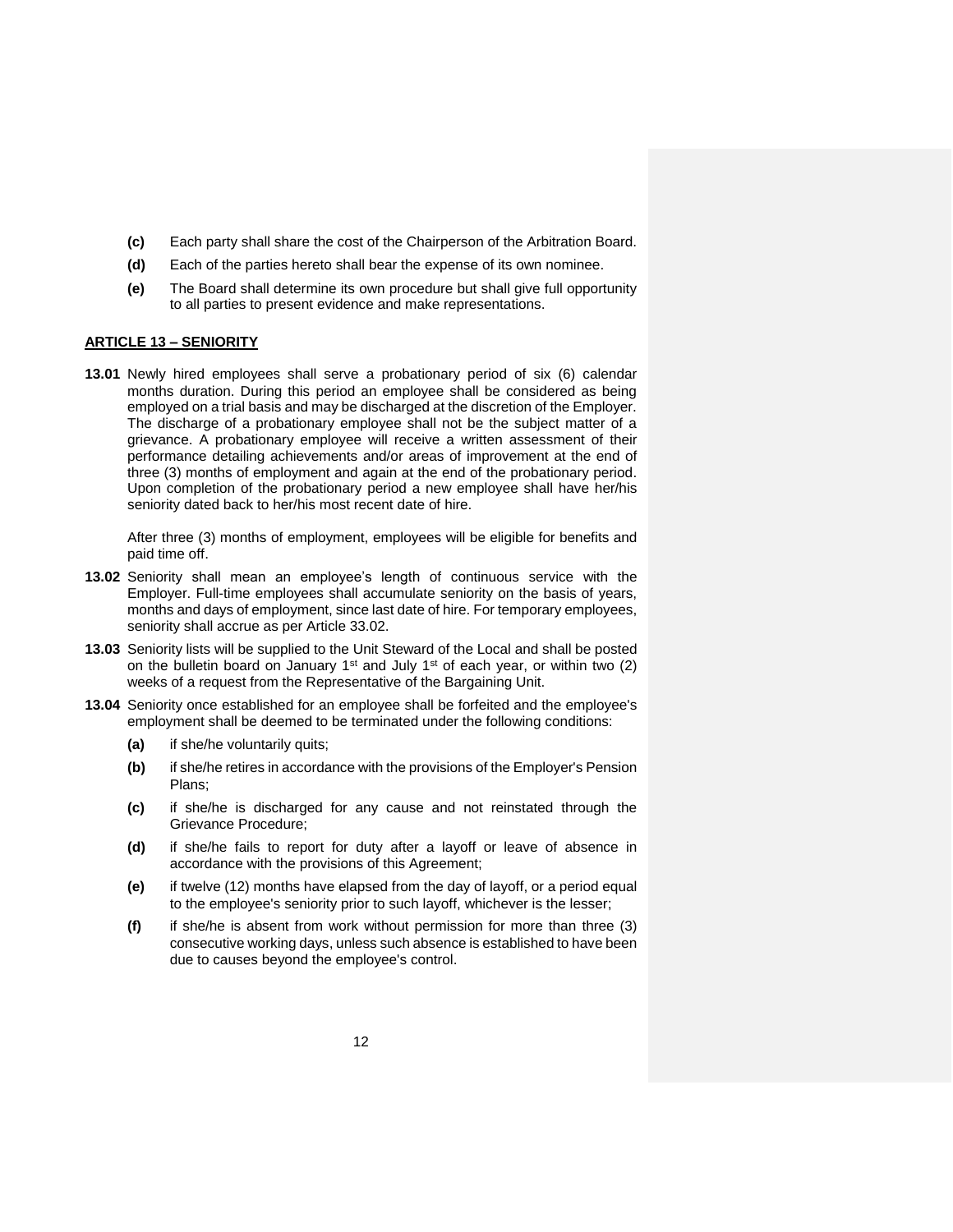- **(c)** Each party shall share the cost of the Chairperson of the Arbitration Board.
- **(d)** Each of the parties hereto shall bear the expense of its own nominee.
- **(e)** The Board shall determine its own procedure but shall give full opportunity to all parties to present evidence and make representations.

## ARTICLE 13 – SENIORITY

**13.01** Newly hired employees shall serve a probationary period of six (6) calendar months duration. During this period an employee shall be considered as being employed on a trial basis and may be discharged at the discretion of the Employer. The discharge of a probationary employee shall not be the subject matter of a grievance. A probationary employee will receive a written assessment of their performance detailing achievements and/or areas of improvement at the end of three (3) months of employment and again at the end of the probationary period. Upon completion of the probationary period a new employee shall have her/his seniority dated back to her/his most recent date of hire.

After three (3) months of employment, employees will be eligible for benefits and paid time off.

**13.02** Seniority shall mean an employee's length of continuous service with the Employer. Full-time employees shall accumulate seniority on the basis of years, months and days of employment, since last date of hire. For temporary employees, seniority shall accrue as per Article 33.02.

**13.03** Seniority lists will be supplied to the Unit Steward of the Local and shall be posted on the bulletin board on January 1st and July 1st of each year, or within two (2) weeks of a request from the Representative of the Bargaining Unit.

**13.04** Seniority once established for an employee shall be forfeited and the employee's employment shall be deemed to be terminated under the following conditions:

- **(a)** if she/he voluntarily quits;
- **(b)** if she/he retires in accordance with the provisions of the Employer's Pension Plans;
- **(c)** if she/he is discharged for any cause and not reinstated through the Grievance Procedure;
- **(d)** if she/he fails to report for duty after a layoff or leave of absence in accordance with the provisions of this Agreement;
- **(e)** if twelve (12) months have elapsed from the day of layoff, or a period equal to the employee's seniority prior to such layoff, whichever is the lesser;
- **(f)** if she/he is absent from work without permission for more than three (3) consecutive working days, unless such absence is established to have been due to causes beyond the employee's control.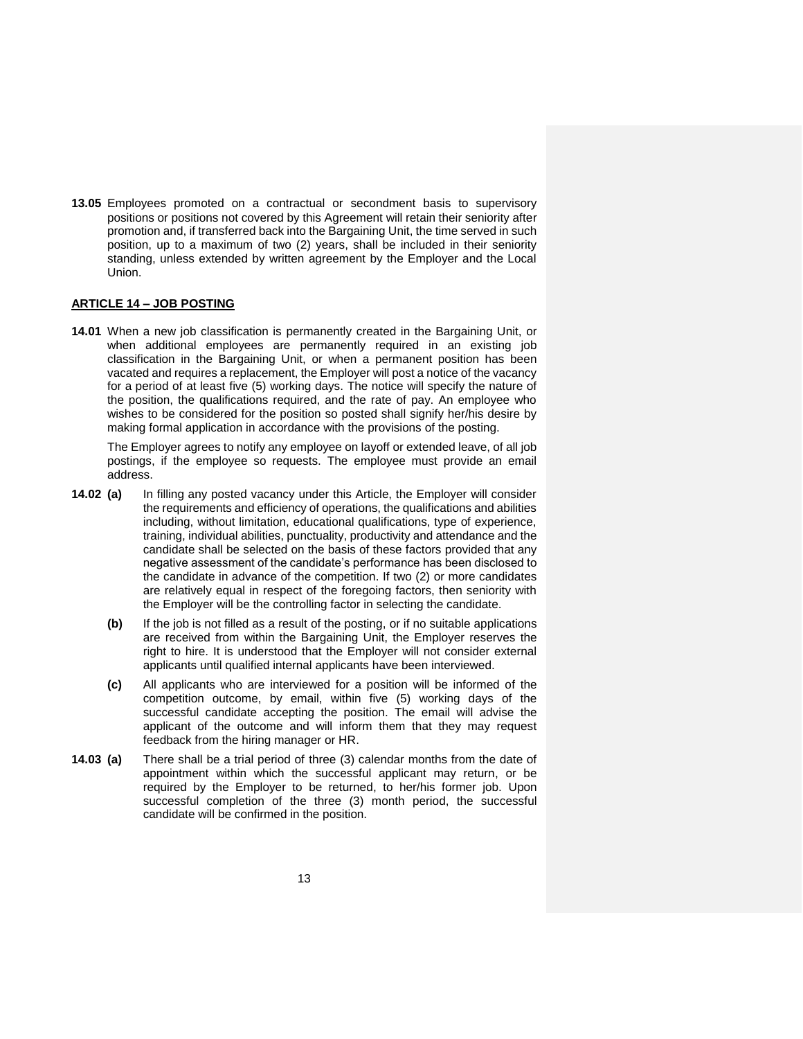**13.05** Employees promoted on a contractual or secondment basis to supervisory positions or positions not covered by this Agreement will retain their seniority after promotion and, if transferred back into the Bargaining Unit, the time served in such position, up to a maximum of two (2) years, shall be included in their seniority standing, unless extended by written agreement by the Employer and the Local Union.

## ARTICLE 14 – JOB POSTING

**14.01** When a new job classification is permanently created in the Bargaining Unit, or when additional employees are permanently required in an existing job classification in the Bargaining Unit, or when a permanent position has been vacated and requires a replacement, the Employer will post a notice of the vacancy for a period of at least five (5) working days. The notice will specify the nature of the position, the qualifications required, and the rate of pay. An employee who wishes to be considered for the position so posted shall signify her/his desire by making formal application in accordance with the provisions of the posting.

The Employer agrees to notify any employee on layoff or extended leave, of all job postings, if the employee so requests. The employee must provide an email address.

**14.02 (a)** In filling any posted vacancy under this Article, the Employer will consider the requirements and efficiency of operations, the qualifications and abilities including, without limitation, educational qualifications, type of experience, training, individual abilities, punctuality, productivity and attendance and the candidate shall be selected on the basis of these factors provided that any negative assessment of the candidate's performance has been disclosed to the candidate in advance of the competition. If two (2) or more candidates are relatively equal in respect of the foregoing factors, then seniority with the Employer will be the controlling factor in selecting the candidate.

**(b)** If the job is not filled as a result of the posting, or if no suitable applications are received from within the Bargaining Unit, the Employer reserves the right to hire. It is understood that the Employer will not consider external applicants until qualified internal applicants have been interviewed.

**(c)** All applicants who are interviewed for a position will be informed of the competition outcome, by email, within five (5) working days of the successful candidate accepting the position. The email will advise the applicant of the outcome and will inform them that they may request feedback from the hiring manager or HR.

**14.03 (a)** There shall be a trial period of three (3) calendar months from the date of appointment within which the successful applicant may return, or be required by the Employer to be returned, to her/his former job. Upon successful completion of the three (3) month period, the successful candidate will be confirmed in the position.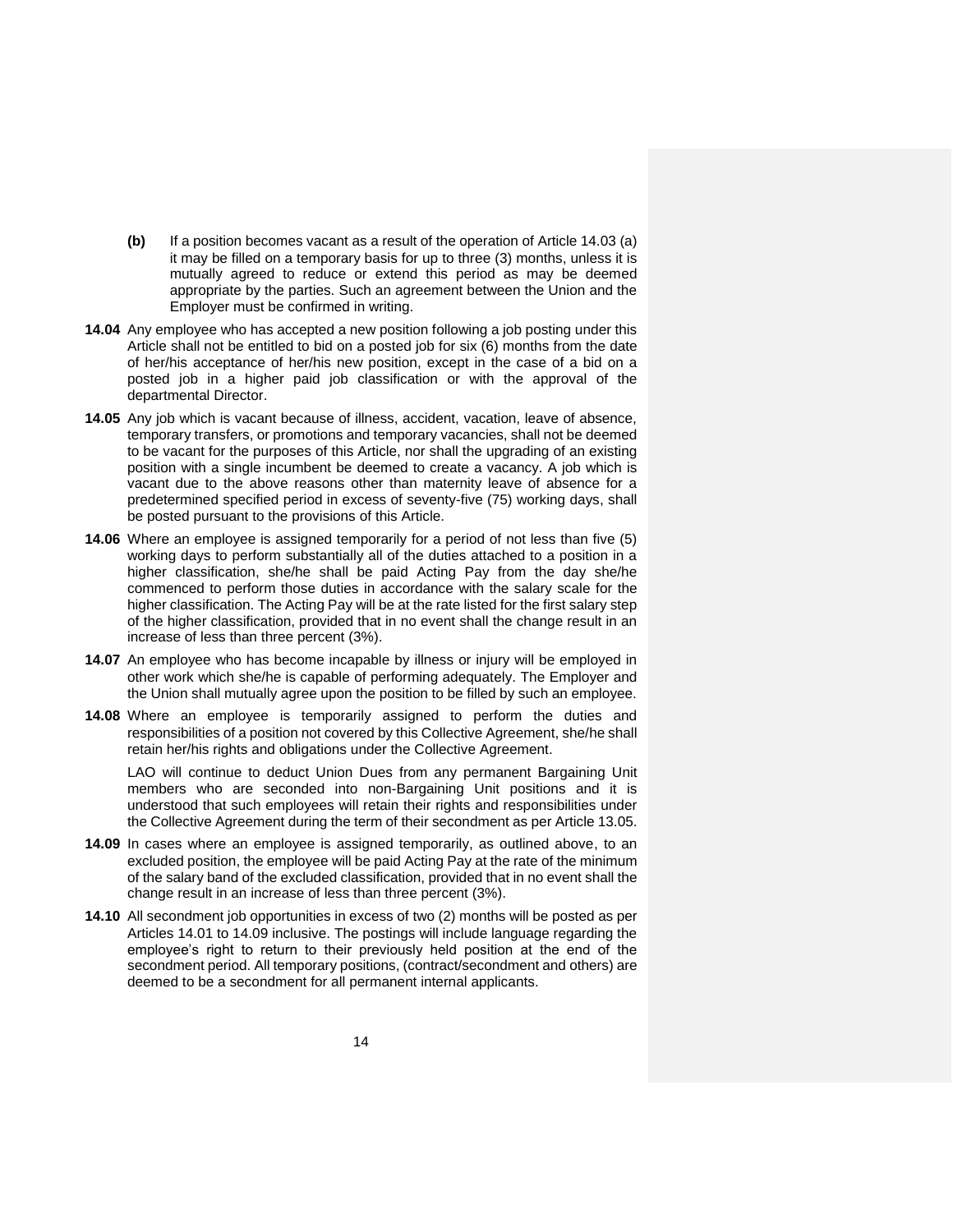**(b)** If a position becomes vacant as a result of the operation of Article 14.03 (a) it may be filled on a temporary basis for up to three (3) months, unless it is mutually agreed to reduce or extend this period as may be deemed appropriate by the parties. Such an agreement between the Union and the Employer must be confirmed in writing.

**14.04** Any employee who has accepted a new position following a job posting under this Article shall not be entitled to bid on a posted job for six (6) months from the date of her/his acceptance of her/his new position, except in the case of a bid on a posted job in a higher paid job classification or with the approval of the departmental Director.

**14.05** Any job which is vacant because of illness, accident, vacation, leave of absence, temporary transfers, or promotions and temporary vacancies, shall not be deemed to be vacant for the purposes of this Article, nor shall the upgrading of an existing position with a single incumbent be deemed to create a vacancy. A job which is vacant due to the above reasons other than maternity leave of absence for a predetermined specified period in excess of seventy-five (75) working days, shall be posted pursuant to the provisions of this Article.

**14.06** Where an employee is assigned temporarily for a period of not less than five (5) working days to perform substantially all of the duties attached to a position in a higher classification, she/he shall be paid Acting Pay from the day she/he commenced to perform those duties in accordance with the salary scale for the higher classification. The Acting Pay will be at the rate listed for the first salary step of the higher classification, provided that in no event shall the change result in an increase of less than three percent (3%).

**14.07** An employee who has become incapable by illness or injury will be employed in other work which she/he is capable of performing adequately. The Employer and the Union shall mutually agree upon the position to be filled by such an employee.

**14.08** Where an employee is temporarily assigned to perform the duties and responsibilities of a position not covered by this Collective Agreement, she/he shall retain her/his rights and obligations under the Collective Agreement.

LAO will continue to deduct Union Dues from any permanent Bargaining Unit members who are seconded into non-Bargaining Unit positions and it is understood that such employees will retain their rights and responsibilities under the Collective Agreement during the term of their secondment as per Article 13.05.

**14.09** In cases where an employee is assigned temporarily, as outlined above, to an excluded position, the employee will be paid Acting Pay at the rate of the minimum of the salary band of the excluded classification, provided that in no event shall the change result in an increase of less than three percent (3%).

**14.10** All secondment job opportunities in excess of two (2) months will be posted as per Articles 14.01 to 14.09 inclusive. The postings will include language regarding the employee's right to return to their previously held position at the end of the secondment period. All temporary positions, (contract/secondment and others) are deemed to be a secondment for all permanent internal applicants.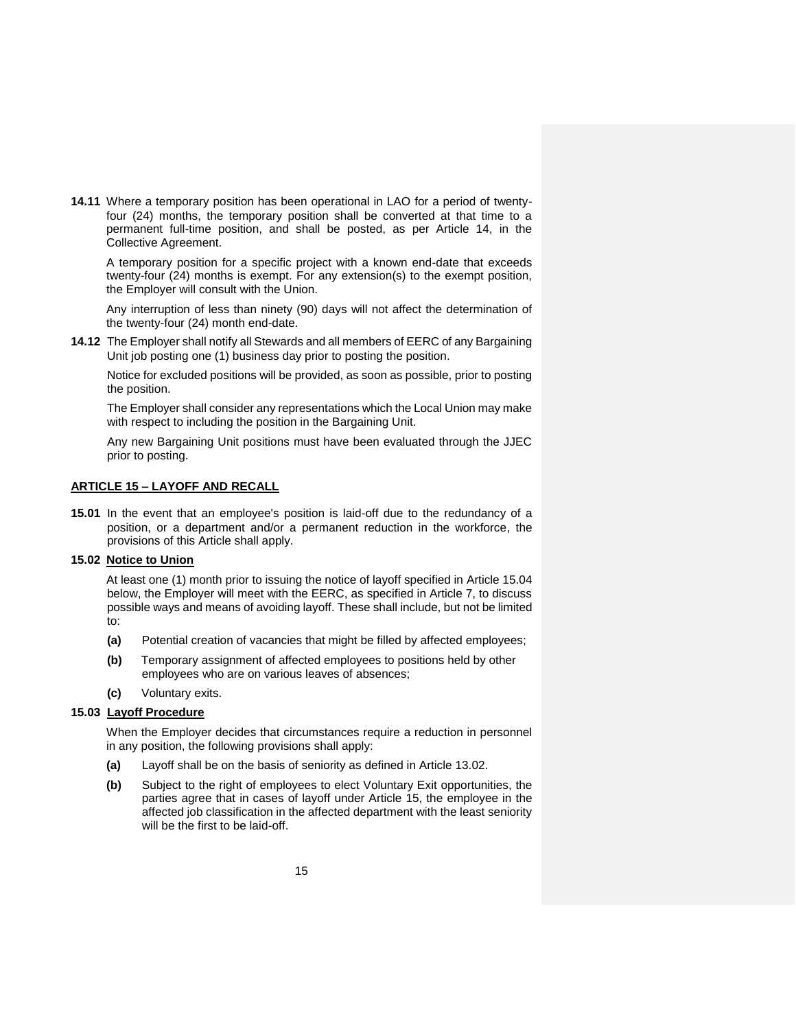**14.11** Where a temporary position has been operational in LAO for a period of twenty-four (24) months, the temporary position shall be converted at that time to a permanent full-time position, and shall be posted, as per Article 14, in the Collective Agreement.

A temporary position for a specific project with a known end-date that exceeds twenty-four (24) months is exempt. For any extension(s) to the exempt position, the Employer will consult with the Union.

Any interruption of less than ninety (90) days will not affect the determination of the twenty-four (24) month end-date.

**14.12** The Employer shall notify all Stewards and all members of EERC of any Bargaining Unit job posting one (1) business day prior to posting the position.

Notice for excluded positions will be provided, as soon as possible, prior to posting the position.

The Employer shall consider any representations which the Local Union may make with respect to including the position in the Bargaining Unit.

Any new Bargaining Unit positions must have been evaluated through the JJEC prior to posting.

## ARTICLE 15 – LAYOFF AND RECALL

**15.01** In the event that an employee's position is laid-off due to the redundancy of a position, or a department and/or a permanent reduction in the workforce, the provisions of this Article shall apply.

**15.02 Notice to Union**

At least one (1) month prior to issuing the notice of layoff specified in Article 15.04 below, the Employer will meet with the EERC, as specified in Article 7, to discuss possible ways and means of avoiding layoff. These shall include, but not be limited to:

- **(a)** Potential creation of vacancies that might be filled by affected employees;
- **(b)** Temporary assignment of affected employees to positions held by other employees who are on various leaves of absences;
- **(c)** Voluntary exits.

**15.03 Layoff Procedure**

When the Employer decides that circumstances require a reduction in personnel in any position, the following provisions shall apply:

- **(a)** Layoff shall be on the basis of seniority as defined in Article 13.02.
- **(b)** Subject to the right of employees to elect Voluntary Exit opportunities, the parties agree that in cases of layoff under Article 15, the employee in the affected job classification in the affected department with the least seniority will be the first to be laid-off.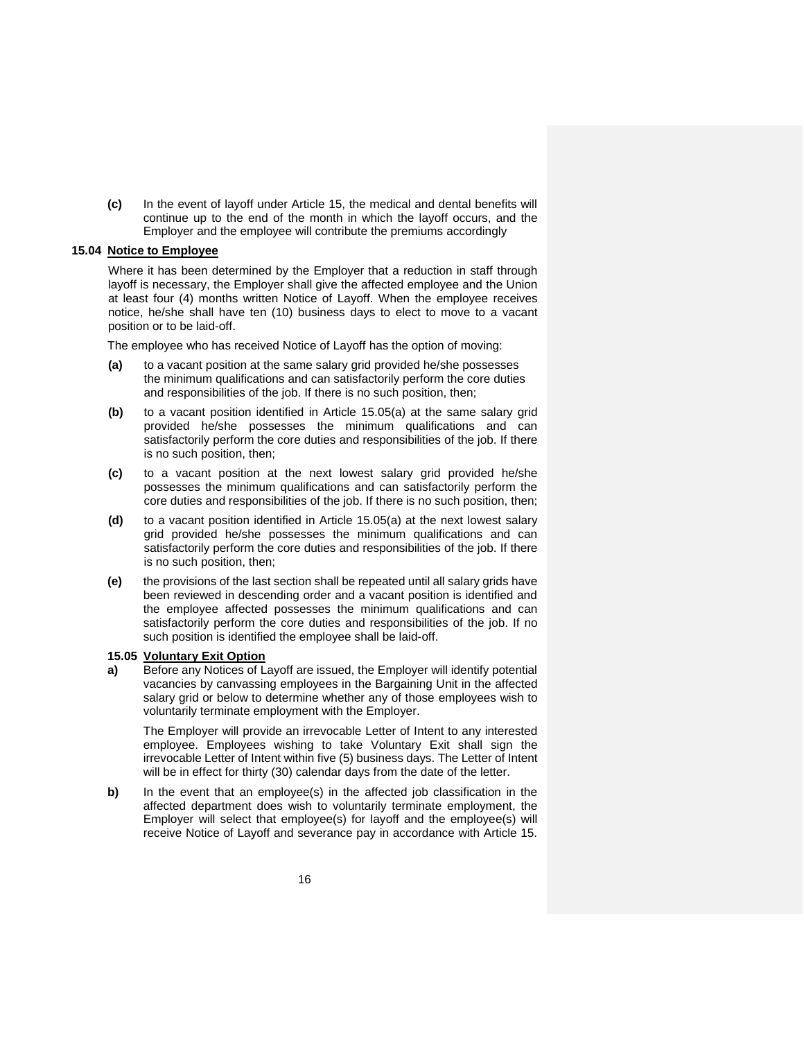**(c)** In the event of layoff under Article 15, the medical and dental benefits will continue up to the end of the month in which the layoff occurs, and the Employer and the employee will contribute the premiums accordingly

### 15.04 Notice to Employee

Where it has been determined by the Employer that a reduction in staff through layoff is necessary, the Employer shall give the affected employee and the Union at least four (4) months written Notice of Layoff. When the employee receives notice, he/she shall have ten (10) business days to elect to move to a vacant position or to be laid-off.

The employee who has received Notice of Layoff has the option of moving:

**(a)** to a vacant position at the same salary grid provided he/she possesses the minimum qualifications and can satisfactorily perform the core duties and responsibilities of the job. If there is no such position, then;

**(b)** to a vacant position identified in Article 15.05(a) at the same salary grid provided he/she possesses the minimum qualifications and can satisfactorily perform the core duties and responsibilities of the job. If there is no such position, then;

**(c)** to a vacant position at the next lowest salary grid provided he/she possesses the minimum qualifications and can satisfactorily perform the core duties and responsibilities of the job. If there is no such position, then;

**(d)** to a vacant position identified in Article 15.05(a) at the next lowest salary grid provided he/she possesses the minimum qualifications and can satisfactorily perform the core duties and responsibilities of the job. If there is no such position, then;

**(e)** the provisions of the last section shall be repeated until all salary grids have been reviewed in descending order and a vacant position is identified and the employee affected possesses the minimum qualifications and can satisfactorily perform the core duties and responsibilities of the job. If no such position is identified the employee shall be laid-off.

### 15.05 Voluntary Exit Option

**a)** Before any Notices of Layoff are issued, the Employer will identify potential vacancies by canvassing employees in the Bargaining Unit in the affected salary grid or below to determine whether any of those employees wish to voluntarily terminate employment with the Employer.

The Employer will provide an irrevocable Letter of Intent to any interested employee. Employees wishing to take Voluntary Exit shall sign the irrevocable Letter of Intent within five (5) business days. The Letter of Intent will be in effect for thirty (30) calendar days from the date of the letter.

**b)** In the event that an employee(s) in the affected job classification in the affected department does wish to voluntarily terminate employment, the Employer will select that employee(s) for layoff and the employee(s) will receive Notice of Layoff and severance pay in accordance with Article 15.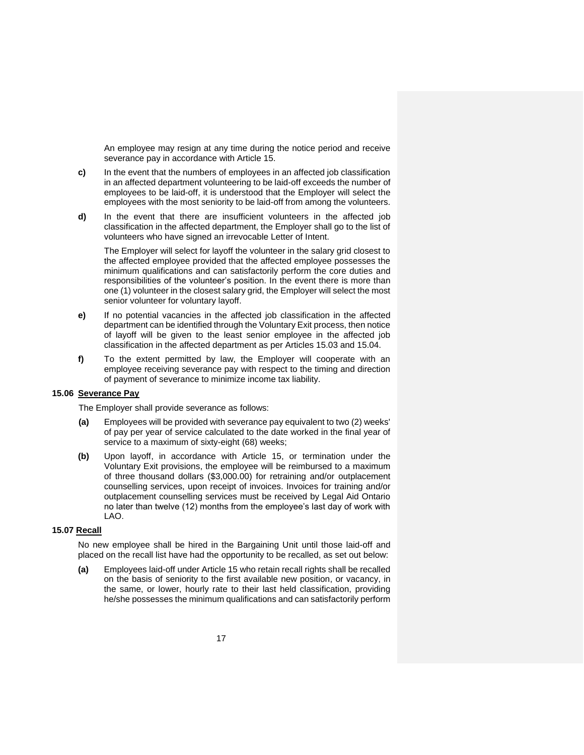An employee may resign at any time during the notice period and receive severance pay in accordance with Article 15.

**c)** In the event that the numbers of employees in an affected job classification in an affected department volunteering to be laid-off exceeds the number of employees to be laid-off, it is understood that the Employer will select the employees with the most seniority to be laid-off from among the volunteers.

**d)** In the event that there are insufficient volunteers in the affected job classification in the affected department, the Employer shall go to the list of volunteers who have signed an irrevocable Letter of Intent.

The Employer will select for layoff the volunteer in the salary grid closest to the affected employee provided that the affected employee possesses the minimum qualifications and can satisfactorily perform the core duties and responsibilities of the volunteer's position. In the event there is more than one (1) volunteer in the closest salary grid, the Employer will select the most senior volunteer for voluntary layoff.

**e)** If no potential vacancies in the affected job classification in the affected department can be identified through the Voluntary Exit process, then notice of layoff will be given to the least senior employee in the affected job classification in the affected department as per Articles 15.03 and 15.04.

**f)** To the extent permitted by law, the Employer will cooperate with an employee receiving severance pay with respect to the timing and direction of payment of severance to minimize income tax liability.

**15.06 Severance Pay**

The Employer shall provide severance as follows:

**(a)** Employees will be provided with severance pay equivalent to two (2) weeks' of pay per year of service calculated to the date worked in the final year of service to a maximum of sixty-eight (68) weeks;

**(b)** Upon layoff, in accordance with Article 15, or termination under the Voluntary Exit provisions, the employee will be reimbursed to a maximum of three thousand dollars ($3,000.00) for retraining and/or outplacement counselling services, upon receipt of invoices. Invoices for training and/or outplacement counselling services must be received by Legal Aid Ontario no later than twelve (12) months from the employee's last day of work with LAO.

**15.07 Recall**

No new employee shall be hired in the Bargaining Unit until those laid-off and placed on the recall list have had the opportunity to be recalled, as set out below:

**(a)** Employees laid-off under Article 15 who retain recall rights shall be recalled on the basis of seniority to the first available new position, or vacancy, in the same, or lower, hourly rate to their last held classification, providing he/she possesses the minimum qualifications and can satisfactorily perform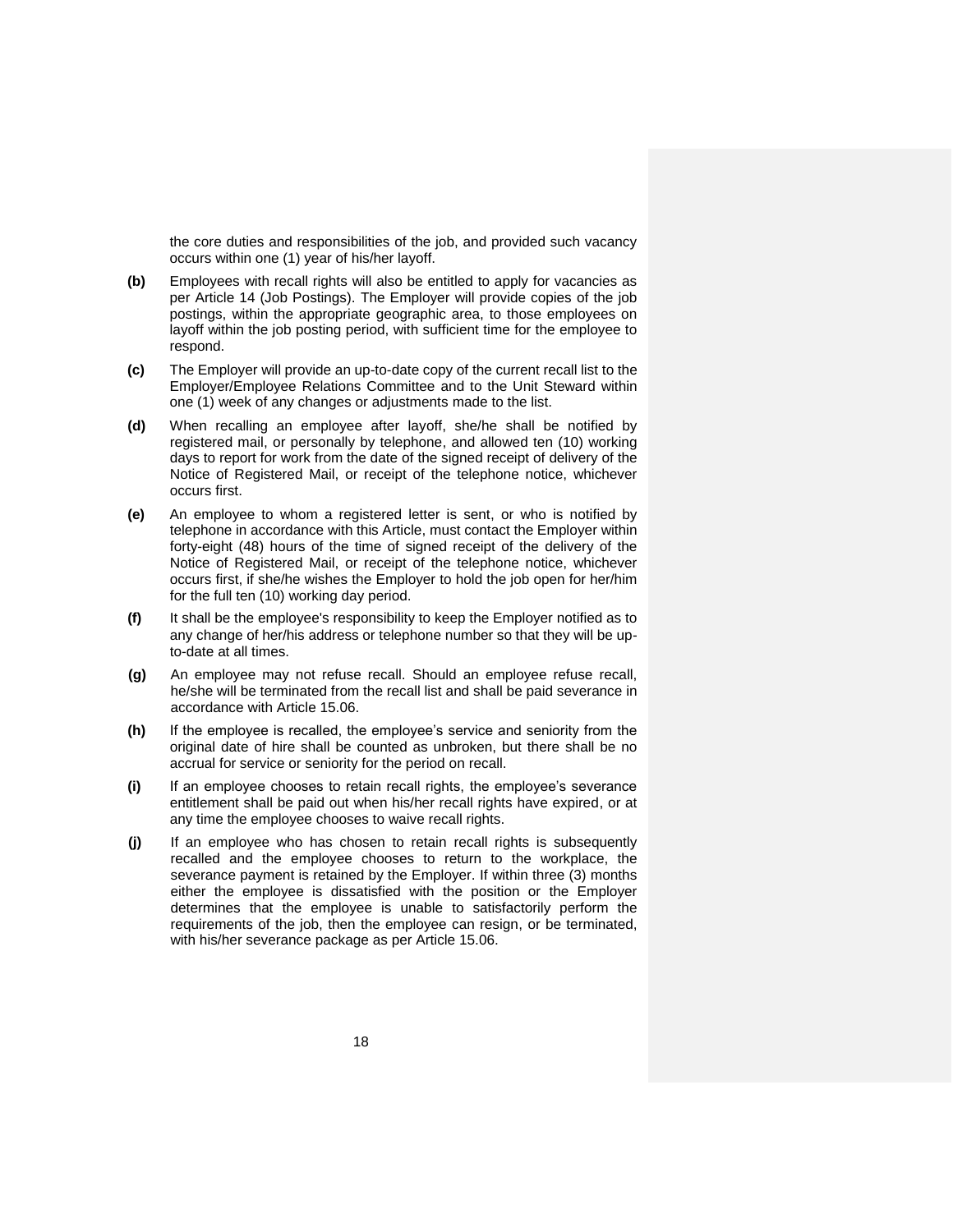the core duties and responsibilities of the job, and provided such vacancy occurs within one (1) year of his/her layoff.

**(b)** Employees with recall rights will also be entitled to apply for vacancies as per Article 14 (Job Postings). The Employer will provide copies of the job postings, within the appropriate geographic area, to those employees on layoff within the job posting period, with sufficient time for the employee to respond.

**(c)** The Employer will provide an up-to-date copy of the current recall list to the Employer/Employee Relations Committee and to the Unit Steward within one (1) week of any changes or adjustments made to the list.

**(d)** When recalling an employee after layoff, she/he shall be notified by registered mail, or personally by telephone, and allowed ten (10) working days to report for work from the date of the signed receipt of delivery of the Notice of Registered Mail, or receipt of the telephone notice, whichever occurs first.

**(e)** An employee to whom a registered letter is sent, or who is notified by telephone in accordance with this Article, must contact the Employer within forty-eight (48) hours of the time of signed receipt of the delivery of the Notice of Registered Mail, or receipt of the telephone notice, whichever occurs first, if she/he wishes the Employer to hold the job open for her/him for the full ten (10) working day period.

**(f)** It shall be the employee's responsibility to keep the Employer notified as to any change of her/his address or telephone number so that they will be up-to-date at all times.

**(g)** An employee may not refuse recall. Should an employee refuse recall, he/she will be terminated from the recall list and shall be paid severance in accordance with Article 15.06.

**(h)** If the employee is recalled, the employee's service and seniority from the original date of hire shall be counted as unbroken, but there shall be no accrual for service or seniority for the period on recall.

**(i)** If an employee chooses to retain recall rights, the employee's severance entitlement shall be paid out when his/her recall rights have expired, or at any time the employee chooses to waive recall rights.

**(j)** If an employee who has chosen to retain recall rights is subsequently recalled and the employee chooses to return to the workplace, the severance payment is retained by the Employer. If within three (3) months either the employee is dissatisfied with the position or the Employer determines that the employee is unable to satisfactorily perform the requirements of the job, then the employee can resign, or be terminated, with his/her severance package as per Article 15.06.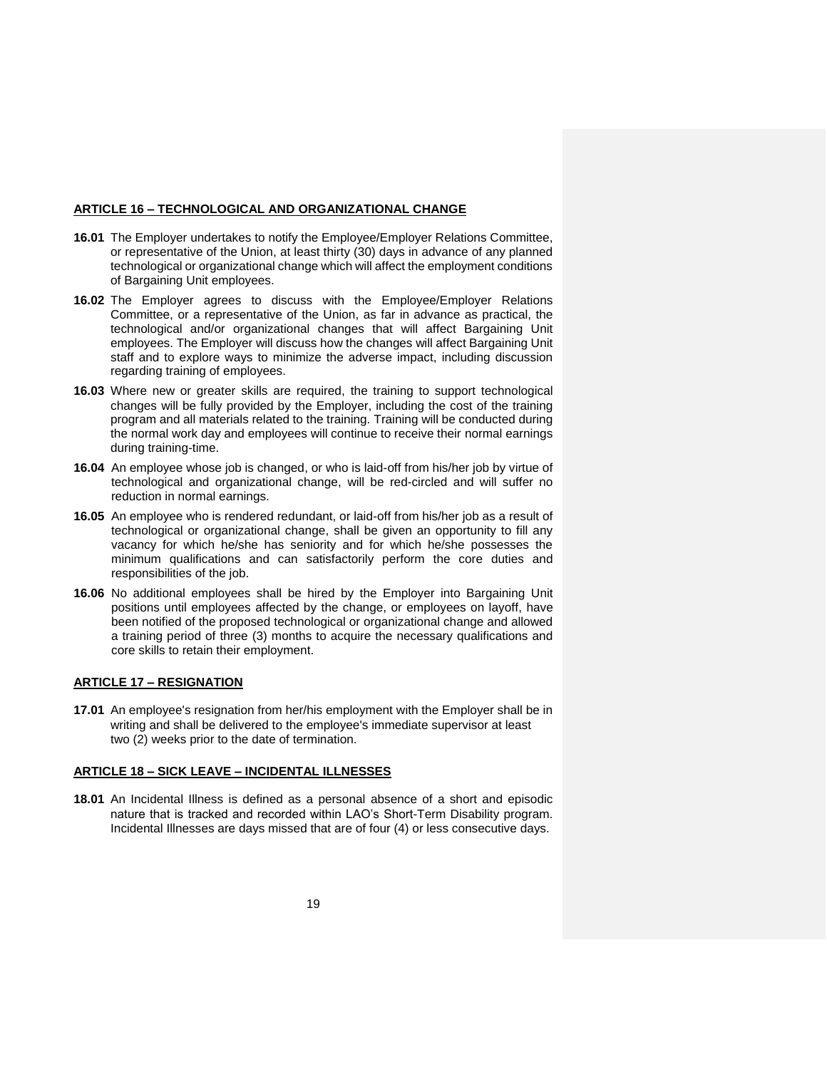## ARTICLE 16 – TECHNOLOGICAL AND ORGANIZATIONAL CHANGE

**16.01** The Employer undertakes to notify the Employee/Employer Relations Committee, or representative of the Union, at least thirty (30) days in advance of any planned technological or organizational change which will affect the employment conditions of Bargaining Unit employees.

**16.02** The Employer agrees to discuss with the Employee/Employer Relations Committee, or a representative of the Union, as far in advance as practical, the technological and/or organizational changes that will affect Bargaining Unit employees. The Employer will discuss how the changes will affect Bargaining Unit staff and to explore ways to minimize the adverse impact, including discussion regarding training of employees.

**16.03** Where new or greater skills are required, the training to support technological changes will be fully provided by the Employer, including the cost of the training program and all materials related to the training. Training will be conducted during the normal work day and employees will continue to receive their normal earnings during training-time.

**16.04** An employee whose job is changed, or who is laid-off from his/her job by virtue of technological and organizational change, will be red-circled and will suffer no reduction in normal earnings.

**16.05** An employee who is rendered redundant, or laid-off from his/her job as a result of technological or organizational change, shall be given an opportunity to fill any vacancy for which he/she has seniority and for which he/she possesses the minimum qualifications and can satisfactorily perform the core duties and responsibilities of the job.

**16.06** No additional employees shall be hired by the Employer into Bargaining Unit positions until employees affected by the change, or employees on layoff, have been notified of the proposed technological or organizational change and allowed a training period of three (3) months to acquire the necessary qualifications and core skills to retain their employment.

## ARTICLE 17 – RESIGNATION

**17.01** An employee's resignation from her/his employment with the Employer shall be in writing and shall be delivered to the employee's immediate supervisor at least two (2) weeks prior to the date of termination.

## ARTICLE 18 – SICK LEAVE – INCIDENTAL ILLNESSES

**18.01** An Incidental Illness is defined as a personal absence of a short and episodic nature that is tracked and recorded within LAO's Short-Term Disability program. Incidental Illnesses are days missed that are of four (4) or less consecutive days.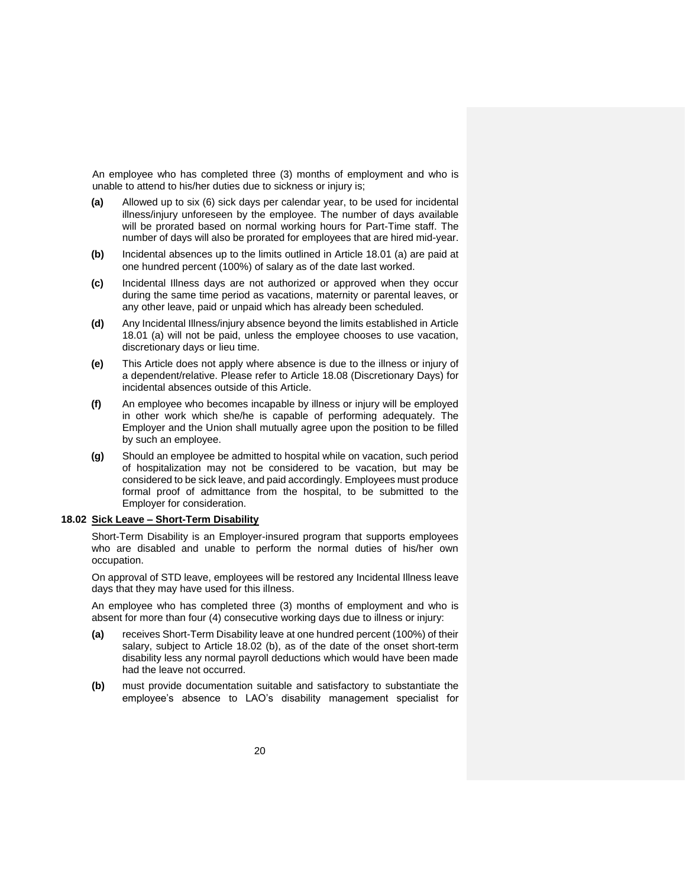An employee who has completed three (3) months of employment and who is unable to attend to his/her duties due to sickness or injury is;

**(a)** Allowed up to six (6) sick days per calendar year, to be used for incidental illness/injury unforeseen by the employee. The number of days available will be prorated based on normal working hours for Part-Time staff. The number of days will also be prorated for employees that are hired mid-year.

**(b)** Incidental absences up to the limits outlined in Article 18.01 (a) are paid at one hundred percent (100%) of salary as of the date last worked.

**(c)** Incidental Illness days are not authorized or approved when they occur during the same time period as vacations, maternity or parental leaves, or any other leave, paid or unpaid which has already been scheduled.

**(d)** Any Incidental Illness/injury absence beyond the limits established in Article 18.01 (a) will not be paid, unless the employee chooses to use vacation, discretionary days or lieu time.

**(e)** This Article does not apply where absence is due to the illness or injury of a dependent/relative. Please refer to Article 18.08 (Discretionary Days) for incidental absences outside of this Article.

**(f)** An employee who becomes incapable by illness or injury will be employed in other work which she/he is capable of performing adequately. The Employer and the Union shall mutually agree upon the position to be filled by such an employee.

**(g)** Should an employee be admitted to hospital while on vacation, such period of hospitalization may not be considered to be vacation, but may be considered to be sick leave, and paid accordingly. Employees must produce formal proof of admittance from the hospital, to be submitted to the Employer for consideration.

**18.02 Sick Leave – Short-Term Disability**

Short-Term Disability is an Employer-insured program that supports employees who are disabled and unable to perform the normal duties of his/her own occupation.

On approval of STD leave, employees will be restored any Incidental Illness leave days that they may have used for this illness.

An employee who has completed three (3) months of employment and who is absent for more than four (4) consecutive working days due to illness or injury:

**(a)** receives Short-Term Disability leave at one hundred percent (100%) of their salary, subject to Article 18.02 (b), as of the date of the onset short-term disability less any normal payroll deductions which would have been made had the leave not occurred.

**(b)** must provide documentation suitable and satisfactory to substantiate the employee's absence to LAO's disability management specialist for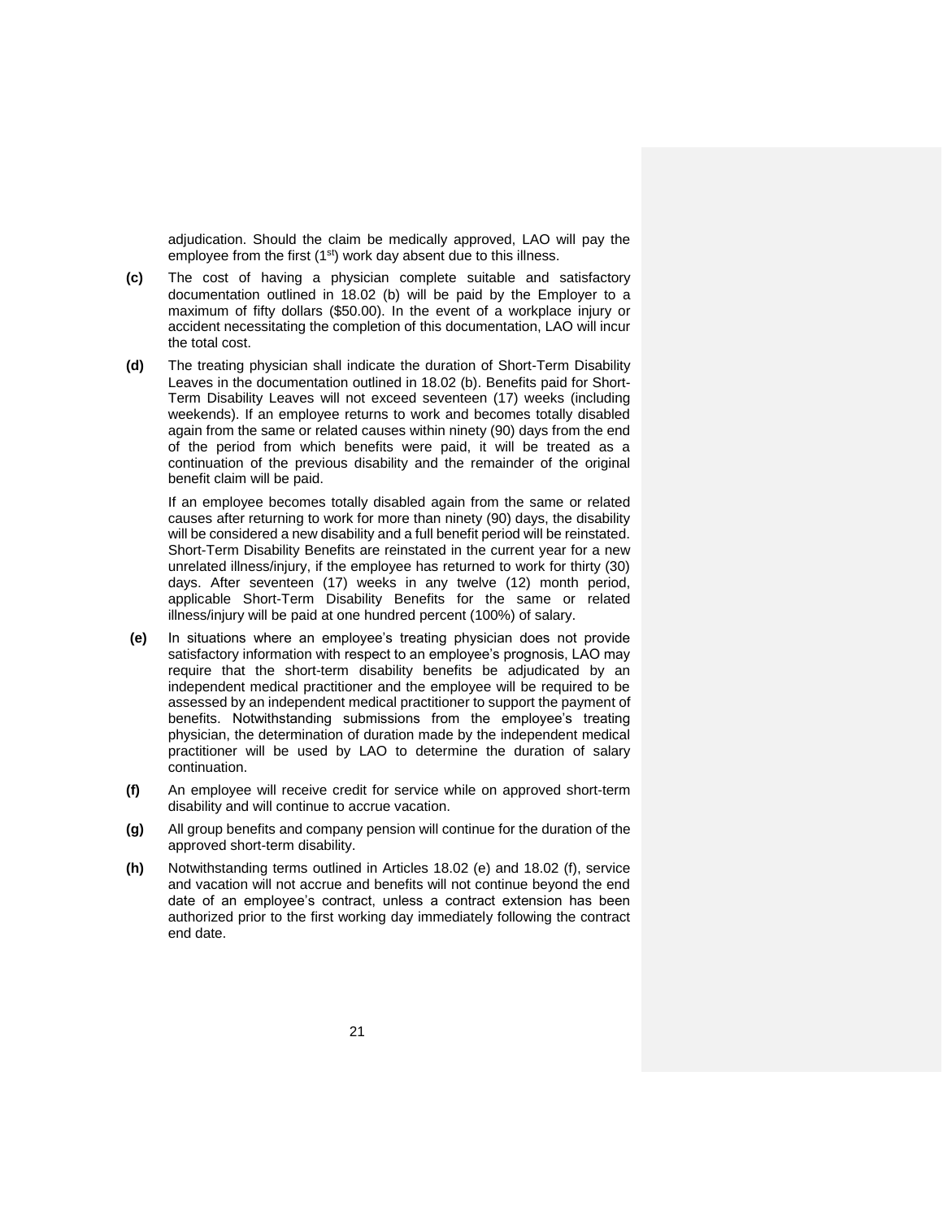adjudication. Should the claim be medically approved, LAO will pay the employee from the first (1st) work day absent due to this illness.

**(c)** The cost of having a physician complete suitable and satisfactory documentation outlined in 18.02 (b) will be paid by the Employer to a maximum of fifty dollars ($50.00). In the event of a workplace injury or accident necessitating the completion of this documentation, LAO will incur the total cost.

**(d)** The treating physician shall indicate the duration of Short-Term Disability Leaves in the documentation outlined in 18.02 (b). Benefits paid for Short-Term Disability Leaves will not exceed seventeen (17) weeks (including weekends). If an employee returns to work and becomes totally disabled again from the same or related causes within ninety (90) days from the end of the period from which benefits were paid, it will be treated as a continuation of the previous disability and the remainder of the original benefit claim will be paid.

If an employee becomes totally disabled again from the same or related causes after returning to work for more than ninety (90) days, the disability will be considered a new disability and a full benefit period will be reinstated. Short-Term Disability Benefits are reinstated in the current year for a new unrelated illness/injury, if the employee has returned to work for thirty (30) days. After seventeen (17) weeks in any twelve (12) month period, applicable Short-Term Disability Benefits for the same or related illness/injury will be paid at one hundred percent (100%) of salary.

**(e)** In situations where an employee's treating physician does not provide satisfactory information with respect to an employee's prognosis, LAO may require that the short-term disability benefits be adjudicated by an independent medical practitioner and the employee will be required to be assessed by an independent medical practitioner to support the payment of benefits. Notwithstanding submissions from the employee's treating physician, the determination of duration made by the independent medical practitioner will be used by LAO to determine the duration of salary continuation.

**(f)** An employee will receive credit for service while on approved short-term disability and will continue to accrue vacation.

**(g)** All group benefits and company pension will continue for the duration of the approved short-term disability.

**(h)** Notwithstanding terms outlined in Articles 18.02 (e) and 18.02 (f), service and vacation will not accrue and benefits will not continue beyond the end date of an employee's contract, unless a contract extension has been authorized prior to the first working day immediately following the contract end date.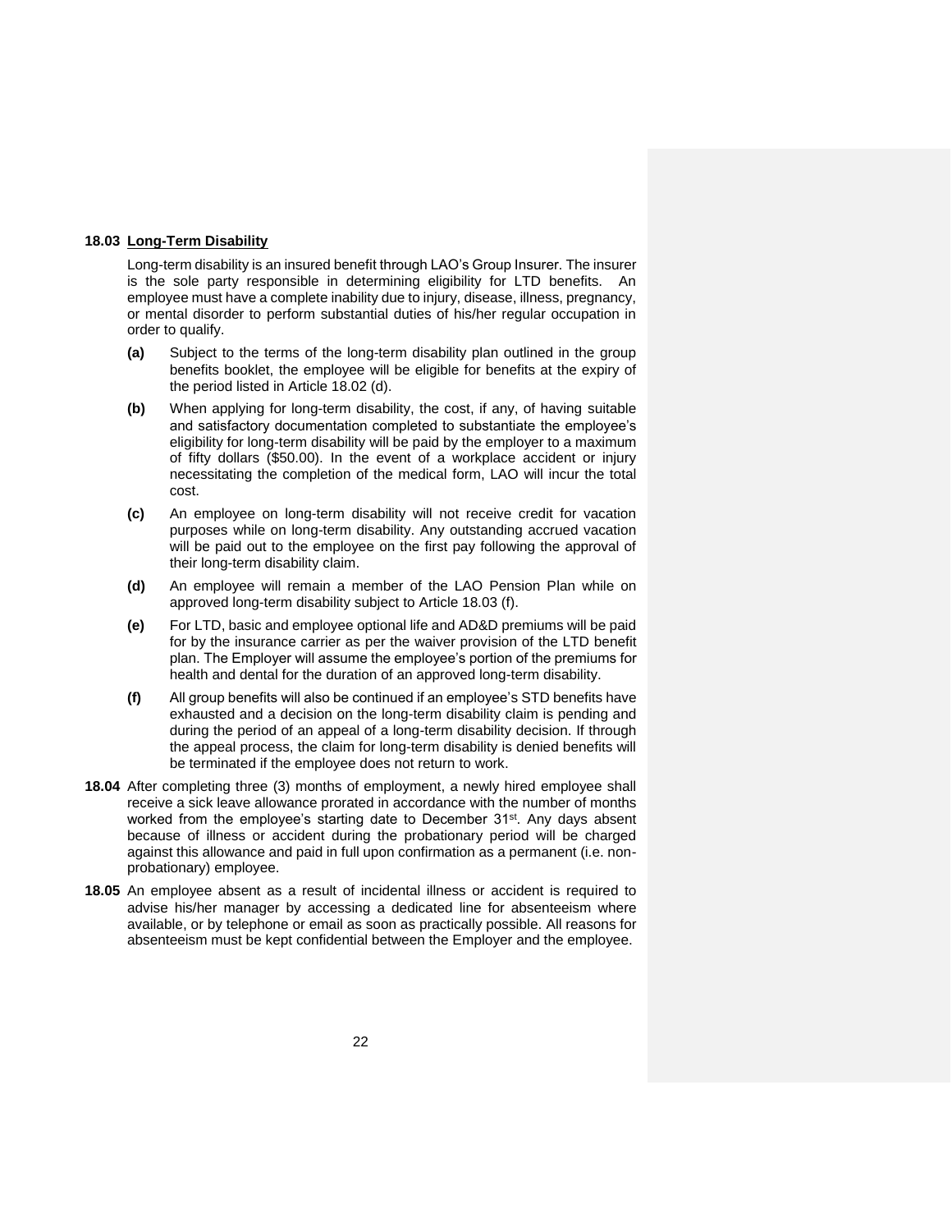**18.03 Long-Term Disability**

Long-term disability is an insured benefit through LAO's Group Insurer. The insurer is the sole party responsible in determining eligibility for LTD benefits. An employee must have a complete inability due to injury, disease, illness, pregnancy, or mental disorder to perform substantial duties of his/her regular occupation in order to qualify.

**(a)** Subject to the terms of the long-term disability plan outlined in the group benefits booklet, the employee will be eligible for benefits at the expiry of the period listed in Article 18.02 (d).

**(b)** When applying for long-term disability, the cost, if any, of having suitable and satisfactory documentation completed to substantiate the employee's eligibility for long-term disability will be paid by the employer to a maximum of fifty dollars ($50.00). In the event of a workplace accident or injury necessitating the completion of the medical form, LAO will incur the total cost.

**(c)** An employee on long-term disability will not receive credit for vacation purposes while on long-term disability. Any outstanding accrued vacation will be paid out to the employee on the first pay following the approval of their long-term disability claim.

**(d)** An employee will remain a member of the LAO Pension Plan while on approved long-term disability subject to Article 18.03 (f).

**(e)** For LTD, basic and employee optional life and AD&D premiums will be paid for by the insurance carrier as per the waiver provision of the LTD benefit plan. The Employer will assume the employee's portion of the premiums for health and dental for the duration of an approved long-term disability.

**(f)** All group benefits will also be continued if an employee's STD benefits have exhausted and a decision on the long-term disability claim is pending and during the period of an appeal of a long-term disability decision. If through the appeal process, the claim for long-term disability is denied benefits will be terminated if the employee does not return to work.

**18.04** After completing three (3) months of employment, a newly hired employee shall receive a sick leave allowance prorated in accordance with the number of months worked from the employee's starting date to December 31st. Any days absent because of illness or accident during the probationary period will be charged against this allowance and paid in full upon confirmation as a permanent (i.e. non-probationary) employee.

**18.05** An employee absent as a result of incidental illness or accident is required to advise his/her manager by accessing a dedicated line for absenteeism where available, or by telephone or email as soon as practically possible. All reasons for absenteeism must be kept confidential between the Employer and the employee.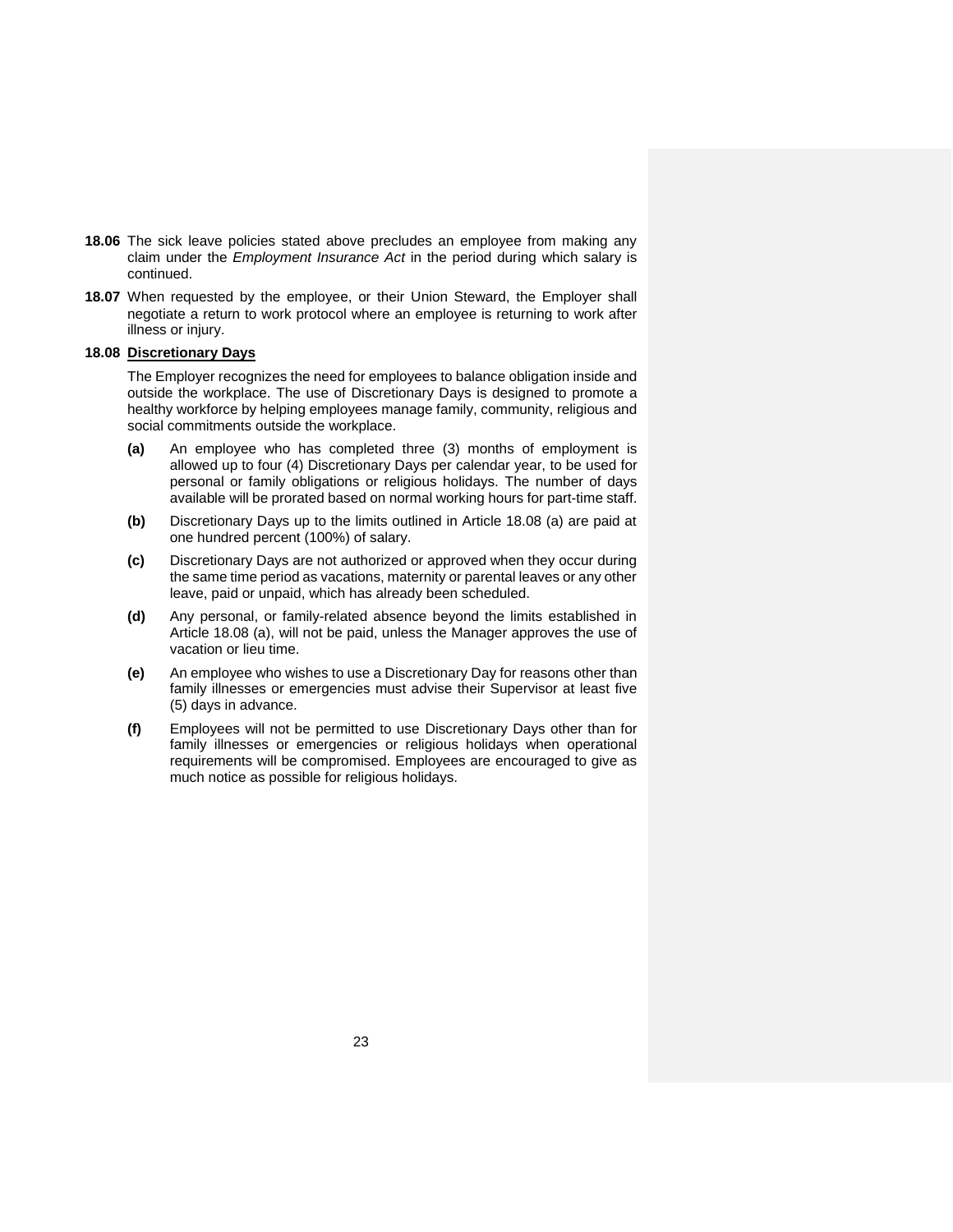**18.06** The sick leave policies stated above precludes an employee from making any claim under the *Employment Insurance Act* in the period during which salary is continued.

**18.07** When requested by the employee, or their Union Steward, the Employer shall negotiate a return to work protocol where an employee is returning to work after illness or injury.

**18.08** **Discretionary Days**

The Employer recognizes the need for employees to balance obligation inside and outside the workplace. The use of Discretionary Days is designed to promote a healthy workforce by helping employees manage family, community, religious and social commitments outside the workplace.

**(a)** An employee who has completed three (3) months of employment is allowed up to four (4) Discretionary Days per calendar year, to be used for personal or family obligations or religious holidays. The number of days available will be prorated based on normal working hours for part-time staff.

**(b)** Discretionary Days up to the limits outlined in Article 18.08 (a) are paid at one hundred percent (100%) of salary.

**(c)** Discretionary Days are not authorized or approved when they occur during the same time period as vacations, maternity or parental leaves or any other leave, paid or unpaid, which has already been scheduled.

**(d)** Any personal, or family-related absence beyond the limits established in Article 18.08 (a), will not be paid, unless the Manager approves the use of vacation or lieu time.

**(e)** An employee who wishes to use a Discretionary Day for reasons other than family illnesses or emergencies must advise their Supervisor at least five (5) days in advance.

**(f)** Employees will not be permitted to use Discretionary Days other than for family illnesses or emergencies or religious holidays when operational requirements will be compromised. Employees are encouraged to give as much notice as possible for religious holidays.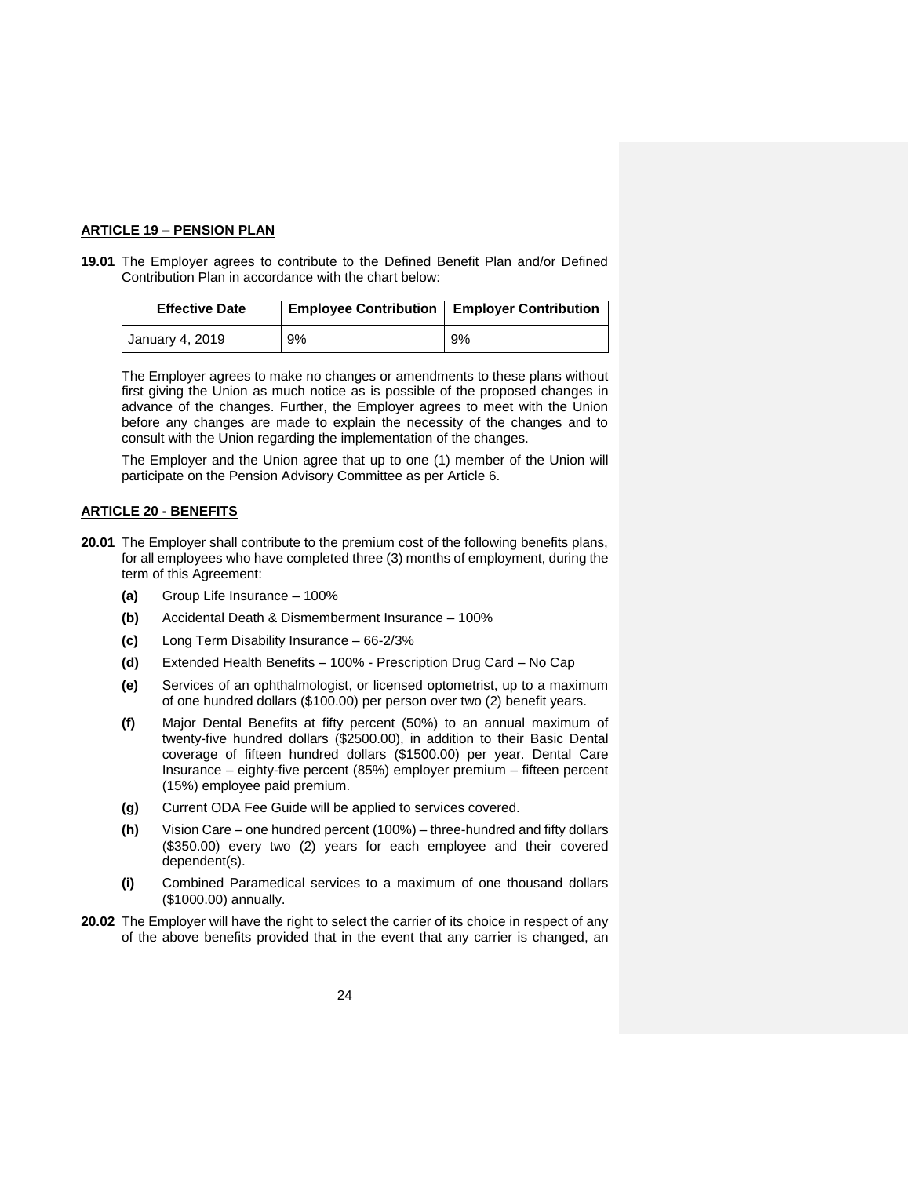## ARTICLE 19 – PENSION PLAN

**19.01** The Employer agrees to contribute to the Defined Benefit Plan and/or Defined Contribution Plan in accordance with the chart below:

| Effective Date | Employee Contribution | Employer Contribution |
|---|---|---|
| January 4, 2019 | 9% | 9% |

The Employer agrees to make no changes or amendments to these plans without first giving the Union as much notice as is possible of the proposed changes in advance of the changes. Further, the Employer agrees to meet with the Union before any changes are made to explain the necessity of the changes and to consult with the Union regarding the implementation of the changes.

The Employer and the Union agree that up to one (1) member of the Union will participate on the Pension Advisory Committee as per Article 6.

## ARTICLE 20 - BENEFITS

**20.01** The Employer shall contribute to the premium cost of the following benefits plans, for all employees who have completed three (3) months of employment, during the term of this Agreement:

- **(a)** Group Life Insurance – 100%
- **(b)** Accidental Death & Dismemberment Insurance – 100%
- **(c)** Long Term Disability Insurance – 66-2/3%
- **(d)** Extended Health Benefits – 100% - Prescription Drug Card – No Cap
- **(e)** Services of an ophthalmologist, or licensed optometrist, up to a maximum of one hundred dollars ($100.00) per person over two (2) benefit years.
- **(f)** Major Dental Benefits at fifty percent (50%) to an annual maximum of twenty-five hundred dollars ($2500.00), in addition to their Basic Dental coverage of fifteen hundred dollars ($1500.00) per year. Dental Care Insurance – eighty-five percent (85%) employer premium – fifteen percent (15%) employee paid premium.
- **(g)** Current ODA Fee Guide will be applied to services covered.
- **(h)** Vision Care – one hundred percent (100%) – three-hundred and fifty dollars ($350.00) every two (2) years for each employee and their covered dependent(s).
- **(i)** Combined Paramedical services to a maximum of one thousand dollars ($1000.00) annually.

**20.02** The Employer will have the right to select the carrier of its choice in respect of any of the above benefits provided that in the event that any carrier is changed, an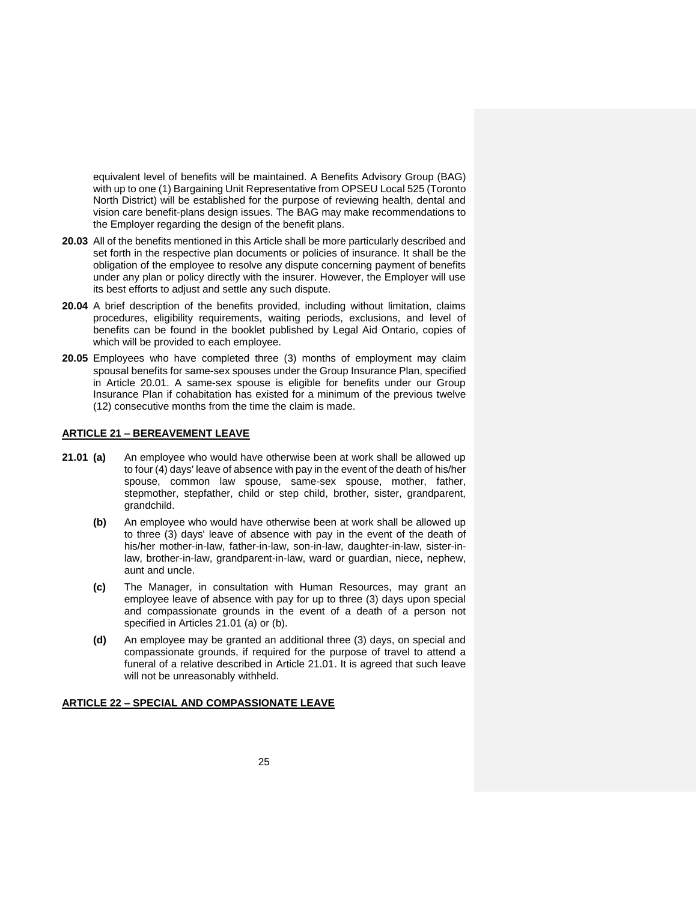equivalent level of benefits will be maintained. A Benefits Advisory Group (BAG) with up to one (1) Bargaining Unit Representative from OPSEU Local 525 (Toronto North District) will be established for the purpose of reviewing health, dental and vision care benefit-plans design issues. The BAG may make recommendations to the Employer regarding the design of the benefit plans.

**20.03** All of the benefits mentioned in this Article shall be more particularly described and set forth in the respective plan documents or policies of insurance. It shall be the obligation of the employee to resolve any dispute concerning payment of benefits under any plan or policy directly with the insurer. However, the Employer will use its best efforts to adjust and settle any such dispute.

**20.04** A brief description of the benefits provided, including without limitation, claims procedures, eligibility requirements, waiting periods, exclusions, and level of benefits can be found in the booklet published by Legal Aid Ontario, copies of which will be provided to each employee.

**20.05** Employees who have completed three (3) months of employment may claim spousal benefits for same-sex spouses under the Group Insurance Plan, specified in Article 20.01. A same-sex spouse is eligible for benefits under our Group Insurance Plan if cohabitation has existed for a minimum of the previous twelve (12) consecutive months from the time the claim is made.

## ARTICLE 21 – BEREAVEMENT LEAVE

**21.01 (a)** An employee who would have otherwise been at work shall be allowed up to four (4) days' leave of absence with pay in the event of the death of his/her spouse, common law spouse, same-sex spouse, mother, father, stepmother, stepfather, child or step child, brother, sister, grandparent, grandchild.

**(b)** An employee who would have otherwise been at work shall be allowed up to three (3) days' leave of absence with pay in the event of the death of his/her mother-in-law, father-in-law, son-in-law, daughter-in-law, sister-in-law, brother-in-law, grandparent-in-law, ward or guardian, niece, nephew, aunt and uncle.

**(c)** The Manager, in consultation with Human Resources, may grant an employee leave of absence with pay for up to three (3) days upon special and compassionate grounds in the event of a death of a person not specified in Articles 21.01 (a) or (b).

**(d)** An employee may be granted an additional three (3) days, on special and compassionate grounds, if required for the purpose of travel to attend a funeral of a relative described in Article 21.01. It is agreed that such leave will not be unreasonably withheld.

## ARTICLE 22 – SPECIAL AND COMPASSIONATE LEAVE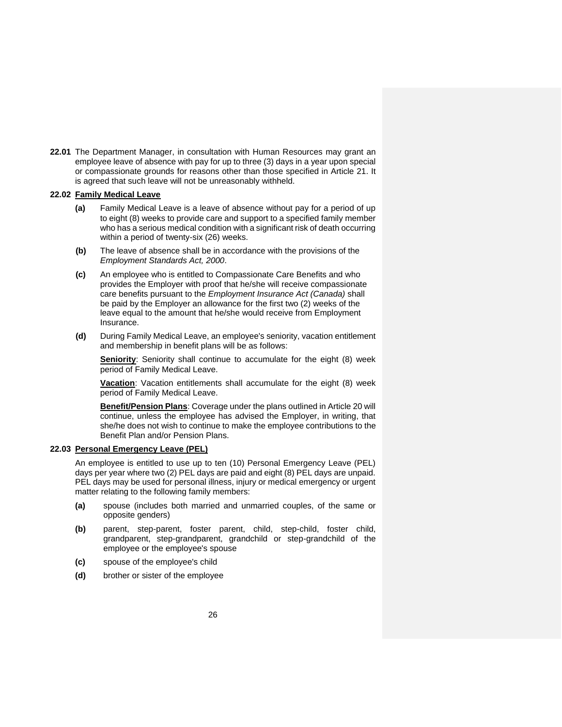**22.01** The Department Manager, in consultation with Human Resources may grant an employee leave of absence with pay for up to three (3) days in a year upon special or compassionate grounds for reasons other than those specified in Article 21. It is agreed that such leave will not be unreasonably withheld.

**22.02 Family Medical Leave**

**(a)** Family Medical Leave is a leave of absence without pay for a period of up to eight (8) weeks to provide care and support to a specified family member who has a serious medical condition with a significant risk of death occurring within a period of twenty-six (26) weeks.

**(b)** The leave of absence shall be in accordance with the provisions of the *Employment Standards Act, 2000*.

**(c)** An employee who is entitled to Compassionate Care Benefits and who provides the Employer with proof that he/she will receive compassionate care benefits pursuant to the *Employment Insurance Act (Canada)* shall be paid by the Employer an allowance for the first two (2) weeks of the leave equal to the amount that he/she would receive from Employment Insurance.

**(d)** During Family Medical Leave, an employee's seniority, vacation entitlement and membership in benefit plans will be as follows:

**Seniority**: Seniority shall continue to accumulate for the eight (8) week period of Family Medical Leave.

**Vacation**: Vacation entitlements shall accumulate for the eight (8) week period of Family Medical Leave.

**Benefit/Pension Plans**: Coverage under the plans outlined in Article 20 will continue, unless the employee has advised the Employer, in writing, that she/he does not wish to continue to make the employee contributions to the Benefit Plan and/or Pension Plans.

**22.03 Personal Emergency Leave (PEL)**

An employee is entitled to use up to ten (10) Personal Emergency Leave (PEL) days per year where two (2) PEL days are paid and eight (8) PEL days are unpaid. PEL days may be used for personal illness, injury or medical emergency or urgent matter relating to the following family members:

**(a)** spouse (includes both married and unmarried couples, of the same or opposite genders)

**(b)** parent, step-parent, foster parent, child, step-child, foster child, grandparent, step-grandparent, grandchild or step-grandchild of the employee or the employee's spouse

**(c)** spouse of the employee's child

**(d)** brother or sister of the employee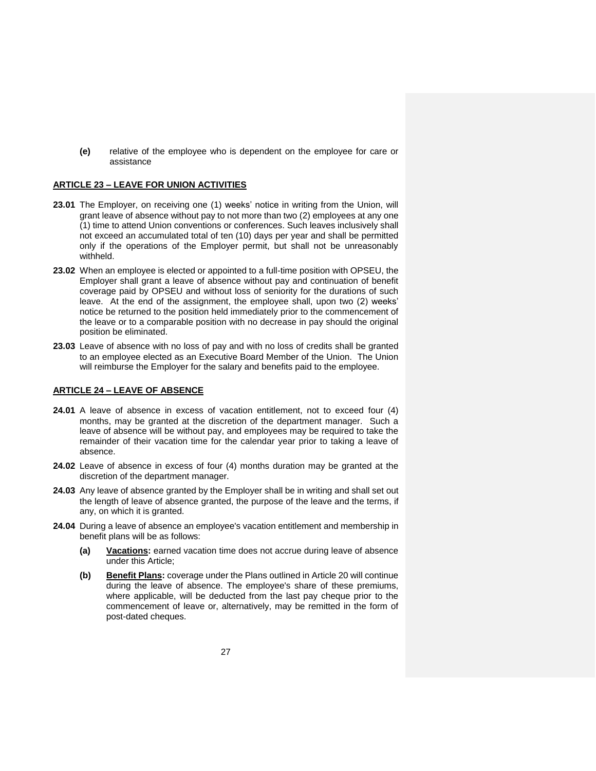**(e)** relative of the employee who is dependent on the employee for care or assistance

## ARTICLE 23 – LEAVE FOR UNION ACTIVITIES

**23.01** The Employer, on receiving one (1) weeks' notice in writing from the Union, will grant leave of absence without pay to not more than two (2) employees at any one (1) time to attend Union conventions or conferences. Such leaves inclusively shall not exceed an accumulated total of ten (10) days per year and shall be permitted only if the operations of the Employer permit, but shall not be unreasonably withheld.

**23.02** When an employee is elected or appointed to a full-time position with OPSEU, the Employer shall grant a leave of absence without pay and continuation of benefit coverage paid by OPSEU and without loss of seniority for the durations of such leave. At the end of the assignment, the employee shall, upon two (2) weeks' notice be returned to the position held immediately prior to the commencement of the leave or to a comparable position with no decrease in pay should the original position be eliminated.

**23.03** Leave of absence with no loss of pay and with no loss of credits shall be granted to an employee elected as an Executive Board Member of the Union. The Union will reimburse the Employer for the salary and benefits paid to the employee.

## ARTICLE 24 – LEAVE OF ABSENCE

**24.01** A leave of absence in excess of vacation entitlement, not to exceed four (4) months, may be granted at the discretion of the department manager. Such a leave of absence will be without pay, and employees may be required to take the remainder of their vacation time for the calendar year prior to taking a leave of absence.

**24.02** Leave of absence in excess of four (4) months duration may be granted at the discretion of the department manager.

**24.03** Any leave of absence granted by the Employer shall be in writing and shall set out the length of leave of absence granted, the purpose of the leave and the terms, if any, on which it is granted.

**24.04** During a leave of absence an employee's vacation entitlement and membership in benefit plans will be as follows:

**(a)** **Vacations:** earned vacation time does not accrue during leave of absence under this Article;

**(b)** **Benefit Plans:** coverage under the Plans outlined in Article 20 will continue during the leave of absence. The employee's share of these premiums, where applicable, will be deducted from the last pay cheque prior to the commencement of leave or, alternatively, may be remitted in the form of post-dated cheques.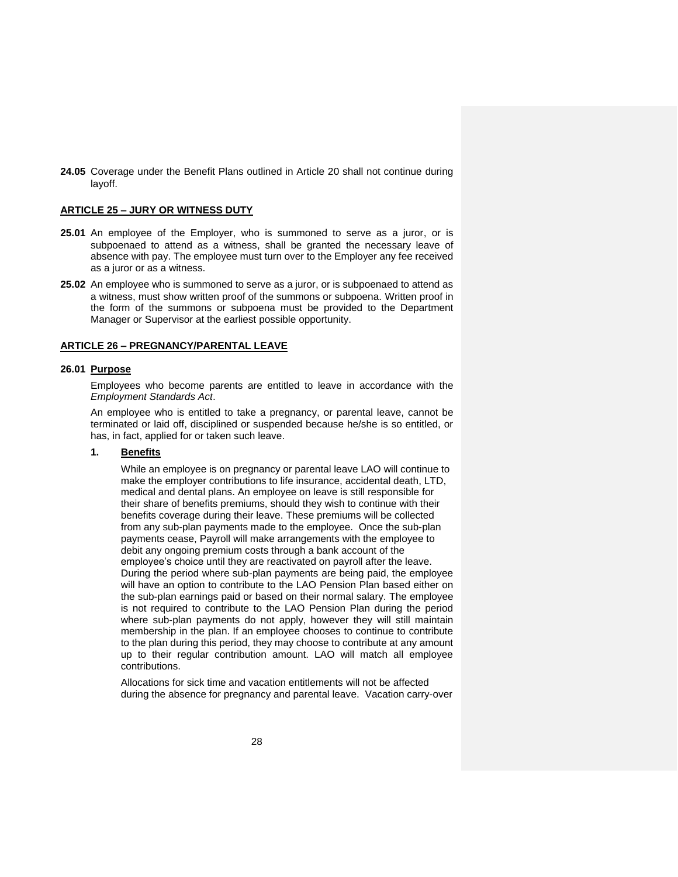**24.05** Coverage under the Benefit Plans outlined in Article 20 shall not continue during layoff.

## ARTICLE 25 – JURY OR WITNESS DUTY

**25.01** An employee of the Employer, who is summoned to serve as a juror, or is subpoenaed to attend as a witness, shall be granted the necessary leave of absence with pay. The employee must turn over to the Employer any fee received as a juror or as a witness.

**25.02** An employee who is summoned to serve as a juror, or is subpoenaed to attend as a witness, must show written proof of the summons or subpoena. Written proof in the form of the summons or subpoena must be provided to the Department Manager or Supervisor at the earliest possible opportunity.

## ARTICLE 26 – PREGNANCY/PARENTAL LEAVE

**26.01 Purpose**

Employees who become parents are entitled to leave in accordance with the *Employment Standards Act*.

An employee who is entitled to take a pregnancy, or parental leave, cannot be terminated or laid off, disciplined or suspended because he/she is so entitled, or has, in fact, applied for or taken such leave.

**1. Benefits**

While an employee is on pregnancy or parental leave LAO will continue to make the employer contributions to life insurance, accidental death, LTD, medical and dental plans. An employee on leave is still responsible for their share of benefits premiums, should they wish to continue with their benefits coverage during their leave. These premiums will be collected from any sub-plan payments made to the employee. Once the sub-plan payments cease, Payroll will make arrangements with the employee to debit any ongoing premium costs through a bank account of the employee's choice until they are reactivated on payroll after the leave. During the period where sub-plan payments are being paid, the employee will have an option to contribute to the LAO Pension Plan based either on the sub-plan earnings paid or based on their normal salary. The employee is not required to contribute to the LAO Pension Plan during the period where sub-plan payments do not apply, however they will still maintain membership in the plan. If an employee chooses to continue to contribute to the plan during this period, they may choose to contribute at any amount up to their regular contribution amount. LAO will match all employee contributions.

Allocations for sick time and vacation entitlements will not be affected during the absence for pregnancy and parental leave. Vacation carry-over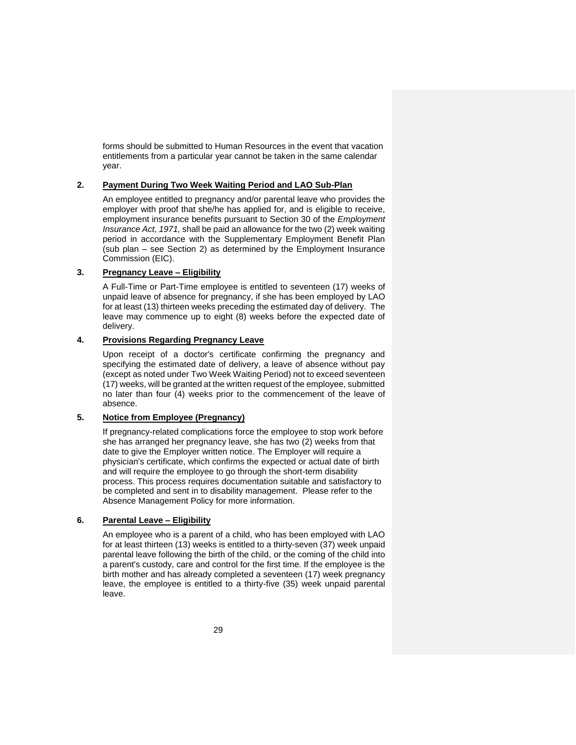forms should be submitted to Human Resources in the event that vacation entitlements from a particular year cannot be taken in the same calendar year.

### 2. Payment During Two Week Waiting Period and LAO Sub-Plan

An employee entitled to pregnancy and/or parental leave who provides the employer with proof that she/he has applied for, and is eligible to receive, employment insurance benefits pursuant to Section 30 of the *Employment Insurance Act, 1971,* shall be paid an allowance for the two (2) week waiting period in accordance with the Supplementary Employment Benefit Plan (sub plan – see Section 2) as determined by the Employment Insurance Commission (EIC).

### 3. Pregnancy Leave – Eligibility

A Full-Time or Part-Time employee is entitled to seventeen (17) weeks of unpaid leave of absence for pregnancy, if she has been employed by LAO for at least (13) thirteen weeks preceding the estimated day of delivery. The leave may commence up to eight (8) weeks before the expected date of delivery.

### 4. Provisions Regarding Pregnancy Leave

Upon receipt of a doctor's certificate confirming the pregnancy and specifying the estimated date of delivery, a leave of absence without pay (except as noted under Two Week Waiting Period) not to exceed seventeen (17) weeks, will be granted at the written request of the employee, submitted no later than four (4) weeks prior to the commencement of the leave of absence.

### 5. Notice from Employee (Pregnancy)

If pregnancy-related complications force the employee to stop work before she has arranged her pregnancy leave, she has two (2) weeks from that date to give the Employer written notice. The Employer will require a physician's certificate, which confirms the expected or actual date of birth and will require the employee to go through the short-term disability process. This process requires documentation suitable and satisfactory to be completed and sent in to disability management. Please refer to the Absence Management Policy for more information.

### 6. Parental Leave – Eligibility

An employee who is a parent of a child, who has been employed with LAO for at least thirteen (13) weeks is entitled to a thirty-seven (37) week unpaid parental leave following the birth of the child, or the coming of the child into a parent's custody, care and control for the first time. If the employee is the birth mother and has already completed a seventeen (17) week pregnancy leave, the employee is entitled to a thirty-five (35) week unpaid parental leave.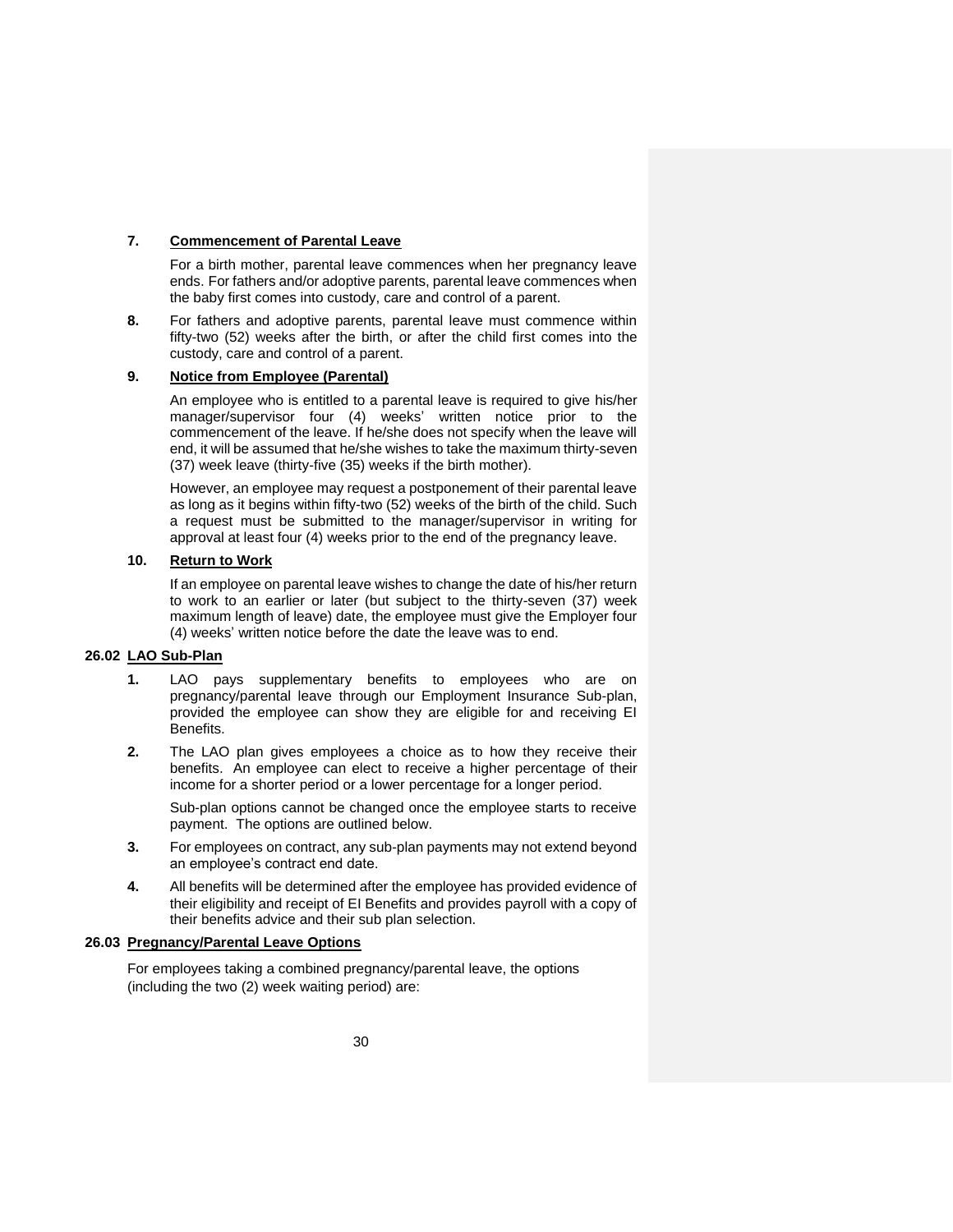**7. Commencement of Parental Leave**

For a birth mother, parental leave commences when her pregnancy leave ends. For fathers and/or adoptive parents, parental leave commences when the baby first comes into custody, care and control of a parent.

**8.** For fathers and adoptive parents, parental leave must commence within fifty-two (52) weeks after the birth, or after the child first comes into the custody, care and control of a parent.

**9. Notice from Employee (Parental)**

An employee who is entitled to a parental leave is required to give his/her manager/supervisor four (4) weeks' written notice prior to the commencement of the leave. If he/she does not specify when the leave will end, it will be assumed that he/she wishes to take the maximum thirty-seven (37) week leave (thirty-five (35) weeks if the birth mother).

However, an employee may request a postponement of their parental leave as long as it begins within fifty-two (52) weeks of the birth of the child. Such a request must be submitted to the manager/supervisor in writing for approval at least four (4) weeks prior to the end of the pregnancy leave.

**10. Return to Work**

If an employee on parental leave wishes to change the date of his/her return to work to an earlier or later (but subject to the thirty-seven (37) week maximum length of leave) date, the employee must give the Employer four (4) weeks' written notice before the date the leave was to end.

## 26.02 LAO Sub-Plan

**1.** LAO pays supplementary benefits to employees who are on pregnancy/parental leave through our Employment Insurance Sub-plan, provided the employee can show they are eligible for and receiving EI Benefits.

**2.** The LAO plan gives employees a choice as to how they receive their benefits. An employee can elect to receive a higher percentage of their income for a shorter period or a lower percentage for a longer period.

Sub-plan options cannot be changed once the employee starts to receive payment. The options are outlined below.

**3.** For employees on contract, any sub-plan payments may not extend beyond an employee's contract end date.

**4.** All benefits will be determined after the employee has provided evidence of their eligibility and receipt of EI Benefits and provides payroll with a copy of their benefits advice and their sub plan selection.

## 26.03 Pregnancy/Parental Leave Options

For employees taking a combined pregnancy/parental leave, the options (including the two (2) week waiting period) are: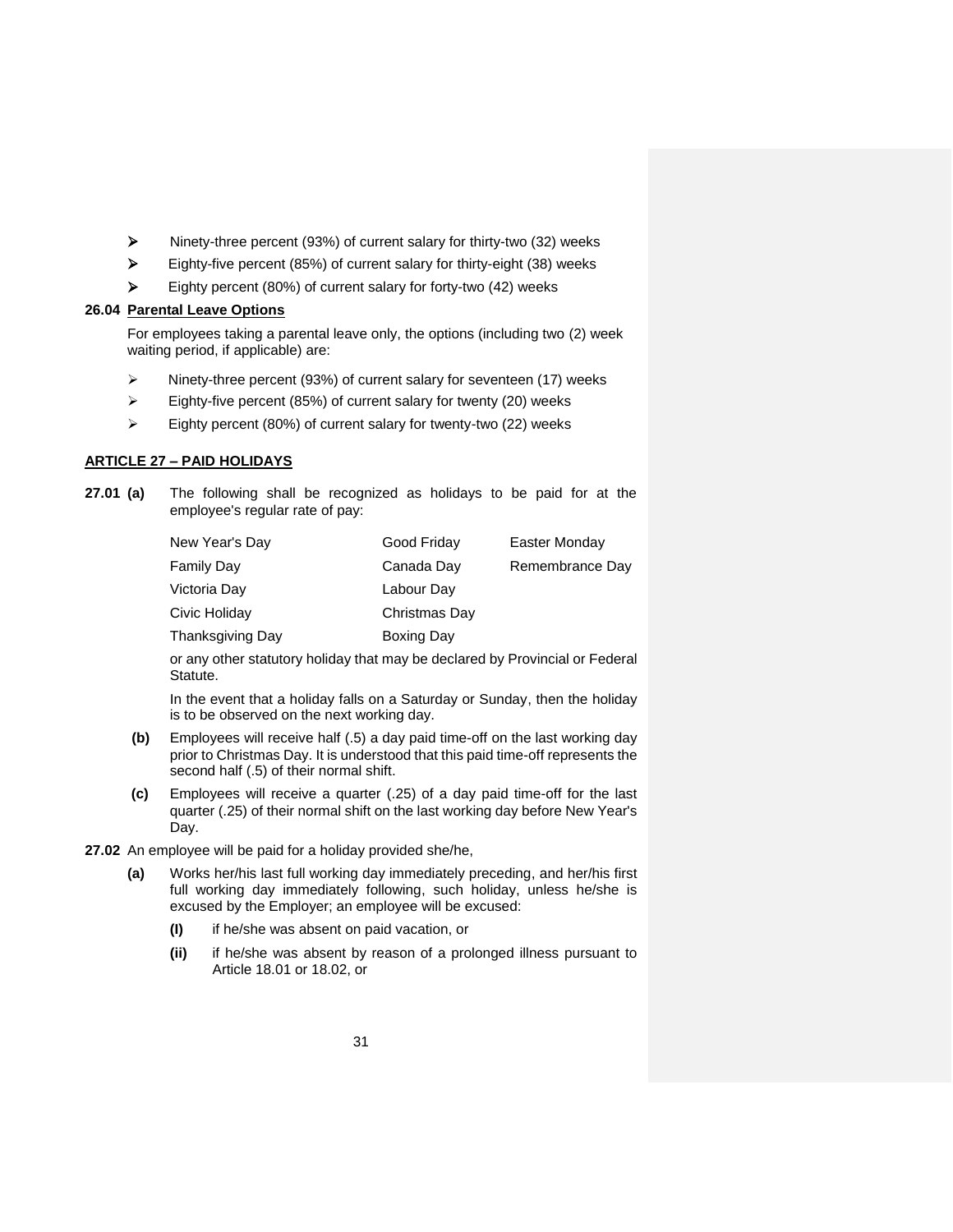- Ninety-three percent (93%) of current salary for thirty-two (32) weeks
- Eighty-five percent (85%) of current salary for thirty-eight (38) weeks
- Eighty percent (80%) of current salary for forty-two (42) weeks

**26.04 <u>Parental Leave Options</u>**

For employees taking a parental leave only, the options (including two (2) week waiting period, if applicable) are:

- Ninety-three percent (93%) of current salary for seventeen (17) weeks
- Eighty-five percent (85%) of current salary for twenty (20) weeks
- Eighty percent (80%) of current salary for twenty-two (22) weeks

## ARTICLE 27 – PAID HOLIDAYS

**27.01 (a)** The following shall be recognized as holidays to be paid for at the employee's regular rate of pay:

| | | |
|---|---|---|
| New Year's Day | Good Friday | Easter Monday |
| Family Day | Canada Day | Remembrance Day |
| Victoria Day | Labour Day | |
| Civic Holiday | Christmas Day | |
| Thanksgiving Day | Boxing Day | |

or any other statutory holiday that may be declared by Provincial or Federal Statute.

In the event that a holiday falls on a Saturday or Sunday, then the holiday is to be observed on the next working day.

**(b)** Employees will receive half (.5) a day paid time-off on the last working day prior to Christmas Day. It is understood that this paid time-off represents the second half (.5) of their normal shift.

**(c)** Employees will receive a quarter (.25) of a day paid time-off for the last quarter (.25) of their normal shift on the last working day before New Year's Day.

**27.02** An employee will be paid for a holiday provided she/he,

**(a)** Works her/his last full working day immediately preceding, and her/his first full working day immediately following, such holiday, unless he/she is excused by the Employer; an employee will be excused:

**(I)** if he/she was absent on paid vacation, or

**(ii)** if he/she was absent by reason of a prolonged illness pursuant to Article 18.01 or 18.02, or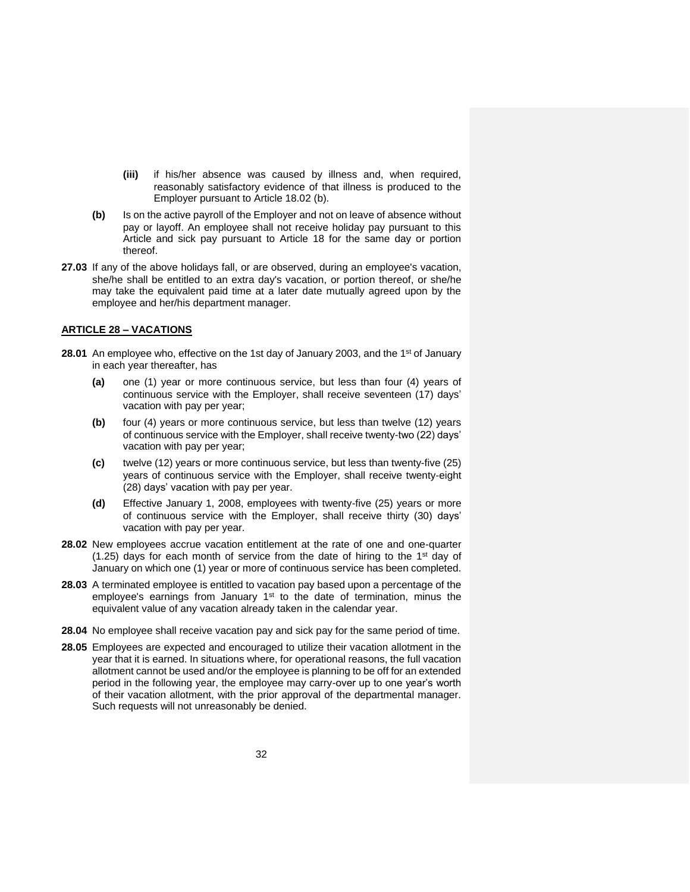**(iii)** if his/her absence was caused by illness and, when required, reasonably satisfactory evidence of that illness is produced to the Employer pursuant to Article 18.02 (b).

**(b)** Is on the active payroll of the Employer and not on leave of absence without pay or layoff. An employee shall not receive holiday pay pursuant to this Article and sick pay pursuant to Article 18 for the same day or portion thereof.

**27.03** If any of the above holidays fall, or are observed, during an employee's vacation, she/he shall be entitled to an extra day's vacation, or portion thereof, or she/he may take the equivalent paid time at a later date mutually agreed upon by the employee and her/his department manager.

## ARTICLE 28 – VACATIONS

**28.01** An employee who, effective on the 1st day of January 2003, and the 1st of January in each year thereafter, has

**(a)** one (1) year or more continuous service, but less than four (4) years of continuous service with the Employer, shall receive seventeen (17) days' vacation with pay per year;

**(b)** four (4) years or more continuous service, but less than twelve (12) years of continuous service with the Employer, shall receive twenty-two (22) days' vacation with pay per year;

**(c)** twelve (12) years or more continuous service, but less than twenty-five (25) years of continuous service with the Employer, shall receive twenty-eight (28) days' vacation with pay per year.

**(d)** Effective January 1, 2008, employees with twenty-five (25) years or more of continuous service with the Employer, shall receive thirty (30) days' vacation with pay per year.

**28.02** New employees accrue vacation entitlement at the rate of one and one-quarter (1.25) days for each month of service from the date of hiring to the 1st day of January on which one (1) year or more of continuous service has been completed.

**28.03** A terminated employee is entitled to vacation pay based upon a percentage of the employee's earnings from January 1st to the date of termination, minus the equivalent value of any vacation already taken in the calendar year.

**28.04** No employee shall receive vacation pay and sick pay for the same period of time.

**28.05** Employees are expected and encouraged to utilize their vacation allotment in the year that it is earned. In situations where, for operational reasons, the full vacation allotment cannot be used and/or the employee is planning to be off for an extended period in the following year, the employee may carry-over up to one year's worth of their vacation allotment, with the prior approval of the departmental manager. Such requests will not unreasonably be denied.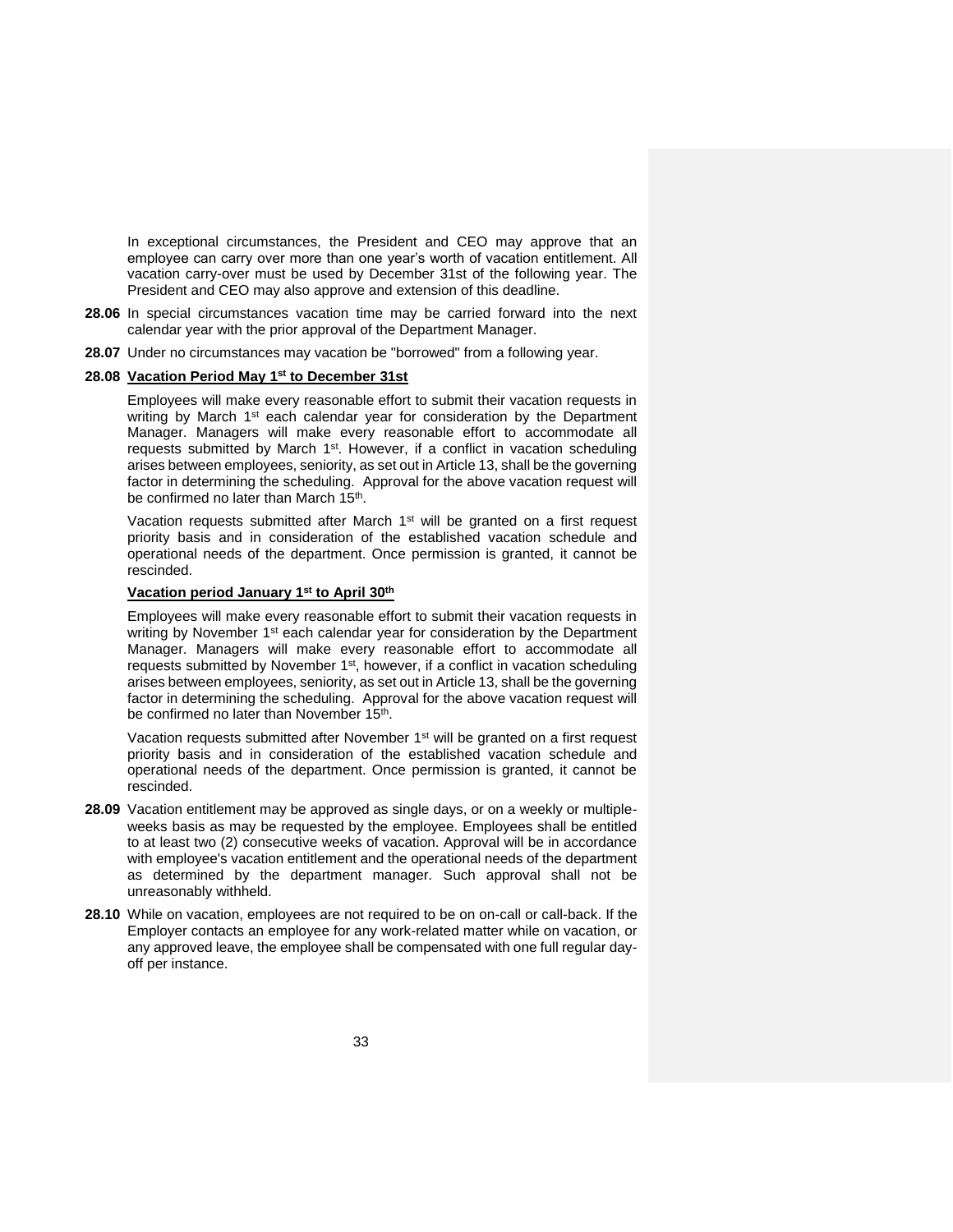In exceptional circumstances, the President and CEO may approve that an employee can carry over more than one year's worth of vacation entitlement. All vacation carry-over must be used by December 31st of the following year. The President and CEO may also approve and extension of this deadline.

**28.06** In special circumstances vacation time may be carried forward into the next calendar year with the prior approval of the Department Manager.

**28.07** Under no circumstances may vacation be "borrowed" from a following year.

**28.08** **<u>Vacation Period May 1st to December 31st</u>**

Employees will make every reasonable effort to submit their vacation requests in writing by March 1st each calendar year for consideration by the Department Manager. Managers will make every reasonable effort to accommodate all requests submitted by March 1st. However, if a conflict in vacation scheduling arises between employees, seniority, as set out in Article 13, shall be the governing factor in determining the scheduling. Approval for the above vacation request will be confirmed no later than March 15th.

Vacation requests submitted after March 1st will be granted on a first request priority basis and in consideration of the established vacation schedule and operational needs of the department. Once permission is granted, it cannot be rescinded.

**<u>Vacation period January 1st to April 30th</u>**

Employees will make every reasonable effort to submit their vacation requests in writing by November 1st each calendar year for consideration by the Department Manager. Managers will make every reasonable effort to accommodate all requests submitted by November 1st, however, if a conflict in vacation scheduling arises between employees, seniority, as set out in Article 13, shall be the governing factor in determining the scheduling. Approval for the above vacation request will be confirmed no later than November 15th.

Vacation requests submitted after November 1st will be granted on a first request priority basis and in consideration of the established vacation schedule and operational needs of the department. Once permission is granted, it cannot be rescinded.

**28.09** Vacation entitlement may be approved as single days, or on a weekly or multiple-weeks basis as may be requested by the employee. Employees shall be entitled to at least two (2) consecutive weeks of vacation. Approval will be in accordance with employee's vacation entitlement and the operational needs of the department as determined by the department manager. Such approval shall not be unreasonably withheld.

**28.10** While on vacation, employees are not required to be on on-call or call-back. If the Employer contacts an employee for any work-related matter while on vacation, or any approved leave, the employee shall be compensated with one full regular day-off per instance.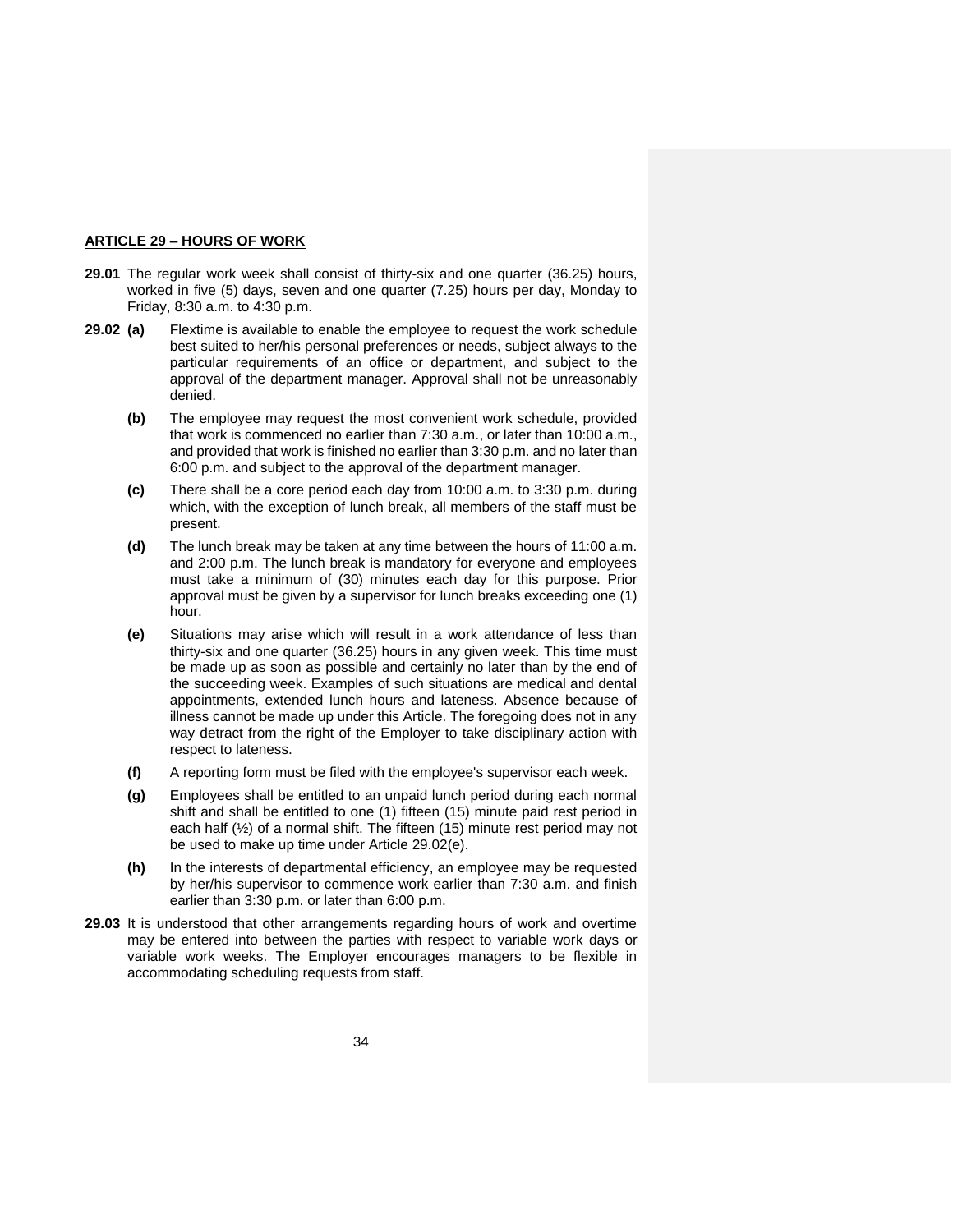## ARTICLE 29 – HOURS OF WORK

**29.01** The regular work week shall consist of thirty-six and one quarter (36.25) hours, worked in five (5) days, seven and one quarter (7.25) hours per day, Monday to Friday, 8:30 a.m. to 4:30 p.m.

**29.02** **(a)** Flextime is available to enable the employee to request the work schedule best suited to her/his personal preferences or needs, subject always to the particular requirements of an office or department, and subject to the approval of the department manager. Approval shall not be unreasonably denied.

**(b)** The employee may request the most convenient work schedule, provided that work is commenced no earlier than 7:30 a.m., or later than 10:00 a.m., and provided that work is finished no earlier than 3:30 p.m. and no later than 6:00 p.m. and subject to the approval of the department manager.

**(c)** There shall be a core period each day from 10:00 a.m. to 3:30 p.m. during which, with the exception of lunch break, all members of the staff must be present.

**(d)** The lunch break may be taken at any time between the hours of 11:00 a.m. and 2:00 p.m. The lunch break is mandatory for everyone and employees must take a minimum of (30) minutes each day for this purpose. Prior approval must be given by a supervisor for lunch breaks exceeding one (1) hour.

**(e)** Situations may arise which will result in a work attendance of less than thirty-six and one quarter (36.25) hours in any given week. This time must be made up as soon as possible and certainly no later than by the end of the succeeding week. Examples of such situations are medical and dental appointments, extended lunch hours and lateness. Absence because of illness cannot be made up under this Article. The foregoing does not in any way detract from the right of the Employer to take disciplinary action with respect to lateness.

**(f)** A reporting form must be filed with the employee's supervisor each week.

**(g)** Employees shall be entitled to an unpaid lunch period during each normal shift and shall be entitled to one (1) fifteen (15) minute paid rest period in each half (½) of a normal shift. The fifteen (15) minute rest period may not be used to make up time under Article 29.02(e).

**(h)** In the interests of departmental efficiency, an employee may be requested by her/his supervisor to commence work earlier than 7:30 a.m. and finish earlier than 3:30 p.m. or later than 6:00 p.m.

**29.03** It is understood that other arrangements regarding hours of work and overtime may be entered into between the parties with respect to variable work days or variable work weeks. The Employer encourages managers to be flexible in accommodating scheduling requests from staff.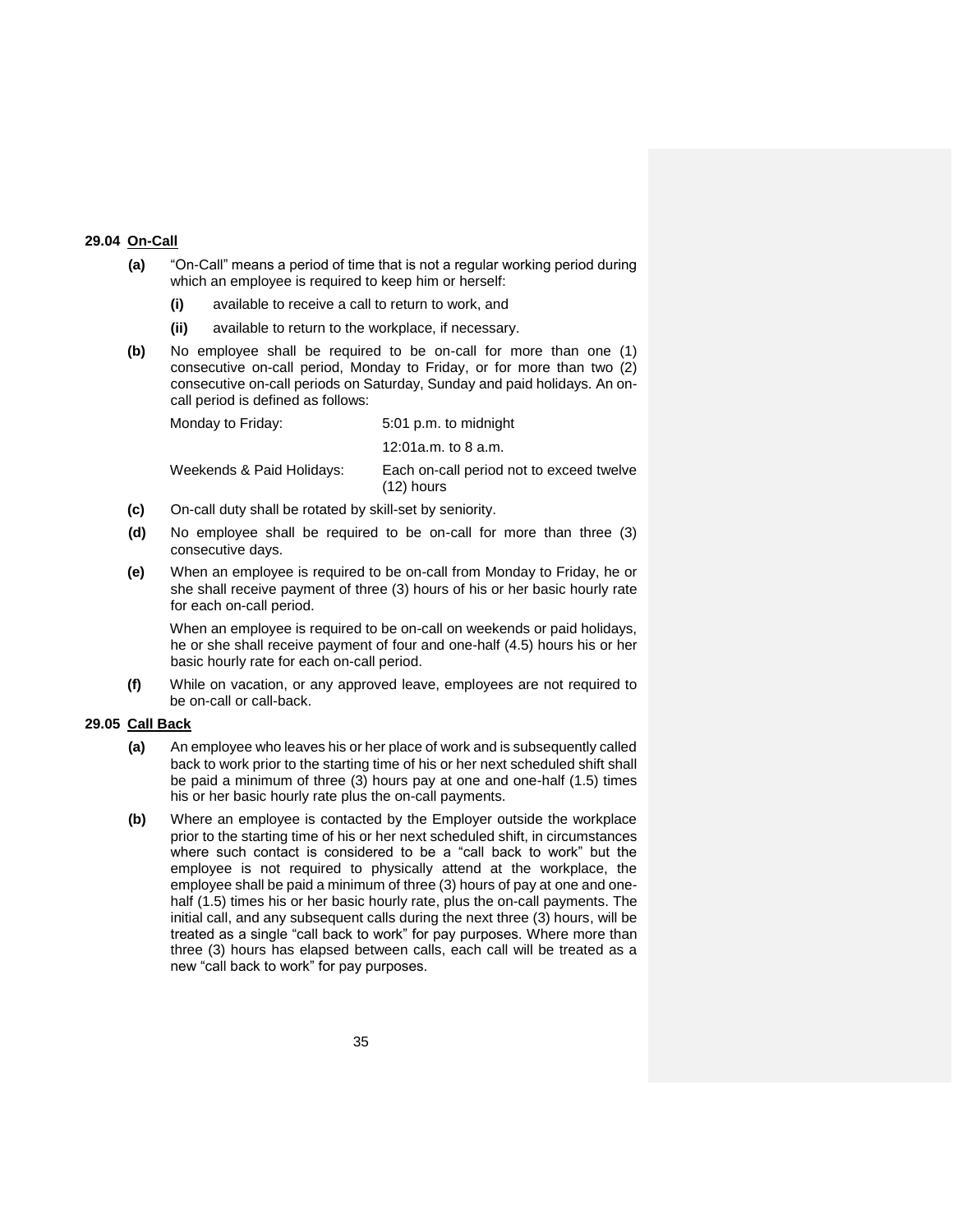**29.04 On-Call**

**(a)** "On-Call" means a period of time that is not a regular working period during which an employee is required to keep him or herself:

**(i)** available to receive a call to return to work, and

**(ii)** available to return to the workplace, if necessary.

**(b)** No employee shall be required to be on-call for more than one (1) consecutive on-call period, Monday to Friday, or for more than two (2) consecutive on-call periods on Saturday, Sunday and paid holidays. An on-call period is defined as follows:

| | |
|---|---|
| Monday to Friday: | 5:01 p.m. to midnight |
| | 12:01a.m. to 8 a.m. |
| Weekends & Paid Holidays: | Each on-call period not to exceed twelve (12) hours |

**(c)** On-call duty shall be rotated by skill-set by seniority.

**(d)** No employee shall be required to be on-call for more than three (3) consecutive days.

**(e)** When an employee is required to be on-call from Monday to Friday, he or she shall receive payment of three (3) hours of his or her basic hourly rate for each on-call period.

When an employee is required to be on-call on weekends or paid holidays, he or she shall receive payment of four and one-half (4.5) hours his or her basic hourly rate for each on-call period.

**(f)** While on vacation, or any approved leave, employees are not required to be on-call or call-back.

**29.05 Call Back**

**(a)** An employee who leaves his or her place of work and is subsequently called back to work prior to the starting time of his or her next scheduled shift shall be paid a minimum of three (3) hours pay at one and one-half (1.5) times his or her basic hourly rate plus the on-call payments.

**(b)** Where an employee is contacted by the Employer outside the workplace prior to the starting time of his or her next scheduled shift, in circumstances where such contact is considered to be a "call back to work" but the employee is not required to physically attend at the workplace, the employee shall be paid a minimum of three (3) hours of pay at one and one-half (1.5) times his or her basic hourly rate, plus the on-call payments. The initial call, and any subsequent calls during the next three (3) hours, will be treated as a single "call back to work" for pay purposes. Where more than three (3) hours has elapsed between calls, each call will be treated as a new "call back to work" for pay purposes.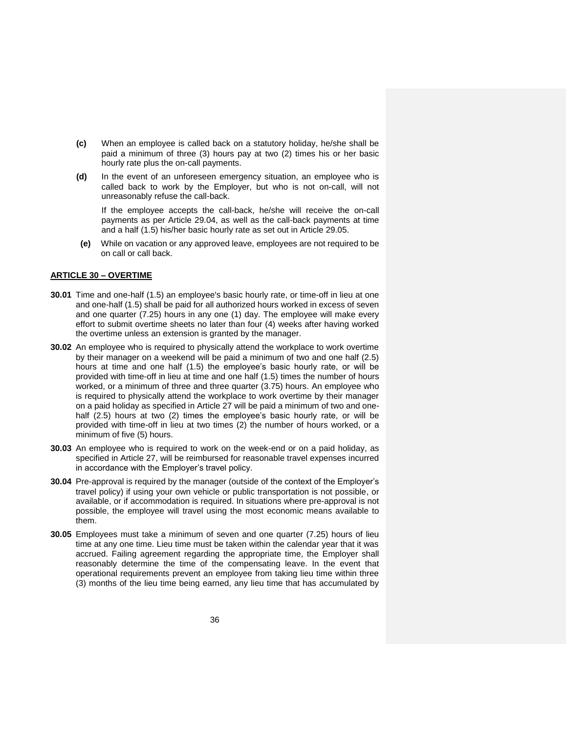**(c)** When an employee is called back on a statutory holiday, he/she shall be paid a minimum of three (3) hours pay at two (2) times his or her basic hourly rate plus the on-call payments.

**(d)** In the event of an unforeseen emergency situation, an employee who is called back to work by the Employer, but who is not on-call, will not unreasonably refuse the call-back.

If the employee accepts the call-back, he/she will receive the on-call payments as per Article 29.04, as well as the call-back payments at time and a half (1.5) his/her basic hourly rate as set out in Article 29.05.

**(e)** While on vacation or any approved leave, employees are not required to be on call or call back.

## ARTICLE 30 – OVERTIME

**30.01** Time and one-half (1.5) an employee's basic hourly rate, or time-off in lieu at one and one-half (1.5) shall be paid for all authorized hours worked in excess of seven and one quarter (7.25) hours in any one (1) day. The employee will make every effort to submit overtime sheets no later than four (4) weeks after having worked the overtime unless an extension is granted by the manager.

**30.02** An employee who is required to physically attend the workplace to work overtime by their manager on a weekend will be paid a minimum of two and one half (2.5) hours at time and one half (1.5) the employee's basic hourly rate, or will be provided with time-off in lieu at time and one half (1.5) times the number of hours worked, or a minimum of three and three quarter (3.75) hours. An employee who is required to physically attend the workplace to work overtime by their manager on a paid holiday as specified in Article 27 will be paid a minimum of two and one-half (2.5) hours at two (2) times the employee's basic hourly rate, or will be provided with time-off in lieu at two times (2) the number of hours worked, or a minimum of five (5) hours.

**30.03** An employee who is required to work on the week-end or on a paid holiday, as specified in Article 27, will be reimbursed for reasonable travel expenses incurred in accordance with the Employer's travel policy.

**30.04** Pre-approval is required by the manager (outside of the context of the Employer's travel policy) if using your own vehicle or public transportation is not possible, or available, or if accommodation is required. In situations where pre-approval is not possible, the employee will travel using the most economic means available to them.

**30.05** Employees must take a minimum of seven and one quarter (7.25) hours of lieu time at any one time. Lieu time must be taken within the calendar year that it was accrued. Failing agreement regarding the appropriate time, the Employer shall reasonably determine the time of the compensating leave. In the event that operational requirements prevent an employee from taking lieu time within three (3) months of the lieu time being earned, any lieu time that has accumulated by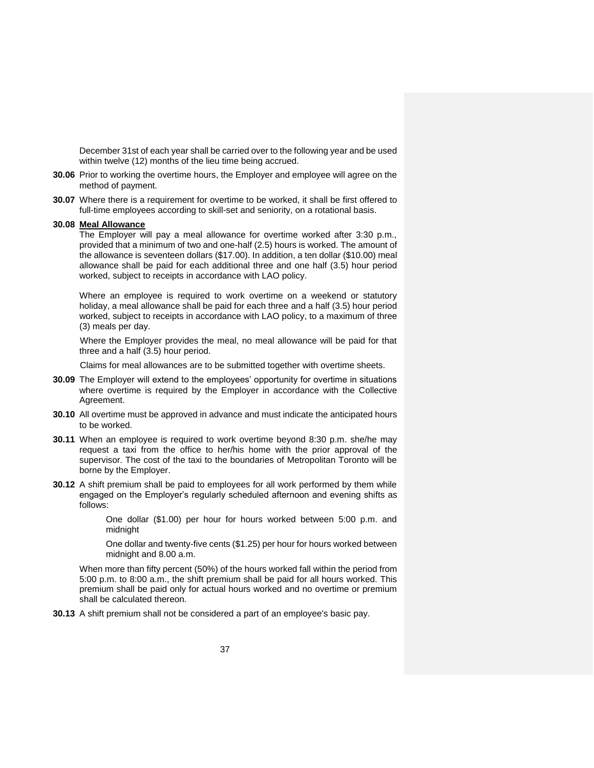December 31st of each year shall be carried over to the following year and be used within twelve (12) months of the lieu time being accrued.

**30.06** Prior to working the overtime hours, the Employer and employee will agree on the method of payment.

**30.07** Where there is a requirement for overtime to be worked, it shall be first offered to full-time employees according to skill-set and seniority, on a rotational basis.

**30.08** **Meal Allowance**

The Employer will pay a meal allowance for overtime worked after 3:30 p.m., provided that a minimum of two and one-half (2.5) hours is worked. The amount of the allowance is seventeen dollars ($17.00). In addition, a ten dollar ($10.00) meal allowance shall be paid for each additional three and one half (3.5) hour period worked, subject to receipts in accordance with LAO policy.

Where an employee is required to work overtime on a weekend or statutory holiday, a meal allowance shall be paid for each three and a half (3.5) hour period worked, subject to receipts in accordance with LAO policy, to a maximum of three (3) meals per day.

Where the Employer provides the meal, no meal allowance will be paid for that three and a half (3.5) hour period.

Claims for meal allowances are to be submitted together with overtime sheets.

**30.09** The Employer will extend to the employees' opportunity for overtime in situations where overtime is required by the Employer in accordance with the Collective Agreement.

**30.10** All overtime must be approved in advance and must indicate the anticipated hours to be worked.

**30.11** When an employee is required to work overtime beyond 8:30 p.m. she/he may request a taxi from the office to her/his home with the prior approval of the supervisor. The cost of the taxi to the boundaries of Metropolitan Toronto will be borne by the Employer.

**30.12** A shift premium shall be paid to employees for all work performed by them while engaged on the Employer's regularly scheduled afternoon and evening shifts as follows:

> One dollar ($1.00) per hour for hours worked between 5:00 p.m. and midnight
>
> One dollar and twenty-five cents ($1.25) per hour for hours worked between midnight and 8.00 a.m.

When more than fifty percent (50%) of the hours worked fall within the period from 5:00 p.m. to 8:00 a.m., the shift premium shall be paid for all hours worked. This premium shall be paid only for actual hours worked and no overtime or premium shall be calculated thereon.

**30.13** A shift premium shall not be considered a part of an employee's basic pay.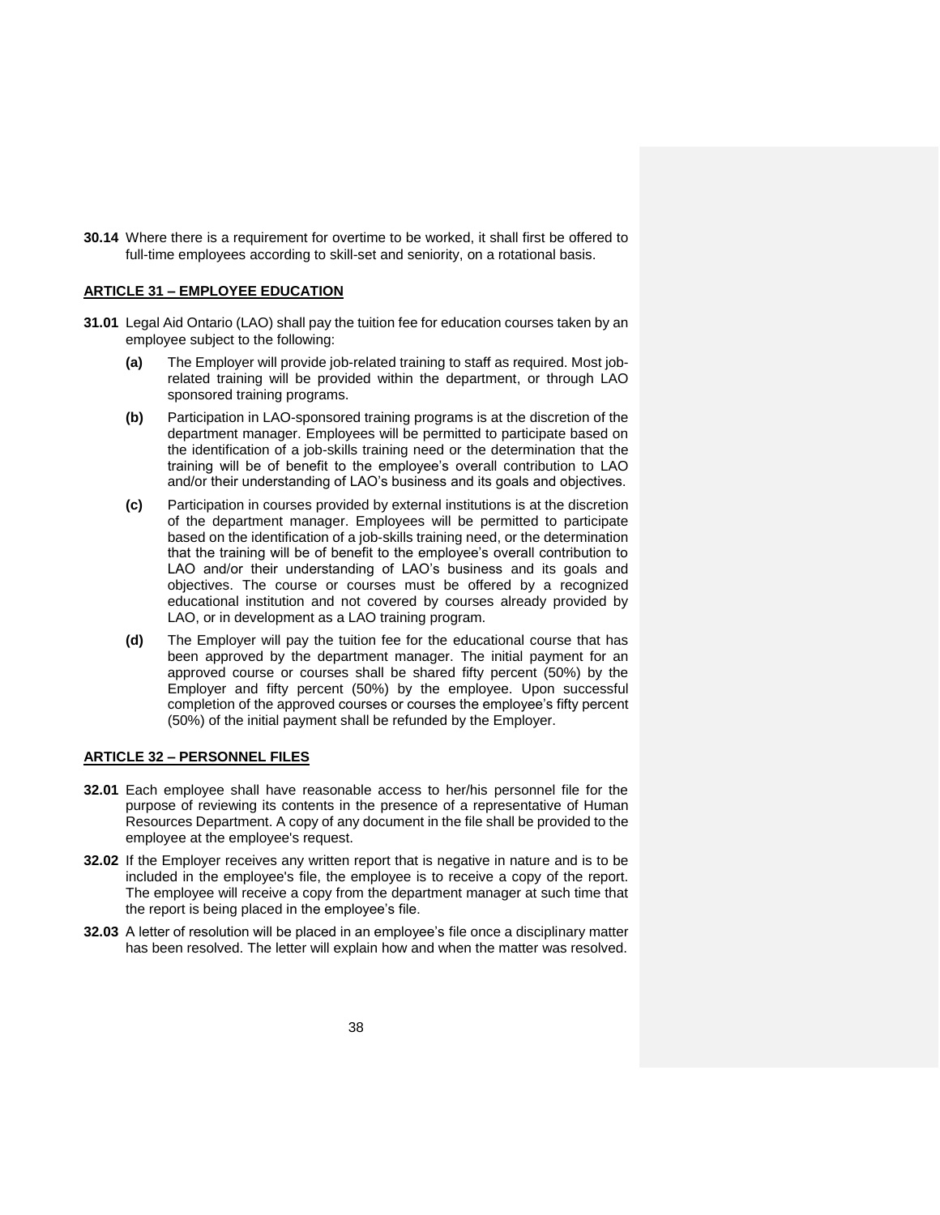**30.14** Where there is a requirement for overtime to be worked, it shall first be offered to full-time employees according to skill-set and seniority, on a rotational basis.

## ARTICLE 31 – EMPLOYEE EDUCATION

**31.01** Legal Aid Ontario (LAO) shall pay the tuition fee for education courses taken by an employee subject to the following:

- **(a)** The Employer will provide job-related training to staff as required. Most job-related training will be provided within the department, or through LAO sponsored training programs.
- **(b)** Participation in LAO-sponsored training programs is at the discretion of the department manager. Employees will be permitted to participate based on the identification of a job-skills training need or the determination that the training will be of benefit to the employee's overall contribution to LAO and/or their understanding of LAO's business and its goals and objectives.
- **(c)** Participation in courses provided by external institutions is at the discretion of the department manager. Employees will be permitted to participate based on the identification of a job-skills training need, or the determination that the training will be of benefit to the employee's overall contribution to LAO and/or their understanding of LAO's business and its goals and objectives. The course or courses must be offered by a recognized educational institution and not covered by courses already provided by LAO, or in development as a LAO training program.
- **(d)** The Employer will pay the tuition fee for the educational course that has been approved by the department manager. The initial payment for an approved course or courses shall be shared fifty percent (50%) by the Employer and fifty percent (50%) by the employee. Upon successful completion of the approved courses or courses the employee's fifty percent (50%) of the initial payment shall be refunded by the Employer.

## ARTICLE 32 – PERSONNEL FILES

**32.01** Each employee shall have reasonable access to her/his personnel file for the purpose of reviewing its contents in the presence of a representative of Human Resources Department. A copy of any document in the file shall be provided to the employee at the employee's request.

**32.02** If the Employer receives any written report that is negative in nature and is to be included in the employee's file, the employee is to receive a copy of the report. The employee will receive a copy from the department manager at such time that the report is being placed in the employee's file.

**32.03** A letter of resolution will be placed in an employee's file once a disciplinary matter has been resolved. The letter will explain how and when the matter was resolved.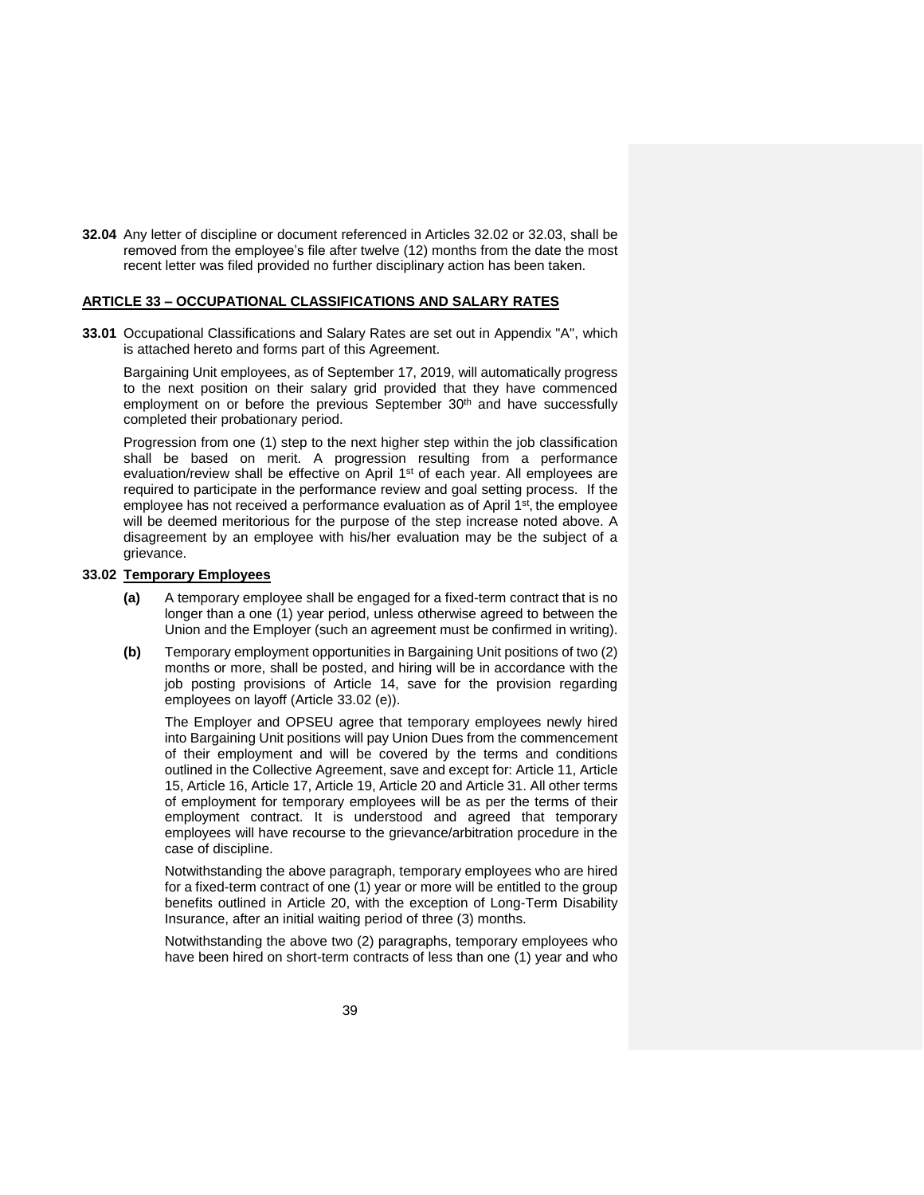**32.04** Any letter of discipline or document referenced in Articles 32.02 or 32.03, shall be removed from the employee's file after twelve (12) months from the date the most recent letter was filed provided no further disciplinary action has been taken.

## ARTICLE 33 – OCCUPATIONAL CLASSIFICATIONS AND SALARY RATES

**33.01** Occupational Classifications and Salary Rates are set out in Appendix "A", which is attached hereto and forms part of this Agreement.

Bargaining Unit employees, as of September 17, 2019, will automatically progress to the next position on their salary grid provided that they have commenced employment on or before the previous September 30th and have successfully completed their probationary period.

Progression from one (1) step to the next higher step within the job classification shall be based on merit. A progression resulting from a performance evaluation/review shall be effective on April 1st of each year. All employees are required to participate in the performance review and goal setting process. If the employee has not received a performance evaluation as of April 1st, the employee will be deemed meritorious for the purpose of the step increase noted above. A disagreement by an employee with his/her evaluation may be the subject of a grievance.

**33.02** **Temporary Employees**

**(a)** A temporary employee shall be engaged for a fixed-term contract that is no longer than a one (1) year period, unless otherwise agreed to between the Union and the Employer (such an agreement must be confirmed in writing).

**(b)** Temporary employment opportunities in Bargaining Unit positions of two (2) months or more, shall be posted, and hiring will be in accordance with the job posting provisions of Article 14, save for the provision regarding employees on layoff (Article 33.02 (e)).

The Employer and OPSEU agree that temporary employees newly hired into Bargaining Unit positions will pay Union Dues from the commencement of their employment and will be covered by the terms and conditions outlined in the Collective Agreement, save and except for: Article 11, Article 15, Article 16, Article 17, Article 19, Article 20 and Article 31. All other terms of employment for temporary employees will be as per the terms of their employment contract. It is understood and agreed that temporary employees will have recourse to the grievance/arbitration procedure in the case of discipline.

Notwithstanding the above paragraph, temporary employees who are hired for a fixed-term contract of one (1) year or more will be entitled to the group benefits outlined in Article 20, with the exception of Long-Term Disability Insurance, after an initial waiting period of three (3) months.

Notwithstanding the above two (2) paragraphs, temporary employees who have been hired on short-term contracts of less than one (1) year and who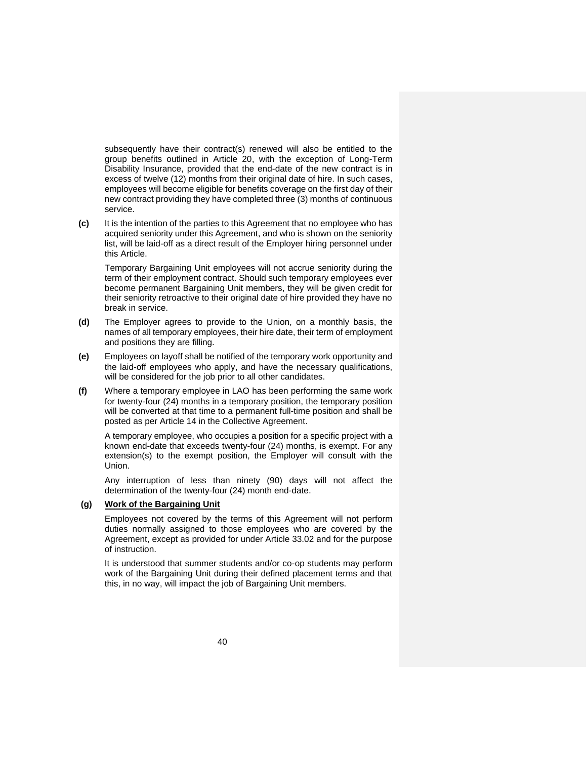subsequently have their contract(s) renewed will also be entitled to the group benefits outlined in Article 20, with the exception of Long-Term Disability Insurance, provided that the end-date of the new contract is in excess of twelve (12) months from their original date of hire. In such cases, employees will become eligible for benefits coverage on the first day of their new contract providing they have completed three (3) months of continuous service.

**(c)** It is the intention of the parties to this Agreement that no employee who has acquired seniority under this Agreement, and who is shown on the seniority list, will be laid-off as a direct result of the Employer hiring personnel under this Article.

Temporary Bargaining Unit employees will not accrue seniority during the term of their employment contract. Should such temporary employees ever become permanent Bargaining Unit members, they will be given credit for their seniority retroactive to their original date of hire provided they have no break in service.

**(d)** The Employer agrees to provide to the Union, on a monthly basis, the names of all temporary employees, their hire date, their term of employment and positions they are filling.

**(e)** Employees on layoff shall be notified of the temporary work opportunity and the laid-off employees who apply, and have the necessary qualifications, will be considered for the job prior to all other candidates.

**(f)** Where a temporary employee in LAO has been performing the same work for twenty-four (24) months in a temporary position, the temporary position will be converted at that time to a permanent full-time position and shall be posted as per Article 14 in the Collective Agreement.

A temporary employee, who occupies a position for a specific project with a known end-date that exceeds twenty-four (24) months, is exempt. For any extension(s) to the exempt position, the Employer will consult with the Union.

Any interruption of less than ninety (90) days will not affect the determination of the twenty-four (24) month end-date.

**(g)** **<u>Work of the Bargaining Unit</u>**

Employees not covered by the terms of this Agreement will not perform duties normally assigned to those employees who are covered by the Agreement, except as provided for under Article 33.02 and for the purpose of instruction.

It is understood that summer students and/or co-op students may perform work of the Bargaining Unit during their defined placement terms and that this, in no way, will impact the job of Bargaining Unit members.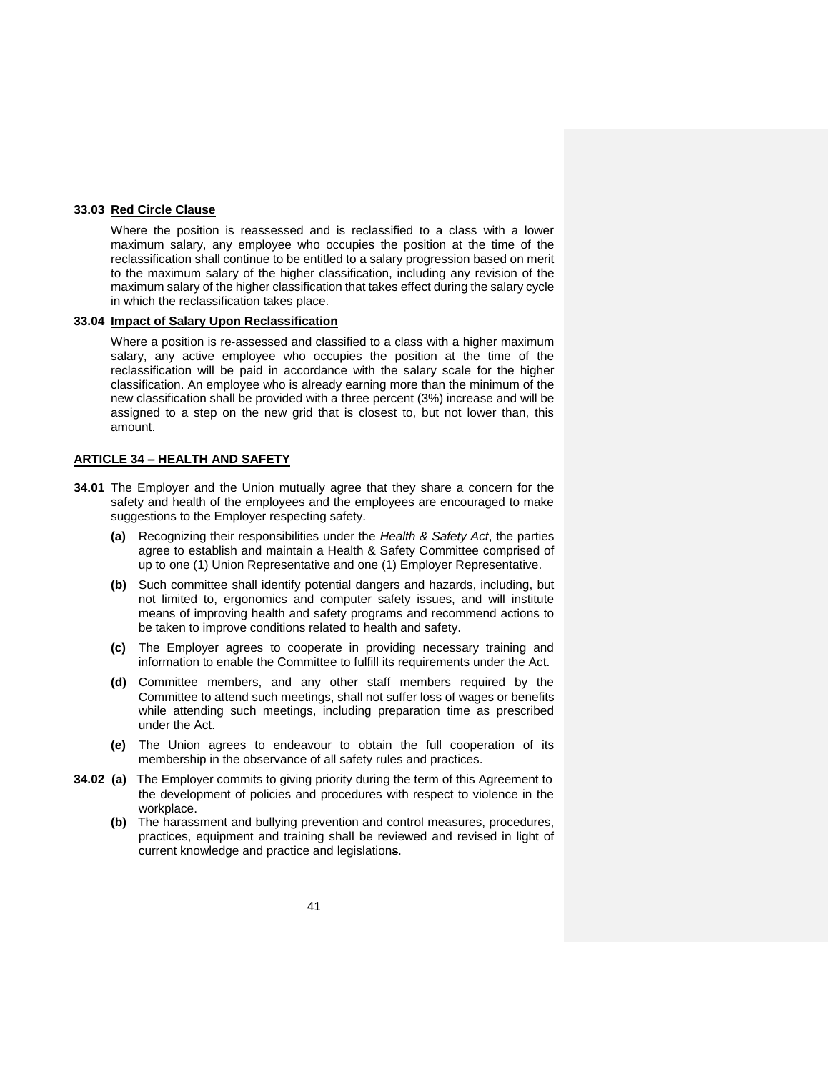### 33.03 Red Circle Clause

Where the position is reassessed and is reclassified to a class with a lower maximum salary, any employee who occupies the position at the time of the reclassification shall continue to be entitled to a salary progression based on merit to the maximum salary of the higher classification, including any revision of the maximum salary of the higher classification that takes effect during the salary cycle in which the reclassification takes place.

### 33.04 Impact of Salary Upon Reclassification

Where a position is re-assessed and classified to a class with a higher maximum salary, any active employee who occupies the position at the time of the reclassification will be paid in accordance with the salary scale for the higher classification. An employee who is already earning more than the minimum of the new classification shall be provided with a three percent (3%) increase and will be assigned to a step on the new grid that is closest to, but not lower than, this amount.

## ARTICLE 34 – HEALTH AND SAFETY

**34.01** The Employer and the Union mutually agree that they share a concern for the safety and health of the employees and the employees are encouraged to make suggestions to the Employer respecting safety.

- **(a)** Recognizing their responsibilities under the *Health & Safety Act*, the parties agree to establish and maintain a Health & Safety Committee comprised of up to one (1) Union Representative and one (1) Employer Representative.
- **(b)** Such committee shall identify potential dangers and hazards, including, but not limited to, ergonomics and computer safety issues, and will institute means of improving health and safety programs and recommend actions to be taken to improve conditions related to health and safety.
- **(c)** The Employer agrees to cooperate in providing necessary training and information to enable the Committee to fulfill its requirements under the Act.
- **(d)** Committee members, and any other staff members required by the Committee to attend such meetings, shall not suffer loss of wages or benefits while attending such meetings, including preparation time as prescribed under the Act.
- **(e)** The Union agrees to endeavour to obtain the full cooperation of its membership in the observance of all safety rules and practices.

**34.02** **(a)** The Employer commits to giving priority during the term of this Agreement to the development of policies and procedures with respect to violence in the workplace.

- **(b)** The harassment and bullying prevention and control measures, procedures, practices, equipment and training shall be reviewed and revised in light of current knowledge and practice and legislations.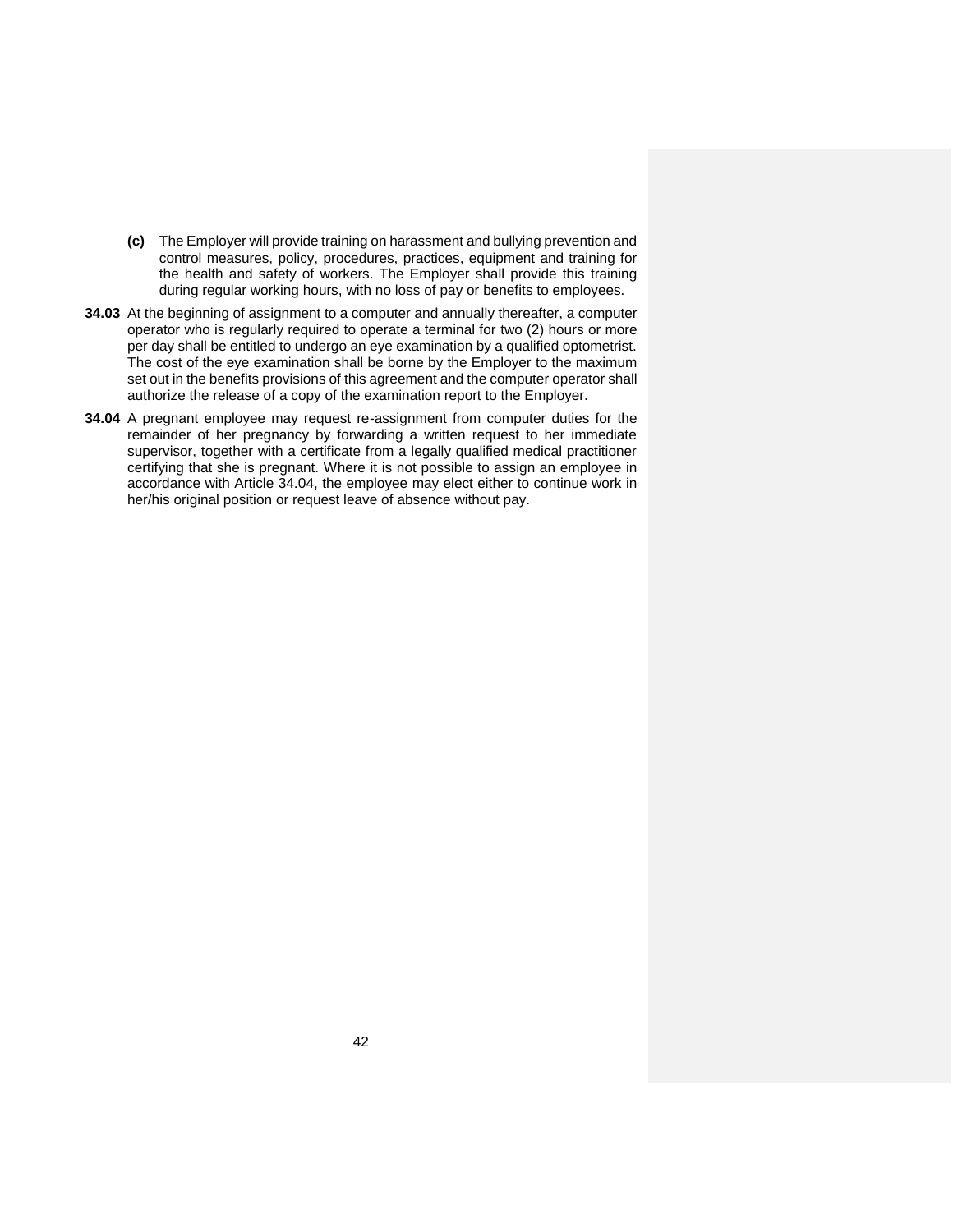**(c)** The Employer will provide training on harassment and bullying prevention and control measures, policy, procedures, practices, equipment and training for the health and safety of workers. The Employer shall provide this training during regular working hours, with no loss of pay or benefits to employees.

**34.03** At the beginning of assignment to a computer and annually thereafter, a computer operator who is regularly required to operate a terminal for two (2) hours or more per day shall be entitled to undergo an eye examination by a qualified optometrist. The cost of the eye examination shall be borne by the Employer to the maximum set out in the benefits provisions of this agreement and the computer operator shall authorize the release of a copy of the examination report to the Employer.

**34.04** A pregnant employee may request re-assignment from computer duties for the remainder of her pregnancy by forwarding a written request to her immediate supervisor, together with a certificate from a legally qualified medical practitioner certifying that she is pregnant. Where it is not possible to assign an employee in accordance with Article 34.04, the employee may elect either to continue work in her/his original position or request leave of absence without pay.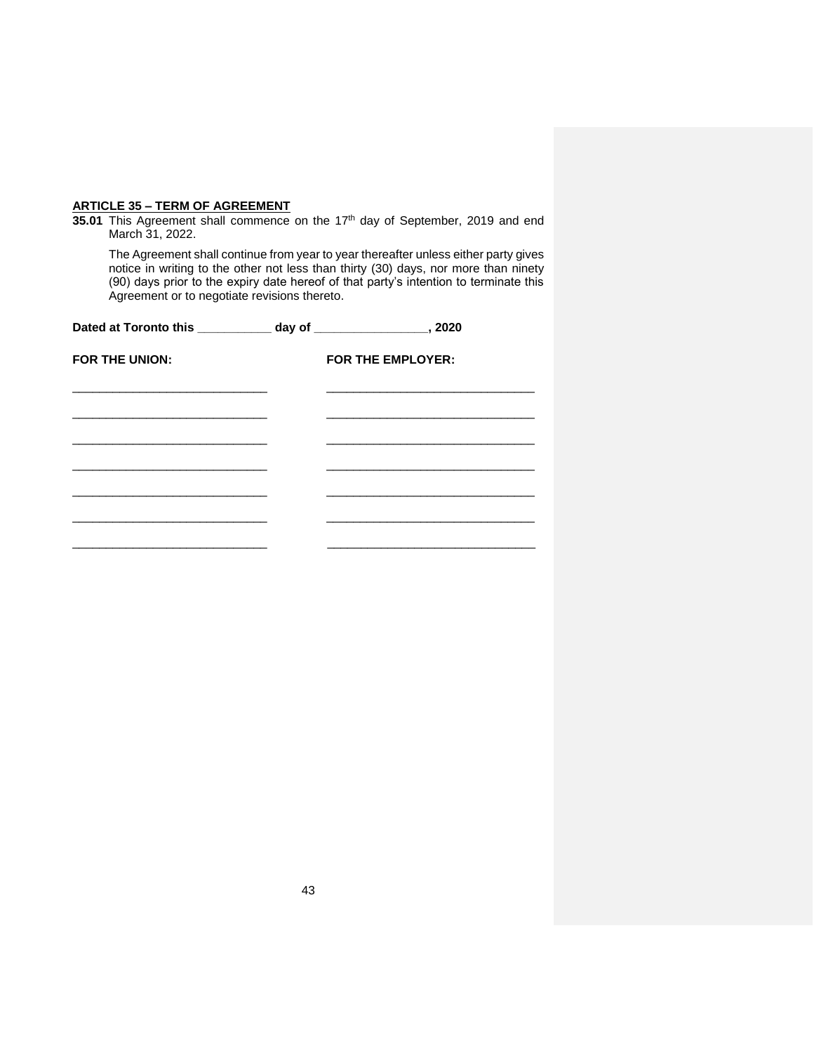## ARTICLE 35 – TERM OF AGREEMENT

**35.01** This Agreement shall commence on the 17th day of September, 2019 and end March 31, 2022.

The Agreement shall continue from year to year thereafter unless either party gives notice in writing to the other not less than thirty (30) days, nor more than ninety (90) days prior to the expiry date hereof of that party's intention to terminate this Agreement or to negotiate revisions thereto.

**Dated at Toronto this ___________ day of ________________, 2020**

| **FOR THE UNION:** | **FOR THE EMPLOYER:** |
|---|---|
| _____________________________ | _____________________________ |
| _____________________________ | _____________________________ |
| _____________________________ | _____________________________ |
| _____________________________ | _____________________________ |
| _____________________________ | _____________________________ |
| _____________________________ | _____________________________ |
| _____________________________ | _____________________________ |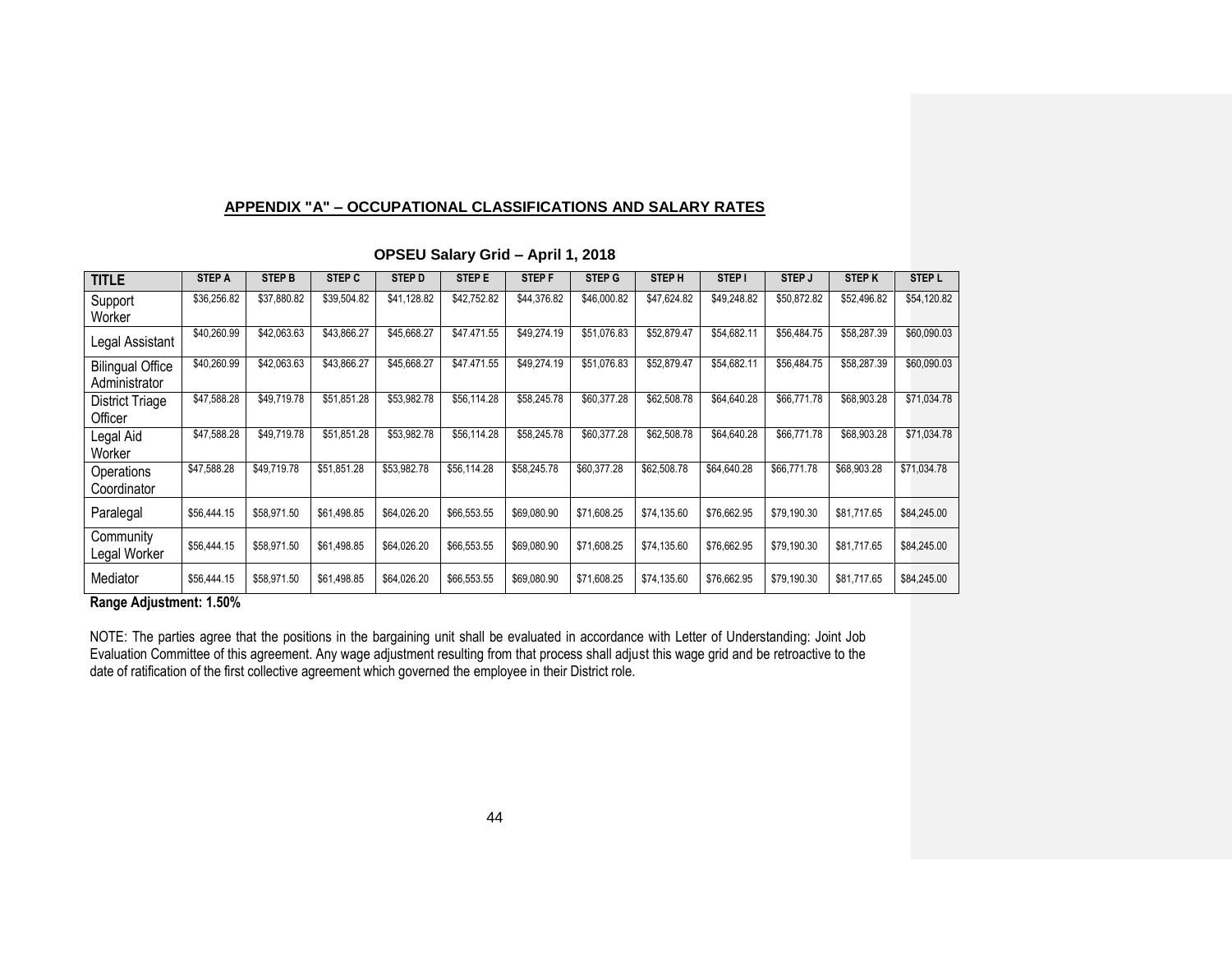## APPENDIX "A" – OCCUPATIONAL CLASSIFICATIONS AND SALARY RATES

### OPSEU Salary Grid – April 1, 2018

| TITLE | STEP A | STEP B | STEP C | STEP D | STEP E | STEP F | STEP G | STEP H | STEP I | STEP J | STEP K | STEP L |
|---|---|---|---|---|---|---|---|---|---|---|---|---|
| Support Worker | $36,256.82 | $37,880.82 | $39,504.82 | $41,128.82 | $42,752.82 | $44,376.82 | $46,000.82 | $47,624.82 | $49,248.82 | $50,872.82 | $52,496.82 | $54,120.82 |
| Legal Assistant | $40,260.99 | $42,063.63 | $43,866.27 | $45,668.27 | $47.471.55 | $49,274.19 | $51,076.83 | $52,879.47 | $54,682.11 | $56,484.75 | $58,287.39 | $60,090.03 |
| Bilingual Office Administrator | $40,260.99 | $42,063.63 | $43,866.27 | $45,668.27 | $47.471.55 | $49,274.19 | $51,076.83 | $52,879.47 | $54,682.11 | $56,484.75 | $58,287.39 | $60,090.03 |
| District Triage Officer | $47,588.28 | $49,719.78 | $51,851.28 | $53,982.78 | $56,114.28 | $58,245.78 | $60,377.28 | $62,508.78 | $64,640.28 | $66,771.78 | $68,903.28 | $71,034.78 |
| Legal Aid Worker | $47,588.28 | $49,719.78 | $51,851.28 | $53,982.78 | $56,114.28 | $58,245.78 | $60,377.28 | $62,508.78 | $64,640.28 | $66,771.78 | $68,903.28 | $71,034.78 |
| Operations Coordinator | $47,588.28 | $49,719.78 | $51,851.28 | $53,982.78 | $56,114.28 | $58,245.78 | $60,377.28 | $62,508.78 | $64,640.28 | $66,771.78 | $68,903.28 | $71,034.78 |
| Paralegal | $56,444.15 | $58,971.50 | $61,498.85 | $64,026.20 | $66,553.55 | $69,080.90 | $71,608.25 | $74,135.60 | $76,662.95 | $79,190.30 | $81,717.65 | $84,245.00 |
| Community Legal Worker | $56,444.15 | $58,971.50 | $61,498.85 | $64,026.20 | $66,553.55 | $69,080.90 | $71,608.25 | $74,135.60 | $76,662.95 | $79,190.30 | $81,717.65 | $84,245.00 |
| Mediator | $56,444.15 | $58,971.50 | $61,498.85 | $64,026.20 | $66,553.55 | $69,080.90 | $71,608.25 | $74,135.60 | $76,662.95 | $79,190.30 | $81,717.65 | $84,245.00 |

**Range Adjustment: 1.50%**

NOTE: The parties agree that the positions in the bargaining unit shall be evaluated in accordance with Letter of Understanding: Joint Job Evaluation Committee of this agreement. Any wage adjustment resulting from that process shall adjust this wage grid and be retroactive to the date of ratification of the first collective agreement which governed the employee in their District role.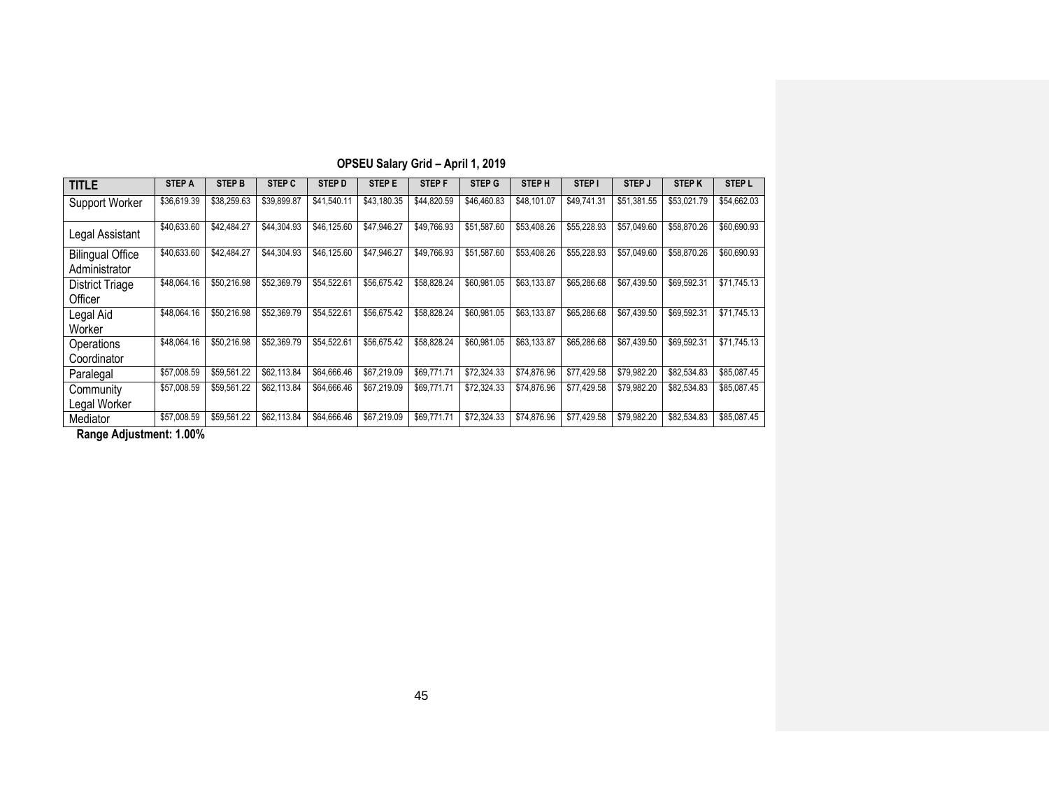**OPSEU Salary Grid – April 1, 2019**

| TITLE | STEP A | STEP B | STEP C | STEP D | STEP E | STEP F | STEP G | STEP H | STEP I | STEP J | STEP K | STEP L |
|---|---|---|---|---|---|---|---|---|---|---|---|---|
| Support Worker | $36,619.39 | $38,259.63 | $39,899.87 | $41,540.11 | $43,180.35 | $44,820.59 | $46,460.83 | $48,101.07 | $49,741.31 | $51,381.55 | $53,021.79 | $54,662.03 |
| Legal Assistant | $40,633.60 | $42,484.27 | $44,304.93 | $46,125.60 | $47,946.27 | $49,766.93 | $51,587.60 | $53,408.26 | $55,228.93 | $57,049.60 | $58,870.26 | $60,690.93 |
| Bilingual Office Administrator | $40,633.60 | $42,484.27 | $44,304.93 | $46,125.60 | $47,946.27 | $49,766.93 | $51,587.60 | $53,408.26 | $55,228.93 | $57,049.60 | $58,870.26 | $60,690.93 |
| District Triage Officer | $48,064.16 | $50,216.98 | $52,369.79 | $54,522.61 | $56,675.42 | $58,828.24 | $60,981.05 | $63,133.87 | $65,286.68 | $67,439.50 | $69,592.31 | $71,745.13 |
| Legal Aid Worker | $48,064.16 | $50,216.98 | $52,369.79 | $54,522.61 | $56,675.42 | $58,828.24 | $60,981.05 | $63,133.87 | $65,286.68 | $67,439.50 | $69,592.31 | $71,745.13 |
| Operations Coordinator | $48,064.16 | $50,216.98 | $52,369.79 | $54,522.61 | $56,675.42 | $58,828.24 | $60,981.05 | $63,133.87 | $65,286.68 | $67,439.50 | $69,592.31 | $71,745.13 |
| Paralegal | $57,008.59 | $59,561.22 | $62,113.84 | $64,666.46 | $67,219.09 | $69,771.71 | $72,324.33 | $74,876.96 | $77,429.58 | $79,982.20 | $82,534.83 | $85,087.45 |
| Community Legal Worker | $57,008.59 | $59,561.22 | $62,113.84 | $64,666.46 | $67,219.09 | $69,771.71 | $72,324.33 | $74,876.96 | $77,429.58 | $79,982.20 | $82,534.83 | $85,087.45 |
| Mediator | $57,008.59 | $59,561.22 | $62,113.84 | $64,666.46 | $67,219.09 | $69,771.71 | $72,324.33 | $74,876.96 | $77,429.58 | $79,982.20 | $82,534.83 | $85,087.45 |

**Range Adjustment: 1.00%**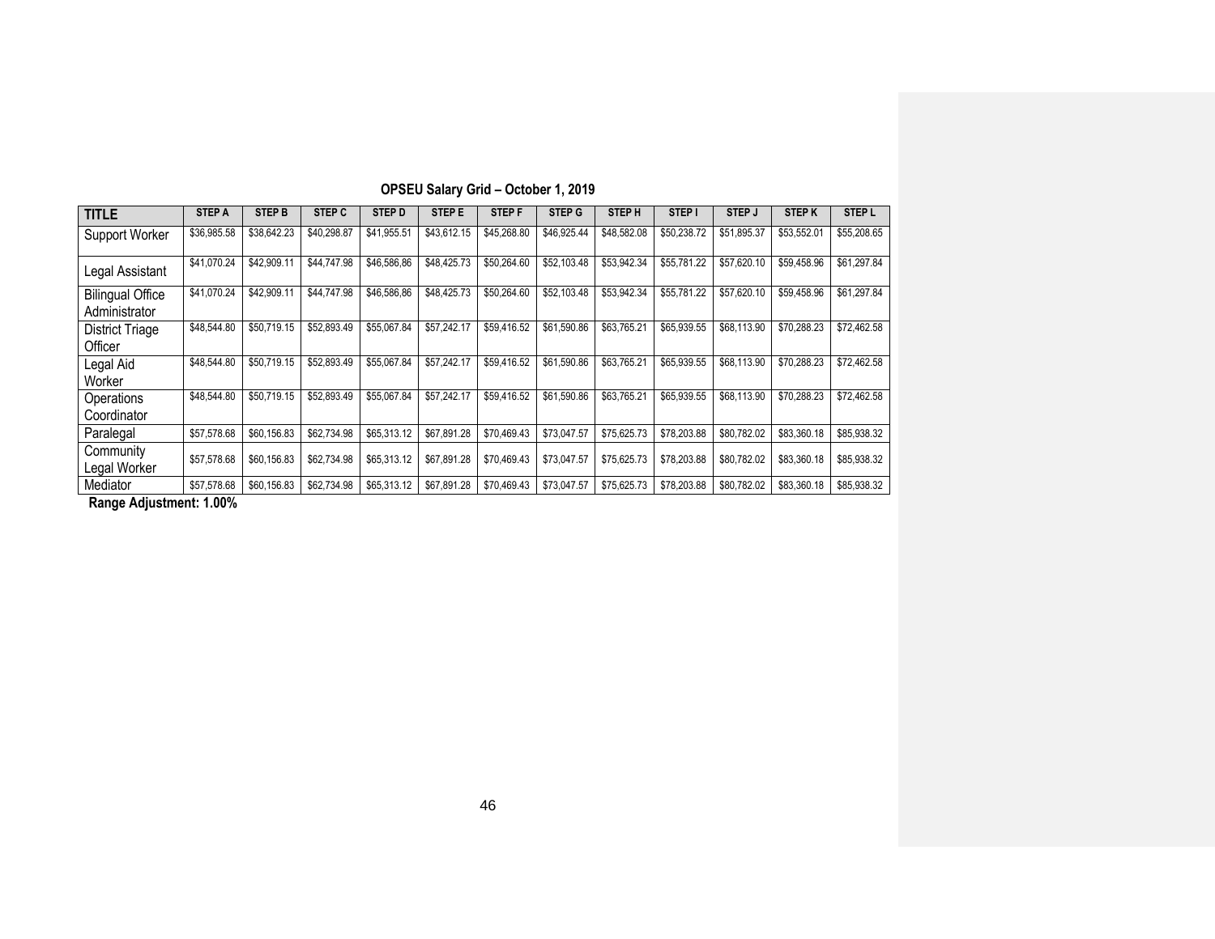**OPSEU Salary Grid – October 1, 2019**

| TITLE | STEP A | STEP B | STEP C | STEP D | STEP E | STEP F | STEP G | STEP H | STEP I | STEP J | STEP K | STEP L |
|---|---|---|---|---|---|---|---|---|---|---|---|---|
| Support Worker | $36,985.58 | $38,642.23 | $40,298.87 | $41,955.51 | $43,612.15 | $45,268.80 | $46,925.44 | $48,582.08 | $50,238.72 | $51,895.37 | $53,552.01 | $55,208.65 |
| Legal Assistant | $41,070.24 | $42,909.11 | $44,747.98 | $46,586,86 | $48,425.73 | $50,264.60 | $52,103.48 | $53,942.34 | $55,781.22 | $57,620.10 | $59,458.96 | $61,297.84 |
| Bilingual Office Administrator | $41,070.24 | $42,909.11 | $44,747.98 | $46,586,86 | $48,425.73 | $50,264.60 | $52,103.48 | $53,942.34 | $55,781.22 | $57,620.10 | $59,458.96 | $61,297.84 |
| District Triage Officer | $48,544.80 | $50,719.15 | $52,893.49 | $55,067.84 | $57,242.17 | $59,416.52 | $61,590.86 | $63,765.21 | $65,939.55 | $68,113.90 | $70,288.23 | $72,462.58 |
| Legal Aid Worker | $48,544.80 | $50,719.15 | $52,893.49 | $55,067.84 | $57,242.17 | $59,416.52 | $61,590.86 | $63,765.21 | $65,939.55 | $68,113.90 | $70,288.23 | $72,462.58 |
| Operations Coordinator | $48,544.80 | $50,719.15 | $52,893.49 | $55,067.84 | $57,242.17 | $59,416.52 | $61,590.86 | $63,765.21 | $65,939.55 | $68,113.90 | $70,288.23 | $72,462.58 |
| Paralegal | $57,578.68 | $60,156.83 | $62,734.98 | $65,313.12 | $67,891.28 | $70,469.43 | $73,047.57 | $75,625.73 | $78,203.88 | $80,782.02 | $83,360.18 | $85,938.32 |
| Community Legal Worker | $57,578.68 | $60,156.83 | $62,734.98 | $65,313.12 | $67,891.28 | $70,469.43 | $73,047.57 | $75,625.73 | $78,203.88 | $80,782.02 | $83,360.18 | $85,938.32 |
| Mediator | $57,578.68 | $60,156.83 | $62,734.98 | $65,313.12 | $67,891.28 | $70,469.43 | $73,047.57 | $75,625.73 | $78,203.88 | $80,782.02 | $83,360.18 | $85,938.32 |

**Range Adjustment: 1.00%**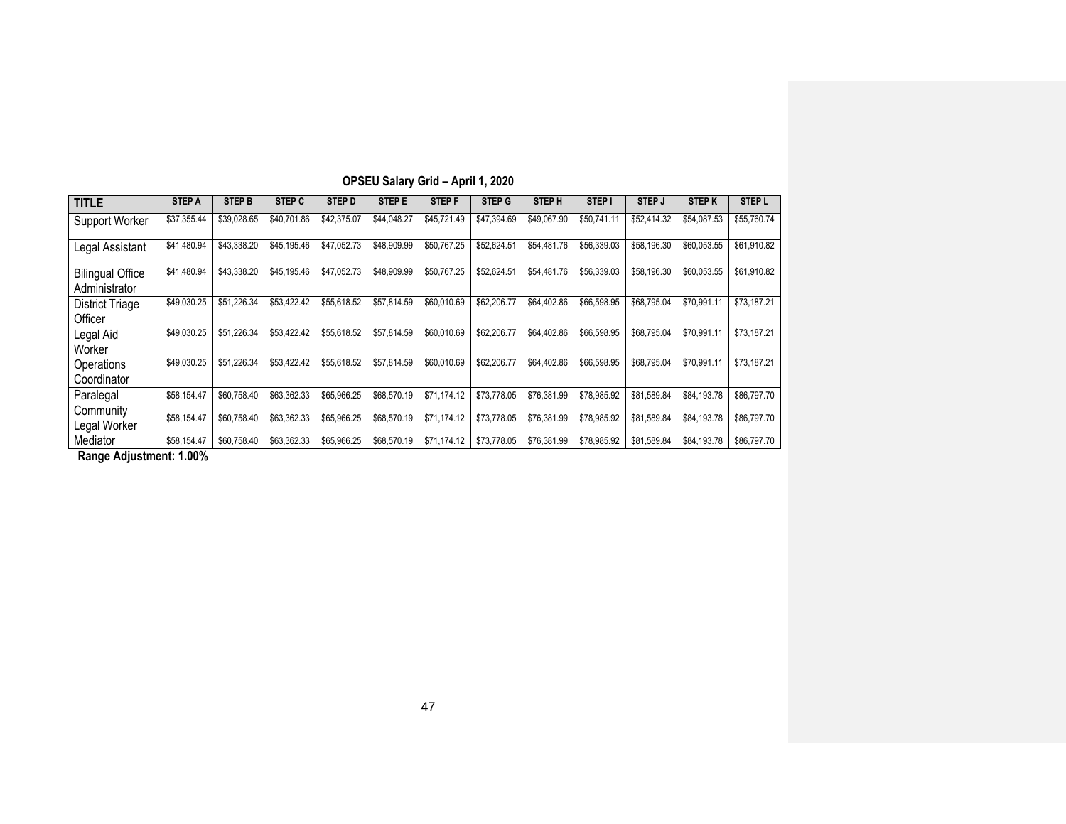**OPSEU Salary Grid – April 1, 2020**

| TITLE | STEP A | STEP B | STEP C | STEP D | STEP E | STEP F | STEP G | STEP H | STEP I | STEP J | STEP K | STEP L |
|---|---|---|---|---|---|---|---|---|---|---|---|---|
| Support Worker | $37,355.44 | $39,028.65 | $40,701.86 | $42,375.07 | $44,048.27 | $45,721.49 | $47,394.69 | $49,067.90 | $50,741.11 | $52,414.32 | $54,087.53 | $55,760.74 |
| Legal Assistant | $41,480.94 | $43,338.20 | $45,195.46 | $47,052.73 | $48,909.99 | $50,767.25 | $52,624.51 | $54,481.76 | $56,339.03 | $58,196.30 | $60,053.55 | $61,910.82 |
| Bilingual Office Administrator | $41,480.94 | $43,338.20 | $45,195.46 | $47,052.73 | $48,909.99 | $50,767.25 | $52,624.51 | $54,481.76 | $56,339.03 | $58,196.30 | $60,053.55 | $61,910.82 |
| District Triage Officer | $49,030.25 | $51,226.34 | $53,422.42 | $55,618.52 | $57,814.59 | $60,010.69 | $62,206.77 | $64,402.86 | $66,598.95 | $68,795.04 | $70,991.11 | $73,187.21 |
| Legal Aid Worker | $49,030.25 | $51,226.34 | $53,422.42 | $55,618.52 | $57,814.59 | $60,010.69 | $62,206.77 | $64,402.86 | $66,598.95 | $68,795.04 | $70,991.11 | $73,187.21 |
| Operations Coordinator | $49,030.25 | $51,226.34 | $53,422.42 | $55,618.52 | $57,814.59 | $60,010.69 | $62,206.77 | $64,402.86 | $66,598.95 | $68,795.04 | $70,991.11 | $73,187.21 |
| Paralegal | $58,154.47 | $60,758.40 | $63,362.33 | $65,966.25 | $68,570.19 | $71,174.12 | $73,778.05 | $76,381.99 | $78,985.92 | $81,589.84 | $84,193.78 | $86,797.70 |
| Community Legal Worker | $58,154.47 | $60,758.40 | $63,362.33 | $65,966.25 | $68,570.19 | $71,174.12 | $73,778.05 | $76,381.99 | $78,985.92 | $81,589.84 | $84,193.78 | $86,797.70 |
| Mediator | $58,154.47 | $60,758.40 | $63,362.33 | $65,966.25 | $68,570.19 | $71,174.12 | $73,778.05 | $76,381.99 | $78,985.92 | $81,589.84 | $84,193.78 | $86,797.70 |

**Range Adjustment: 1.00%**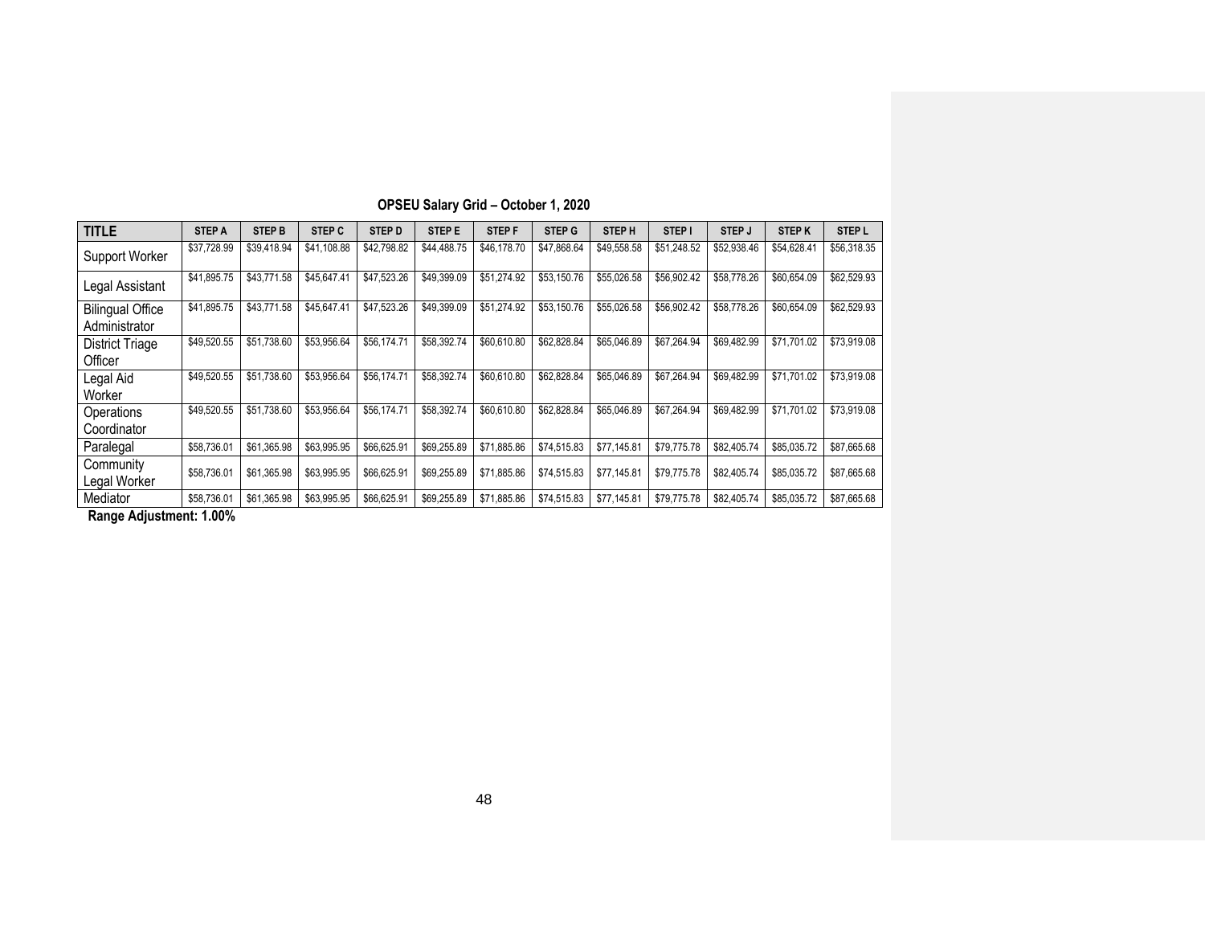**OPSEU Salary Grid – October 1, 2020**

| TITLE | STEP A | STEP B | STEP C | STEP D | STEP E | STEP F | STEP G | STEP H | STEP I | STEP J | STEP K | STEP L |
|---|---|---|---|---|---|---|---|---|---|---|---|---|
| Support Worker | $37,728.99 | $39,418.94 | $41,108.88 | $42,798.82 | $44,488.75 | $46,178.70 | $47,868.64 | $49,558.58 | $51,248.52 | $52,938.46 | $54,628.41 | $56,318.35 |
| Legal Assistant | $41,895.75 | $43,771.58 | $45,647.41 | $47,523.26 | $49,399.09 | $51,274.92 | $53,150.76 | $55,026.58 | $56,902.42 | $58,778.26 | $60,654.09 | $62,529.93 |
| Bilingual Office Administrator | $41,895.75 | $43,771.58 | $45,647.41 | $47,523.26 | $49,399.09 | $51,274.92 | $53,150.76 | $55,026.58 | $56,902.42 | $58,778.26 | $60,654.09 | $62,529.93 |
| District Triage Officer | $49,520.55 | $51,738.60 | $53,956.64 | $56,174.71 | $58,392.74 | $60,610.80 | $62,828.84 | $65,046.89 | $67,264.94 | $69,482.99 | $71,701.02 | $73,919.08 |
| Legal Aid Worker | $49,520.55 | $51,738.60 | $53,956.64 | $56,174.71 | $58,392.74 | $60,610.80 | $62,828.84 | $65,046.89 | $67,264.94 | $69,482.99 | $71,701.02 | $73,919.08 |
| Operations Coordinator | $49,520.55 | $51,738.60 | $53,956.64 | $56,174.71 | $58,392.74 | $60,610.80 | $62,828.84 | $65,046.89 | $67,264.94 | $69,482.99 | $71,701.02 | $73,919.08 |
| Paralegal | $58,736.01 | $61,365.98 | $63,995.95 | $66,625.91 | $69,255.89 | $71,885.86 | $74,515.83 | $77,145.81 | $79,775.78 | $82,405.74 | $85,035.72 | $87,665.68 |
| Community Legal Worker | $58,736.01 | $61,365.98 | $63,995.95 | $66,625.91 | $69,255.89 | $71,885.86 | $74,515.83 | $77,145.81 | $79,775.78 | $82,405.74 | $85,035.72 | $87,665.68 |
| Mediator | $58,736.01 | $61,365.98 | $63,995.95 | $66,625.91 | $69,255.89 | $71,885.86 | $74,515.83 | $77,145.81 | $79,775.78 | $82,405.74 | $85,035.72 | $87,665.68 |

**Range Adjustment: 1.00%**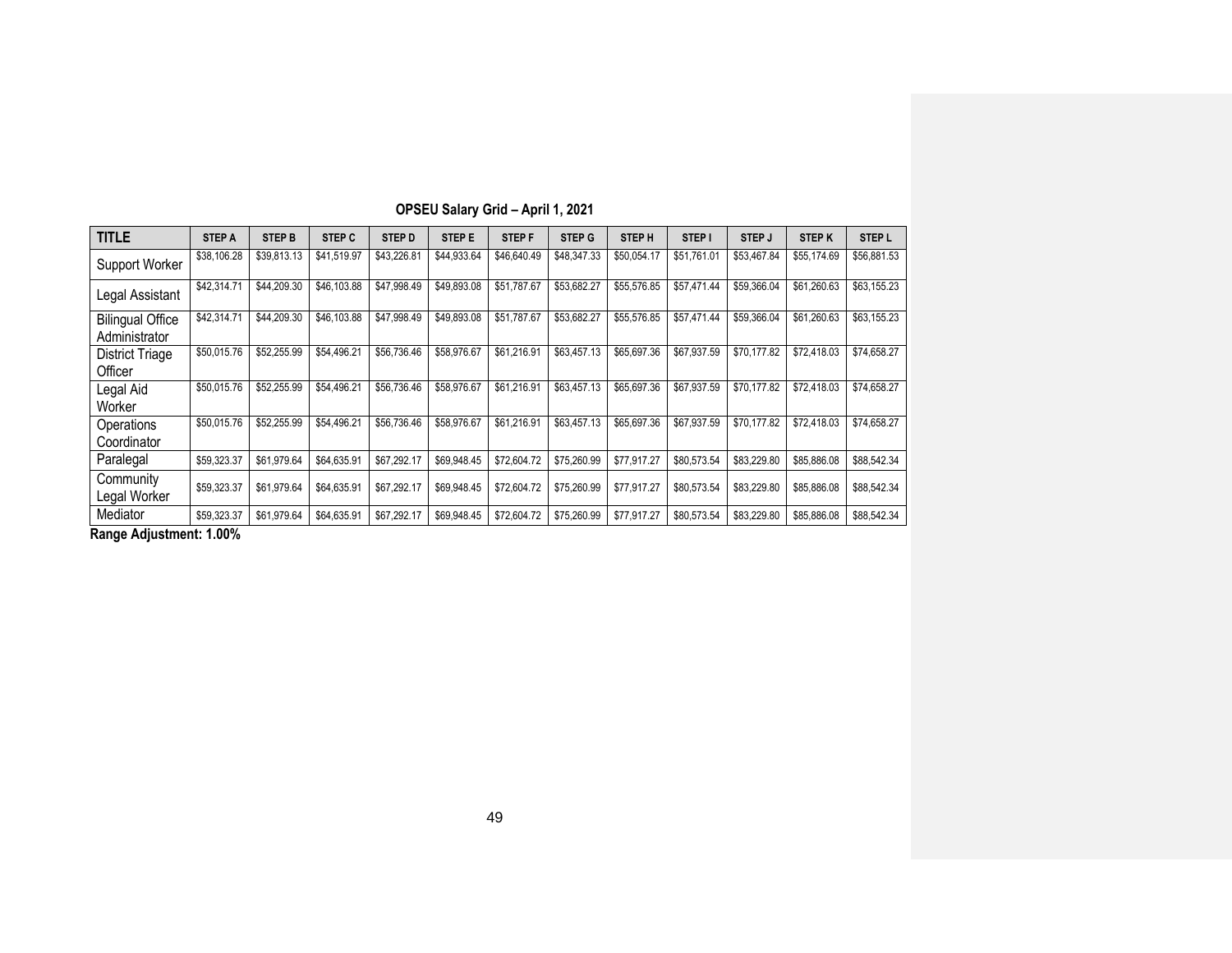**OPSEU Salary Grid – April 1, 2021**

| TITLE | STEP A | STEP B | STEP C | STEP D | STEP E | STEP F | STEP G | STEP H | STEP I | STEP J | STEP K | STEP L |
|---|---|---|---|---|---|---|---|---|---|---|---|---|
| Support Worker | $38,106.28 | $39,813.13 | $41,519.97 | $43,226.81 | $44,933.64 | $46,640.49 | $48,347.33 | $50,054.17 | $51,761.01 | $53,467.84 | $55,174.69 | $56,881.53 |
| Legal Assistant | $42,314.71 | $44,209.30 | $46,103.88 | $47,998.49 | $49,893.08 | $51,787.67 | $53,682.27 | $55,576.85 | $57,471.44 | $59,366.04 | $61,260.63 | $63,155.23 |
| Bilingual Office Administrator | $42,314.71 | $44,209.30 | $46,103.88 | $47,998.49 | $49,893.08 | $51,787.67 | $53,682.27 | $55,576.85 | $57,471.44 | $59,366.04 | $61,260.63 | $63,155.23 |
| District Triage Officer | $50,015.76 | $52,255.99 | $54,496.21 | $56,736.46 | $58,976.67 | $61,216.91 | $63,457.13 | $65,697.36 | $67,937.59 | $70,177.82 | $72,418.03 | $74,658.27 |
| Legal Aid Worker | $50,015.76 | $52,255.99 | $54,496.21 | $56,736.46 | $58,976.67 | $61,216.91 | $63,457.13 | $65,697.36 | $67,937.59 | $70,177.82 | $72,418.03 | $74,658.27 |
| Operations Coordinator | $50,015.76 | $52,255.99 | $54,496.21 | $56,736.46 | $58,976.67 | $61,216.91 | $63,457.13 | $65,697.36 | $67,937.59 | $70,177.82 | $72,418.03 | $74,658.27 |
| Paralegal | $59,323.37 | $61,979.64 | $64,635.91 | $67,292.17 | $69,948.45 | $72,604.72 | $75,260.99 | $77,917.27 | $80,573.54 | $83,229.80 | $85,886.08 | $88,542.34 |
| Community Legal Worker | $59,323.37 | $61,979.64 | $64,635.91 | $67,292.17 | $69,948.45 | $72,604.72 | $75,260.99 | $77,917.27 | $80,573.54 | $83,229.80 | $85,886.08 | $88,542.34 |
| Mediator | $59,323.37 | $61,979.64 | $64,635.91 | $67,292.17 | $69,948.45 | $72,604.72 | $75,260.99 | $77,917.27 | $80,573.54 | $83,229.80 | $85,886.08 | $88,542.34 |

**Range Adjustment: 1.00%**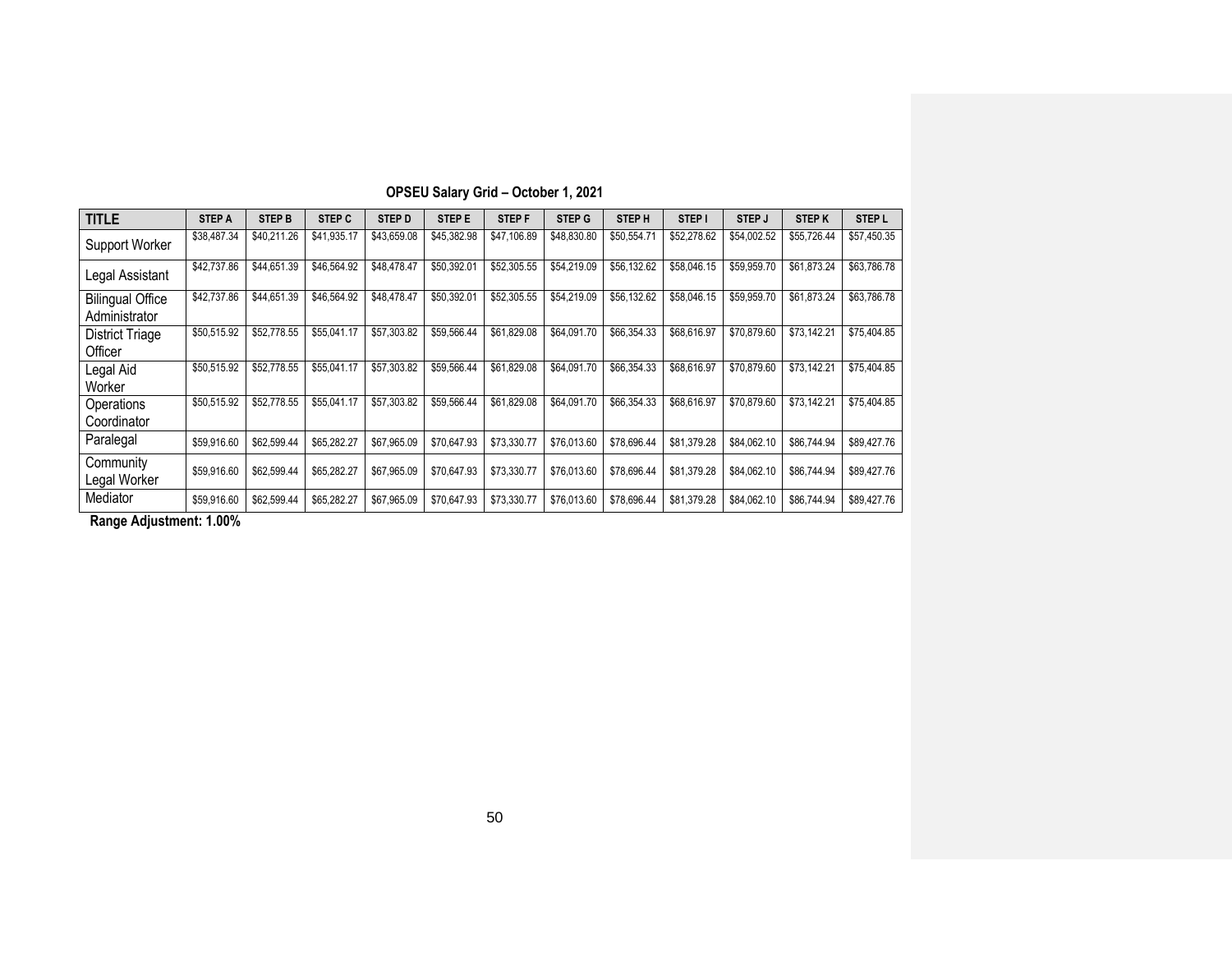**OPSEU Salary Grid – October 1, 2021**

| TITLE | STEP A | STEP B | STEP C | STEP D | STEP E | STEP F | STEP G | STEP H | STEP I | STEP J | STEP K | STEP L |
|---|---|---|---|---|---|---|---|---|---|---|---|---|
| Support Worker | $38,487.34 | $40,211.26 | $41,935.17 | $43,659.08 | $45,382.98 | $47,106.89 | $48,830.80 | $50,554.71 | $52,278.62 | $54,002.52 | $55,726.44 | $57,450.35 |
| Legal Assistant | $42,737.86 | $44,651.39 | $46,564.92 | $48,478.47 | $50,392.01 | $52,305.55 | $54,219.09 | $56,132.62 | $58,046.15 | $59,959.70 | $61,873.24 | $63,786.78 |
| Bilingual Office Administrator | $42,737.86 | $44,651.39 | $46,564.92 | $48,478.47 | $50,392.01 | $52,305.55 | $54,219.09 | $56,132.62 | $58,046.15 | $59,959.70 | $61,873.24 | $63,786.78 |
| District Triage Officer | $50,515.92 | $52,778.55 | $55,041.17 | $57,303.82 | $59,566.44 | $61,829.08 | $64,091.70 | $66,354.33 | $68,616.97 | $70,879.60 | $73,142.21 | $75,404.85 |
| Legal Aid Worker | $50,515.92 | $52,778.55 | $55,041.17 | $57,303.82 | $59,566.44 | $61,829.08 | $64,091.70 | $66,354.33 | $68,616.97 | $70,879.60 | $73,142.21 | $75,404.85 |
| Operations Coordinator | $50,515.92 | $52,778.55 | $55,041.17 | $57,303.82 | $59,566.44 | $61,829.08 | $64,091.70 | $66,354.33 | $68,616.97 | $70,879.60 | $73,142.21 | $75,404.85 |
| Paralegal | $59,916.60 | $62,599.44 | $65,282.27 | $67,965.09 | $70,647.93 | $73,330.77 | $76,013.60 | $78,696.44 | $81,379.28 | $84,062.10 | $86,744.94 | $89,427.76 |
| Community Legal Worker | $59,916.60 | $62,599.44 | $65,282.27 | $67,965.09 | $70,647.93 | $73,330.77 | $76,013.60 | $78,696.44 | $81,379.28 | $84,062.10 | $86,744.94 | $89,427.76 |
| Mediator | $59,916.60 | $62,599.44 | $65,282.27 | $67,965.09 | $70,647.93 | $73,330.77 | $76,013.60 | $78,696.44 | $81,379.28 | $84,062.10 | $86,744.94 | $89,427.76 |

**Range Adjustment: 1.00%**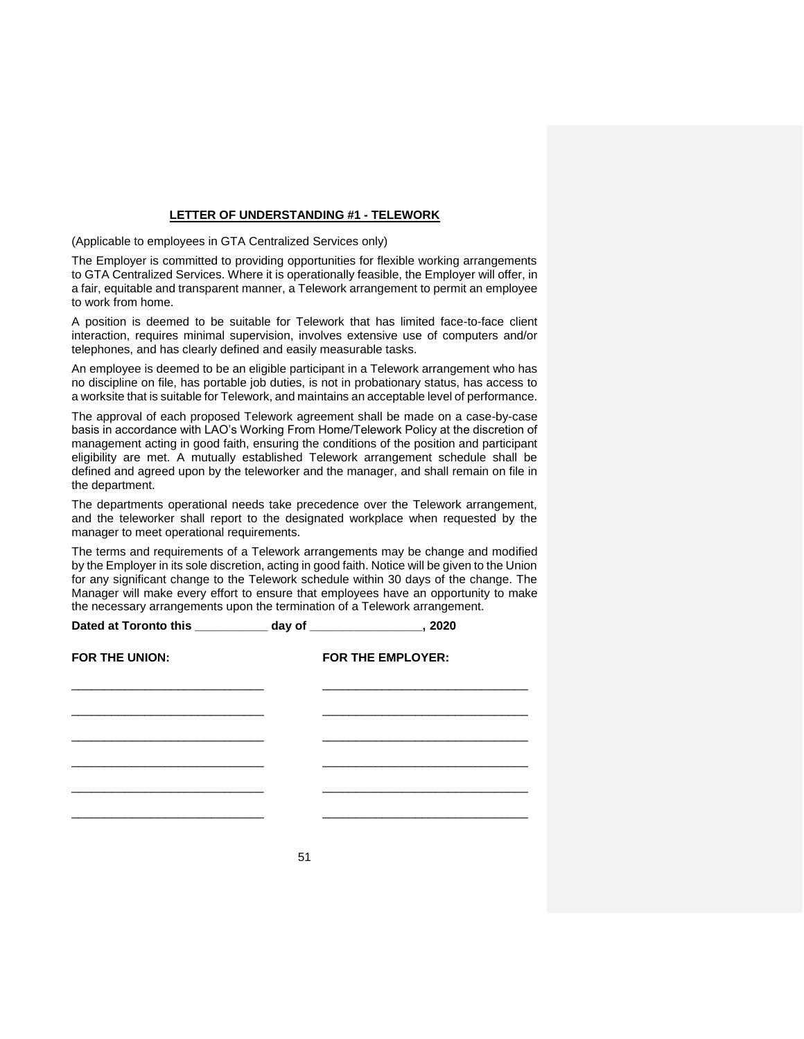## LETTER OF UNDERSTANDING #1 - TELEWORK

(Applicable to employees in GTA Centralized Services only)

The Employer is committed to providing opportunities for flexible working arrangements to GTA Centralized Services. Where it is operationally feasible, the Employer will offer, in a fair, equitable and transparent manner, a Telework arrangement to permit an employee to work from home.

A position is deemed to be suitable for Telework that has limited face-to-face client interaction, requires minimal supervision, involves extensive use of computers and/or telephones, and has clearly defined and easily measurable tasks.

An employee is deemed to be an eligible participant in a Telework arrangement who has no discipline on file, has portable job duties, is not in probationary status, has access to a worksite that is suitable for Telework, and maintains an acceptable level of performance.

The approval of each proposed Telework agreement shall be made on a case-by-case basis in accordance with LAO's Working From Home/Telework Policy at the discretion of management acting in good faith, ensuring the conditions of the position and participant eligibility are met. A mutually established Telework arrangement schedule shall be defined and agreed upon by the teleworker and the manager, and shall remain on file in the department.

The departments operational needs take precedence over the Telework arrangement, and the teleworker shall report to the designated workplace when requested by the manager to meet operational requirements.

The terms and requirements of a Telework arrangements may be change and modified by the Employer in its sole discretion, acting in good faith. Notice will be given to the Union for any significant change to the Telework schedule within 30 days of the change. The Manager will make every effort to ensure that employees have an opportunity to make the necessary arrangements upon the termination of a Telework arrangement.

**Dated at Toronto this ___________ day of _________________, 2020**

| **FOR THE UNION:** | **FOR THE EMPLOYER:** |
|---|---|
| _____________________________ | _______________________________ |
| _____________________________ | _______________________________ |
| _____________________________ | _______________________________ |
| _____________________________ | _______________________________ |
| _____________________________ | _______________________________ |
| _____________________________ | _______________________________ |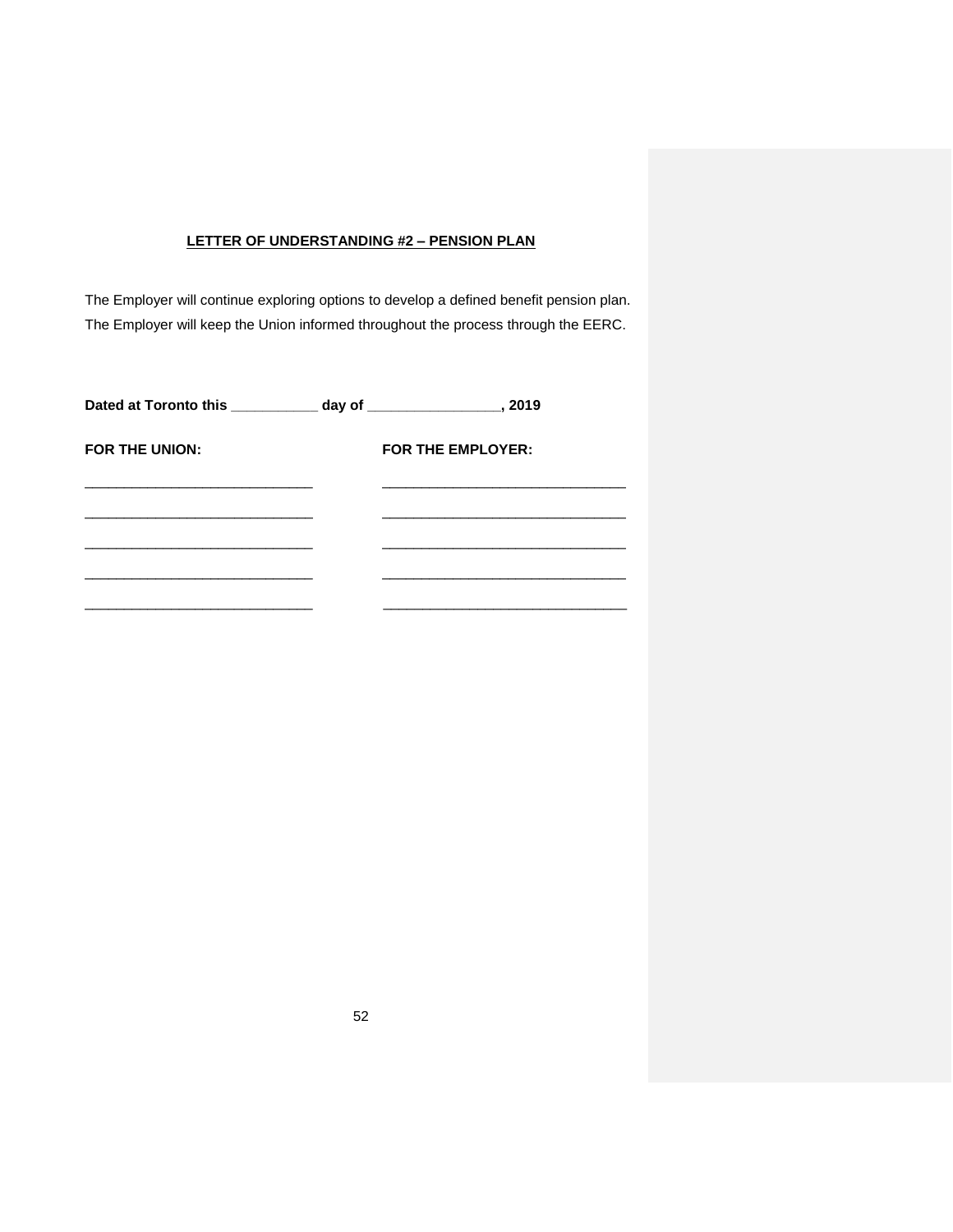## LETTER OF UNDERSTANDING #2 – PENSION PLAN

The Employer will continue exploring options to develop a defined benefit pension plan. The Employer will keep the Union informed throughout the process through the EERC.

**Dated at Toronto this ___________ day of _________________, 2019**

| FOR THE UNION: | FOR THE EMPLOYER: |
| --- | --- |
| ______________________________ | ________________________________ |
| ______________________________ | ________________________________ |
| ______________________________ | ________________________________ |
| ______________________________ | ________________________________ |
| ______________________________ | ________________________________ |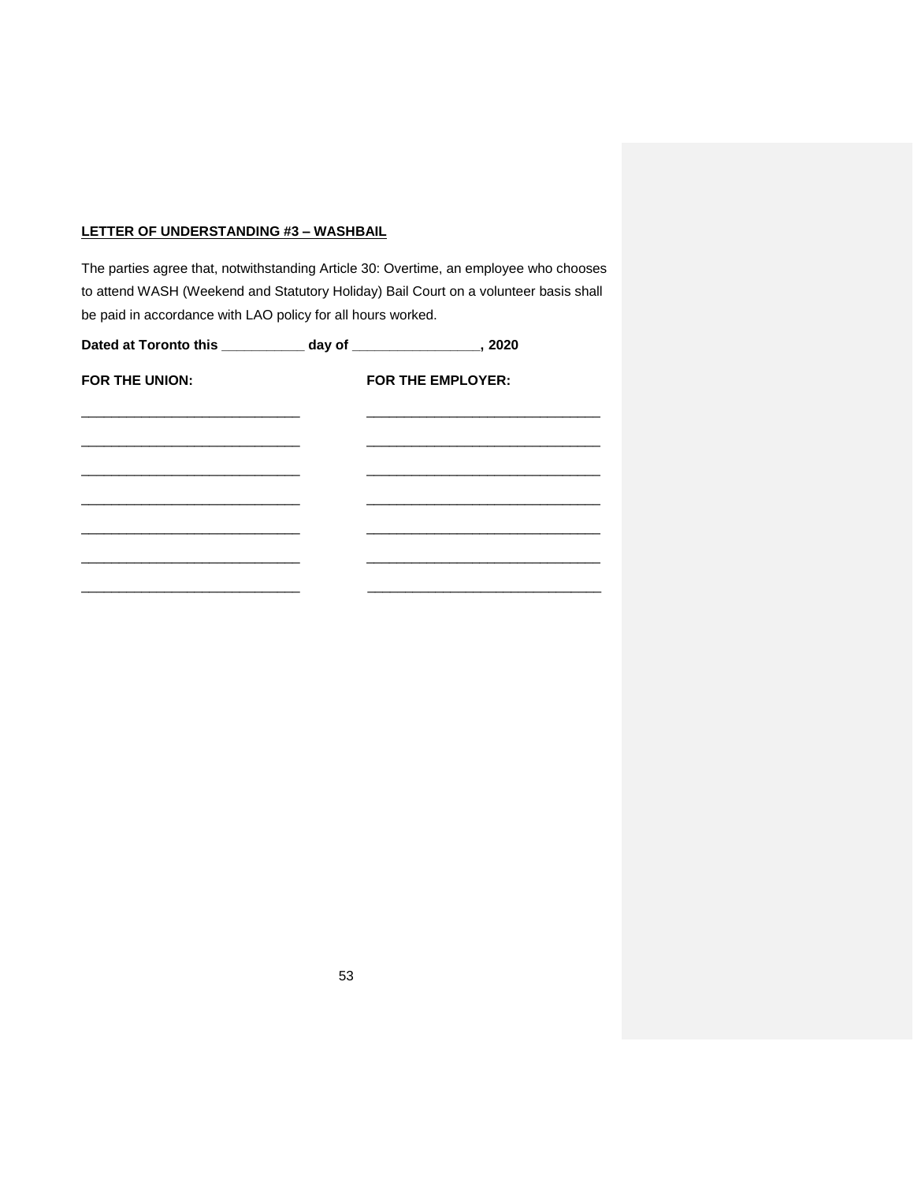**<u>LETTER OF UNDERSTANDING #3 – WASHBAIL</u>**

The parties agree that, notwithstanding Article 30: Overtime, an employee who chooses to attend WASH (Weekend and Statutory Holiday) Bail Court on a volunteer basis shall be paid in accordance with LAO policy for all hours worked.

**Dated at Toronto this ___________ day of _________________, 2020**

| FOR THE UNION: | FOR THE EMPLOYER: |
|---|---|
| ______________________________ | ________________________________ |
| ______________________________ | ________________________________ |
| ______________________________ | ________________________________ |
| ______________________________ | ________________________________ |
| ______________________________ | ________________________________ |
| ______________________________ | ________________________________ |
| ______________________________ | ________________________________ |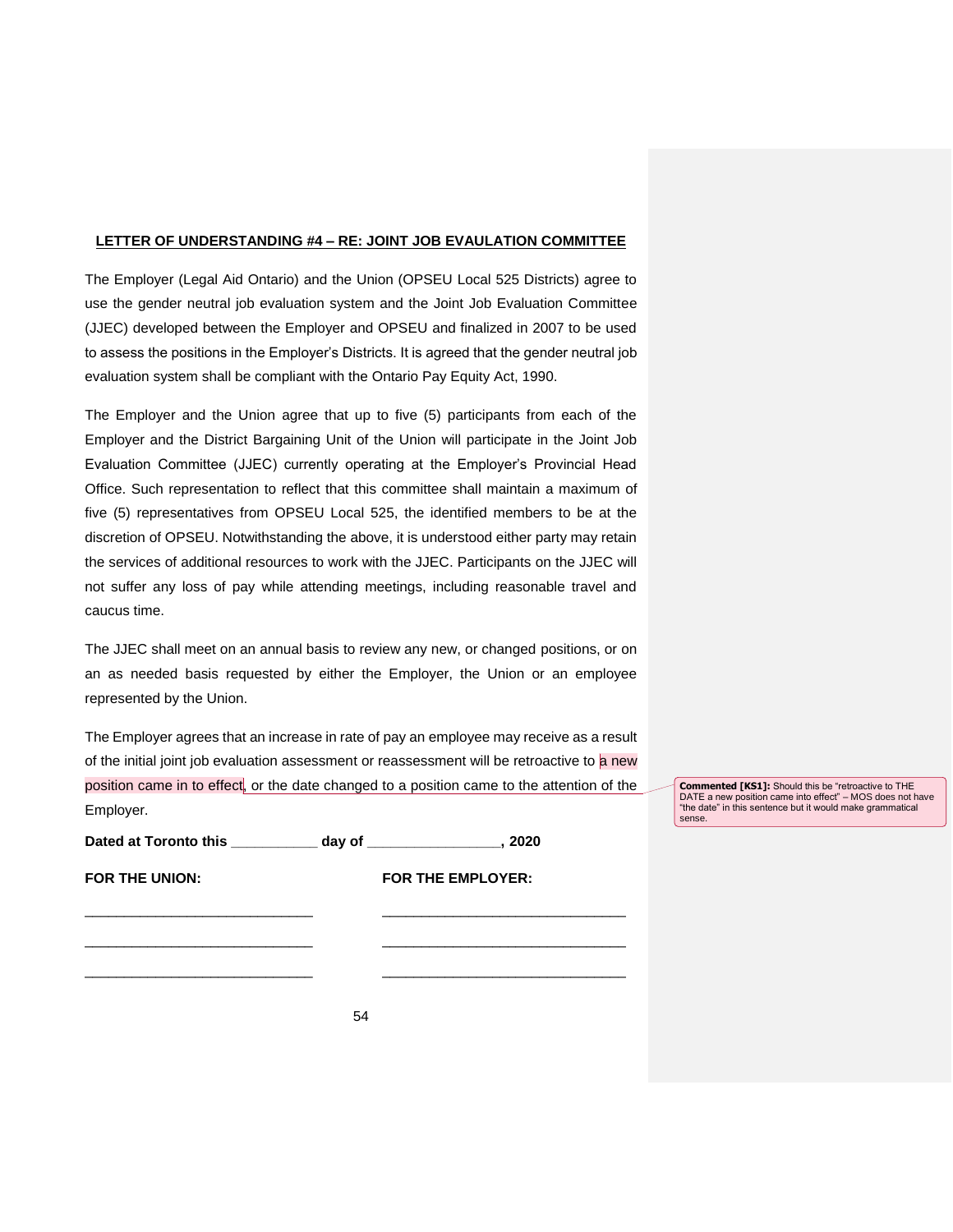**LETTER OF UNDERSTANDING #4 – RE: JOINT JOB EVALUATION COMMITTEE**

The Employer (Legal Aid Ontario) and the Union (OPSEU Local 525 Districts) agree to use the gender neutral job evaluation system and the Joint Job Evaluation Committee (JJEC) developed between the Employer and OPSEU and finalized in 2007 to be used to assess the positions in the Employer's Districts. It is agreed that the gender neutral job evaluation system shall be compliant with the Ontario Pay Equity Act, 1990.

The Employer and the Union agree that up to five (5) participants from each of the Employer and the District Bargaining Unit of the Union will participate in the Joint Job Evaluation Committee (JJEC) currently operating at the Employer's Provincial Head Office. Such representation to reflect that this committee shall maintain a maximum of five (5) representatives from OPSEU Local 525, the identified members to be at the discretion of OPSEU. Notwithstanding the above, it is understood either party may retain the services of additional resources to work with the JJEC. Participants on the JJEC will not suffer any loss of pay while attending meetings, including reasonable travel and caucus time.

The JJEC shall meet on an annual basis to review any new, or changed positions, or on an as needed basis requested by either the Employer, the Union or an employee represented by the Union.

The Employer agrees that an increase in rate of pay an employee may receive as a result of the initial joint job evaluation assessment or reassessment will be retroactive to a new position came in to effect, or the date changed to a position came to the attention of the Employer.

**Commented [KS1]:** Should this be "retroactive to THE DATE a new position came into effect" – MOS does not have "the date" in this sentence but it would make grammatical sense.

**Dated at Toronto this \_\_\_\_\_\_\_\_\_\_\_ day of \_\_\_\_\_\_\_\_\_\_\_\_\_\_\_\_\_, 2020**

| **FOR THE UNION:** | **FOR THE EMPLOYER:** |
| --- | --- |
| \_\_\_\_\_\_\_\_\_\_\_\_\_\_\_\_\_\_\_\_\_\_\_\_\_\_\_\_\_ | \_\_\_\_\_\_\_\_\_\_\_\_\_\_\_\_\_\_\_\_\_\_\_\_\_\_\_\_\_\_\_ |
| \_\_\_\_\_\_\_\_\_\_\_\_\_\_\_\_\_\_\_\_\_\_\_\_\_\_\_\_\_ | \_\_\_\_\_\_\_\_\_\_\_\_\_\_\_\_\_\_\_\_\_\_\_\_\_\_\_\_\_\_\_ |
| \_\_\_\_\_\_\_\_\_\_\_\_\_\_\_\_\_\_\_\_\_\_\_\_\_\_\_\_\_ | \_\_\_\_\_\_\_\_\_\_\_\_\_\_\_\_\_\_\_\_\_\_\_\_\_\_\_\_\_\_\_ |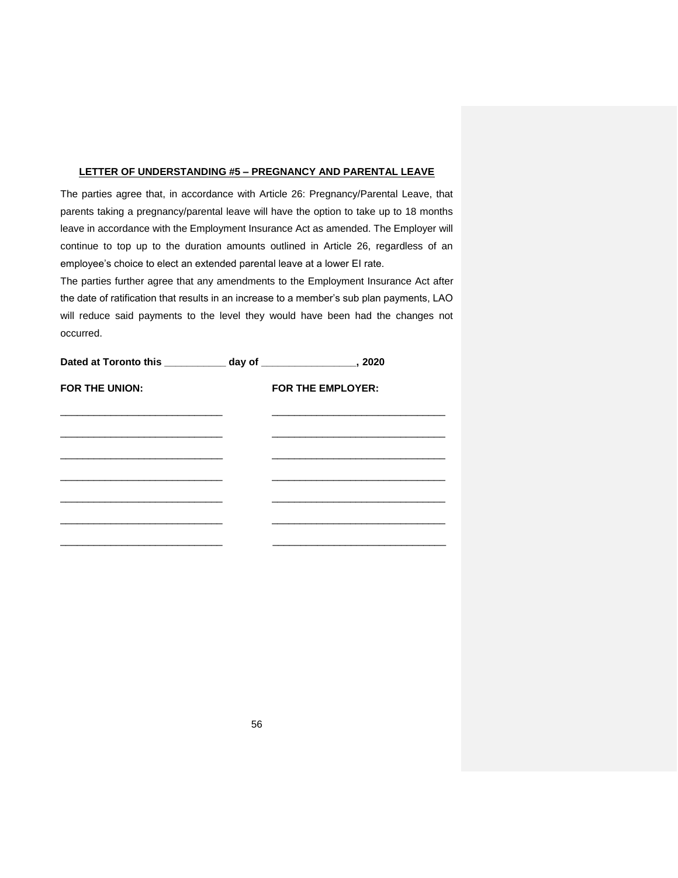## LETTER OF UNDERSTANDING #5 – PREGNANCY AND PARENTAL LEAVE

The parties agree that, in accordance with Article 26: Pregnancy/Parental Leave, that parents taking a pregnancy/parental leave will have the option to take up to 18 months leave in accordance with the Employment Insurance Act as amended. The Employer will continue to top up to the duration amounts outlined in Article 26, regardless of an employee's choice to elect an extended parental leave at a lower EI rate.

The parties further agree that any amendments to the Employment Insurance Act after the date of ratification that results in an increase to a member's sub plan payments, LAO will reduce said payments to the level they would have been had the changes not occurred.

**Dated at Toronto this ___________ day of _________________, 2020**

| **FOR THE UNION:** | **FOR THE EMPLOYER:** |
| --- | --- |
| ______________________________ | ________________________________ |
| ______________________________ | ________________________________ |
| ______________________________ | ________________________________ |
| ______________________________ | ________________________________ |
| ______________________________ | ________________________________ |
| ______________________________ | ________________________________ |
| ______________________________ | ________________________________ |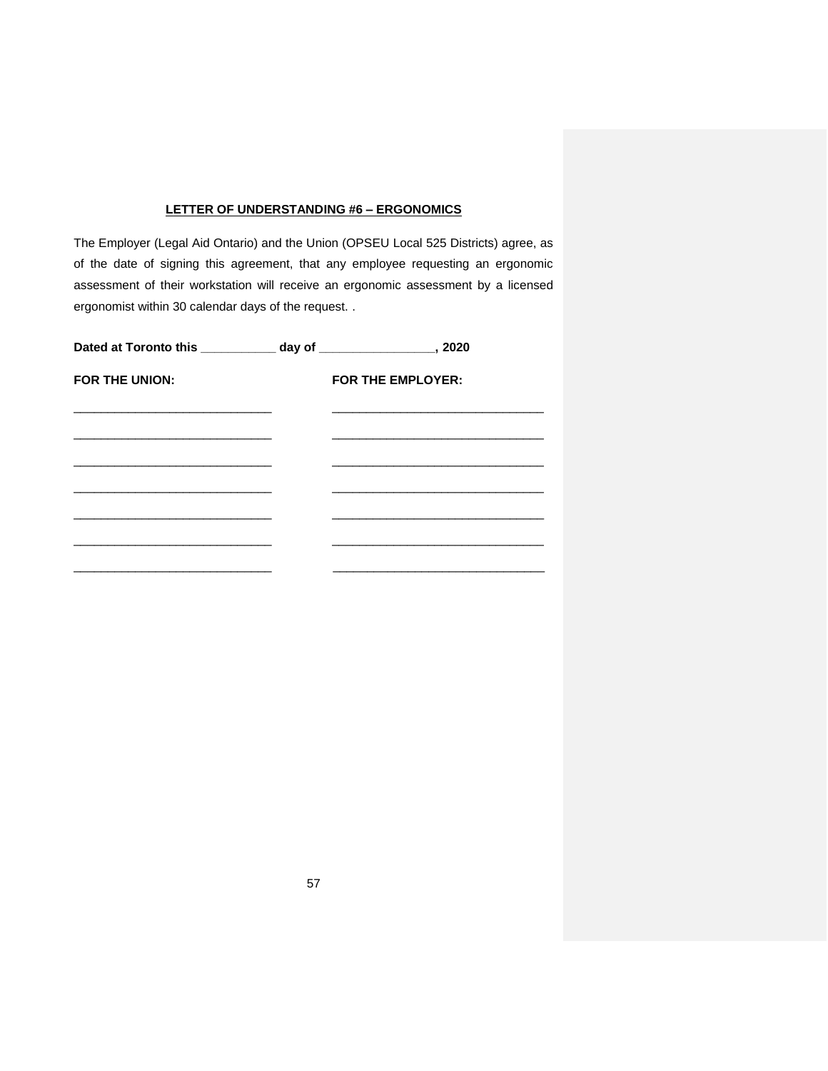**LETTER OF UNDERSTANDING #6 – ERGONOMICS**

The Employer (Legal Aid Ontario) and the Union (OPSEU Local 525 Districts) agree, as of the date of signing this agreement, that any employee requesting an ergonomic assessment of their workstation will receive an ergonomic assessment by a licensed ergonomist within 30 calendar days of the request. .

**Dated at Toronto this ___________ day of _________________, 2020**

| **FOR THE UNION:** | **FOR THE EMPLOYER:** |
|---|---|
| _____________________________ | _______________________________ |
| _____________________________ | _______________________________ |
| _____________________________ | _______________________________ |
| _____________________________ | _______________________________ |
| _____________________________ | _______________________________ |
| _____________________________ | _______________________________ |
| _____________________________ | _______________________________ |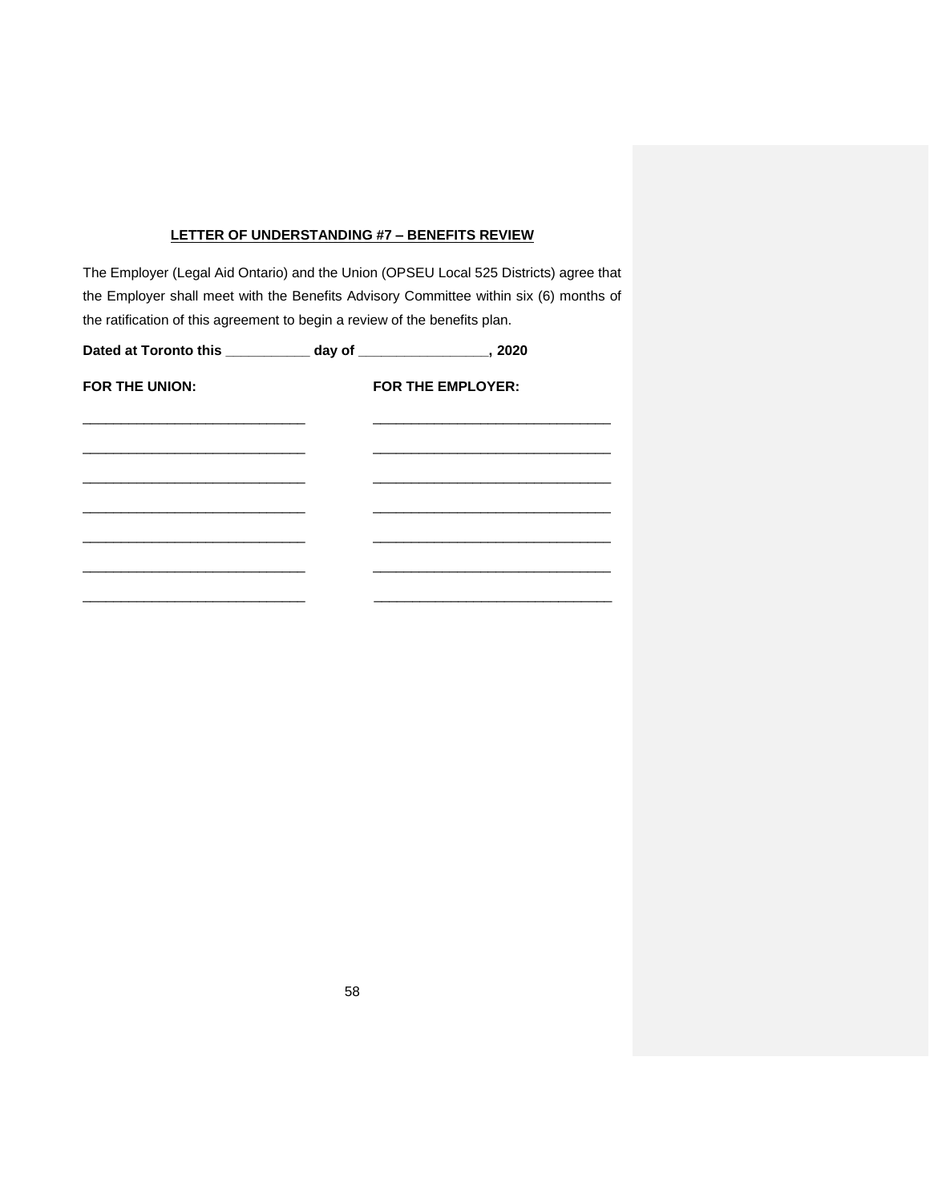## LETTER OF UNDERSTANDING #7 – BENEFITS REVIEW

The Employer (Legal Aid Ontario) and the Union (OPSEU Local 525 Districts) agree that the Employer shall meet with the Benefits Advisory Committee within six (6) months of the ratification of this agreement to begin a review of the benefits plan.

**Dated at Toronto this ___________ day of _________________, 2020**

| **FOR THE UNION:** | **FOR THE EMPLOYER:** |
|---|---|
| ______________________________ | ________________________________ |
| ______________________________ | ________________________________ |
| ______________________________ | ________________________________ |
| ______________________________ | ________________________________ |
| ______________________________ | ________________________________ |
| ______________________________ | ________________________________ |
| ______________________________ | ________________________________ |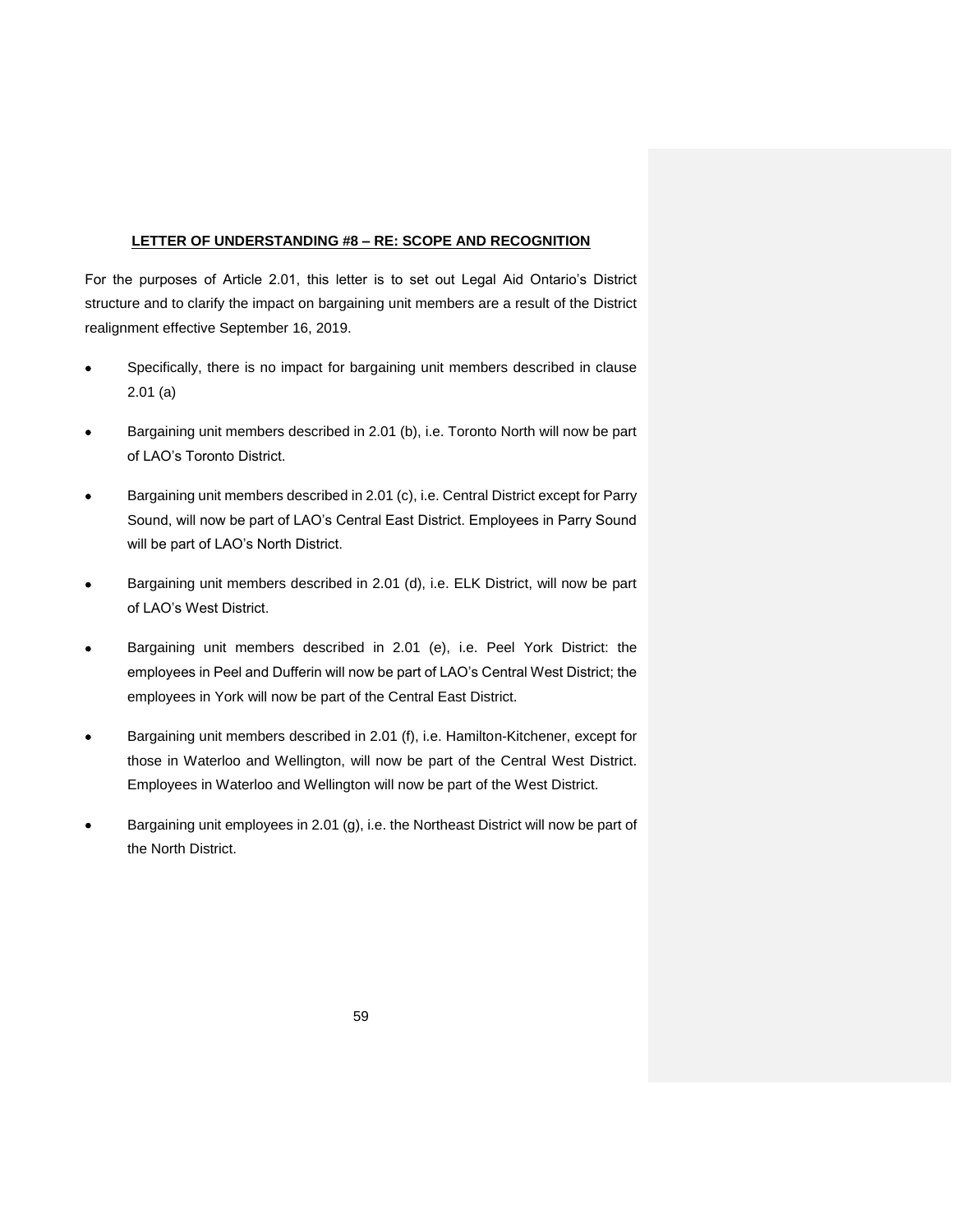**LETTER OF UNDERSTANDING #8 – RE: SCOPE AND RECOGNITION**

For the purposes of Article 2.01, this letter is to set out Legal Aid Ontario's District structure and to clarify the impact on bargaining unit members are a result of the District realignment effective September 16, 2019.

- Specifically, there is no impact for bargaining unit members described in clause 2.01 (a)
- Bargaining unit members described in 2.01 (b), i.e. Toronto North will now be part of LAO's Toronto District.
- Bargaining unit members described in 2.01 (c), i.e. Central District except for Parry Sound, will now be part of LAO's Central East District. Employees in Parry Sound will be part of LAO's North District.
- Bargaining unit members described in 2.01 (d), i.e. ELK District, will now be part of LAO's West District.
- Bargaining unit members described in 2.01 (e), i.e. Peel York District: the employees in Peel and Dufferin will now be part of LAO's Central West District; the employees in York will now be part of the Central East District.
- Bargaining unit members described in 2.01 (f), i.e. Hamilton-Kitchener, except for those in Waterloo and Wellington, will now be part of the Central West District. Employees in Waterloo and Wellington will now be part of the West District.
- Bargaining unit employees in 2.01 (g), i.e. the Northeast District will now be part of the North District.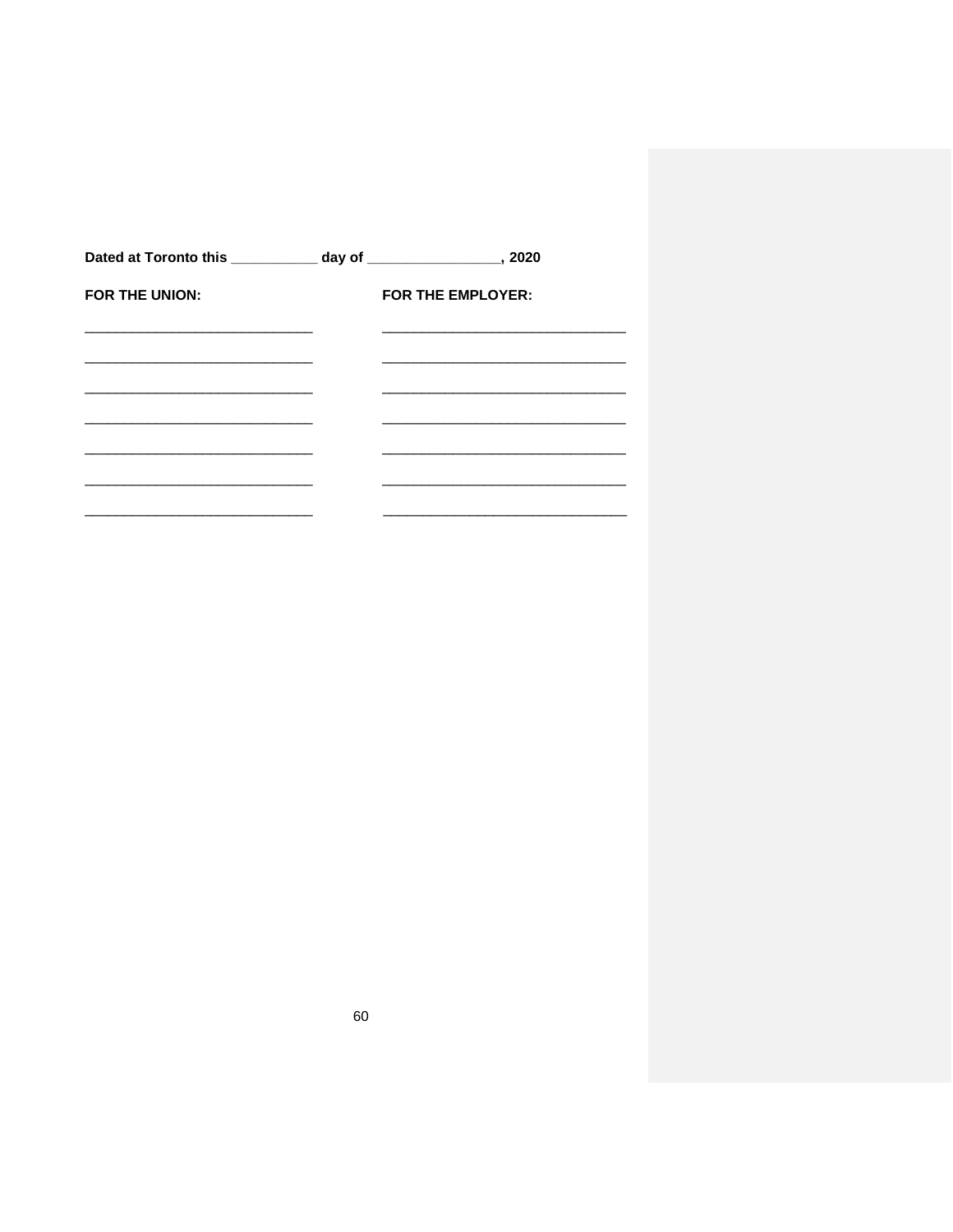**Dated at Toronto this ___________ day of _________________, 2020**

| **FOR THE UNION:** | **FOR THE EMPLOYER:** |
|---|---|
| ______________________________ | ________________________________ |
| ______________________________ | ________________________________ |
| ______________________________ | ________________________________ |
| ______________________________ | ________________________________ |
| ______________________________ | ________________________________ |
| ______________________________ | ________________________________ |
| ______________________________ | ________________________________ |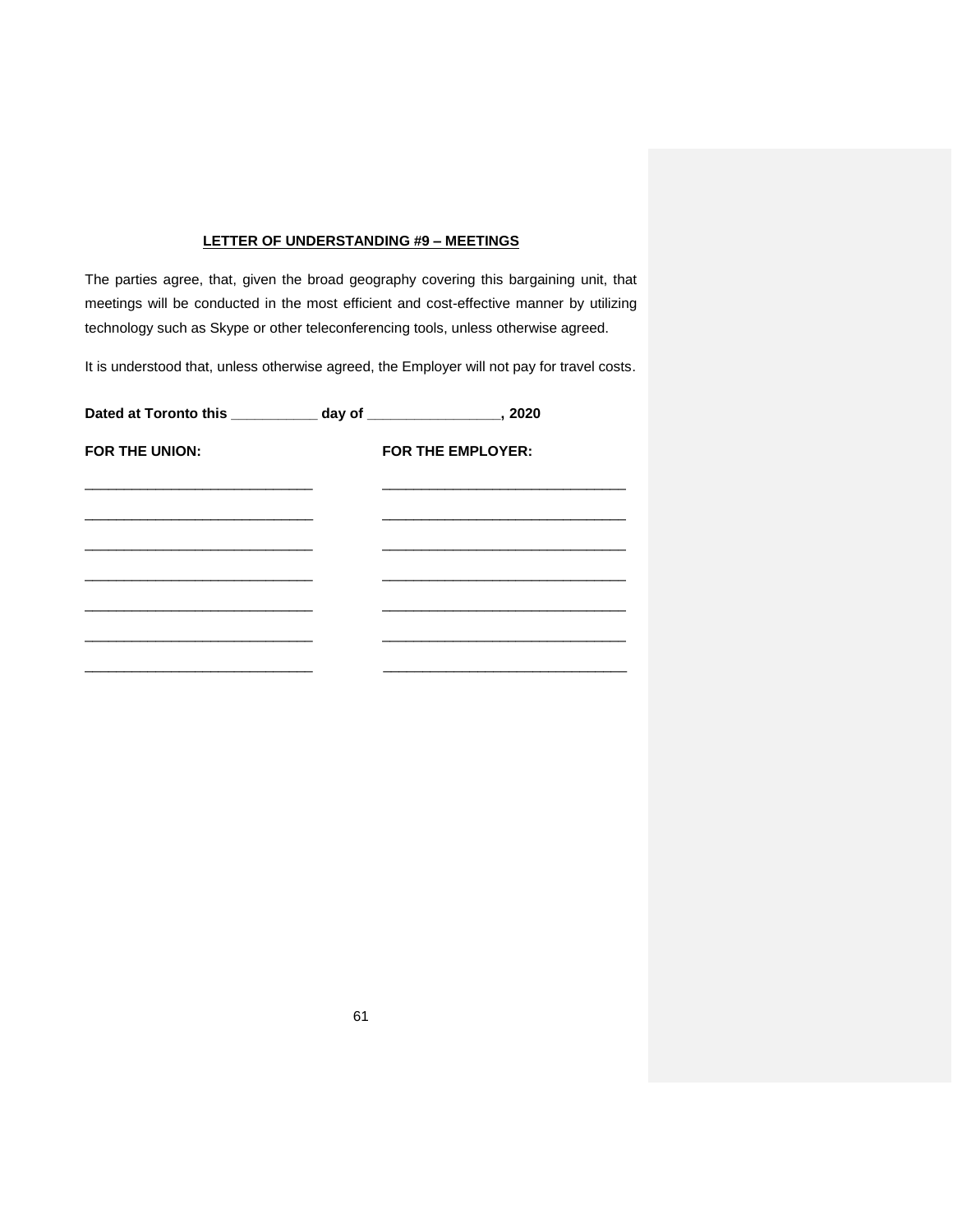**LETTER OF UNDERSTANDING #9 – MEETINGS**

The parties agree, that, given the broad geography covering this bargaining unit, that meetings will be conducted in the most efficient and cost-effective manner by utilizing technology such as Skype or other teleconferencing tools, unless otherwise agreed.

It is understood that, unless otherwise agreed, the Employer will not pay for travel costs.

**Dated at Toronto this ___________ day of _________________, 2020**

| **FOR THE UNION:** | **FOR THE EMPLOYER:** |
|---|---|
| ______________________________ | ________________________________ |
| ______________________________ | ________________________________ |
| ______________________________ | ________________________________ |
| ______________________________ | ________________________________ |
| ______________________________ | ________________________________ |
| ______________________________ | ________________________________ |
| ______________________________ | ________________________________ |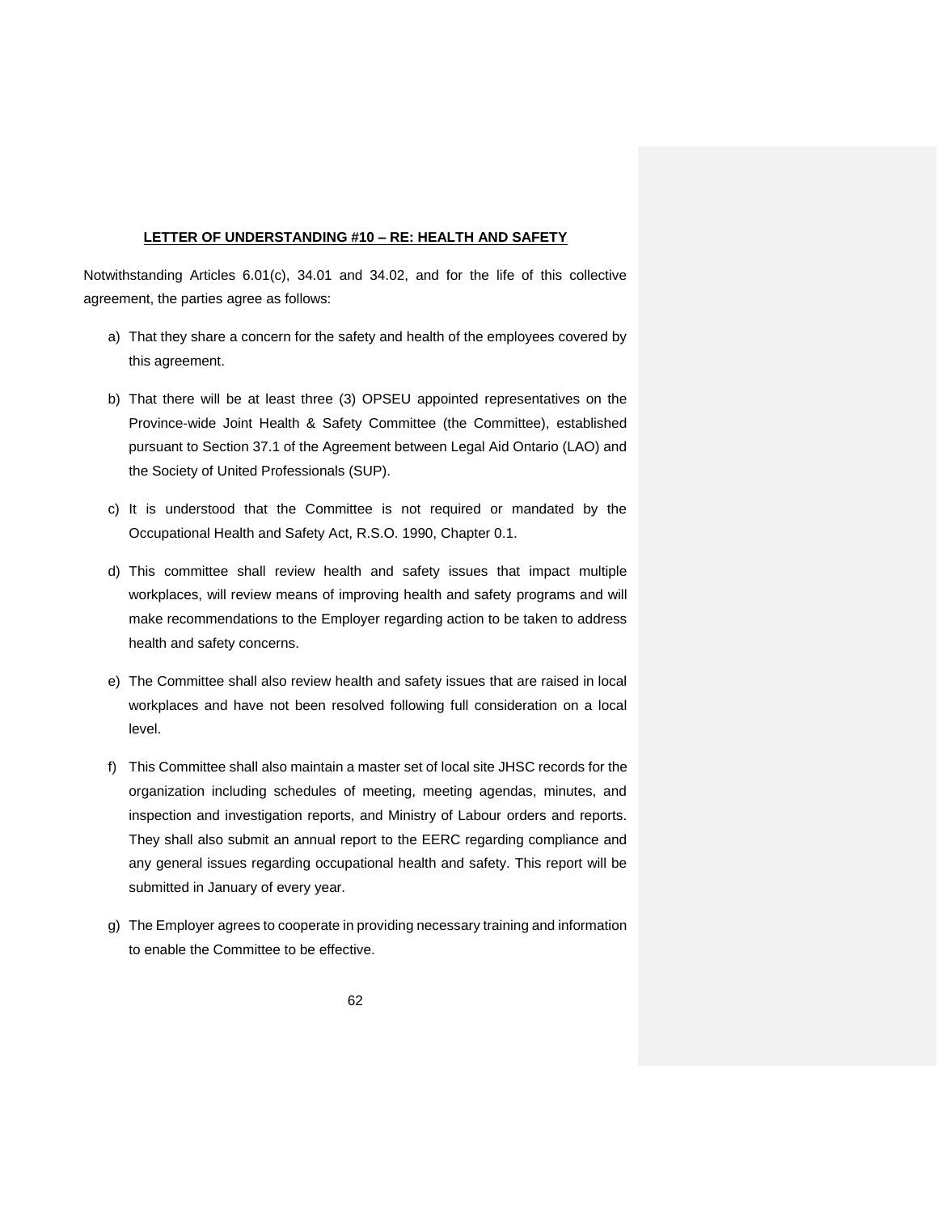## LETTER OF UNDERSTANDING #10 – RE: HEALTH AND SAFETY

Notwithstanding Articles 6.01(c), 34.01 and 34.02, and for the life of this collective agreement, the parties agree as follows:

a) That they share a concern for the safety and health of the employees covered by this agreement.

b) That there will be at least three (3) OPSEU appointed representatives on the Province-wide Joint Health & Safety Committee (the Committee), established pursuant to Section 37.1 of the Agreement between Legal Aid Ontario (LAO) and the Society of United Professionals (SUP).

c) It is understood that the Committee is not required or mandated by the Occupational Health and Safety Act, R.S.O. 1990, Chapter 0.1.

d) This committee shall review health and safety issues that impact multiple workplaces, will review means of improving health and safety programs and will make recommendations to the Employer regarding action to be taken to address health and safety concerns.

e) The Committee shall also review health and safety issues that are raised in local workplaces and have not been resolved following full consideration on a local level.

f) This Committee shall also maintain a master set of local site JHSC records for the organization including schedules of meeting, meeting agendas, minutes, and inspection and investigation reports, and Ministry of Labour orders and reports. They shall also submit an annual report to the EERC regarding compliance and any general issues regarding occupational health and safety. This report will be submitted in January of every year.

g) The Employer agrees to cooperate in providing necessary training and information to enable the Committee to be effective.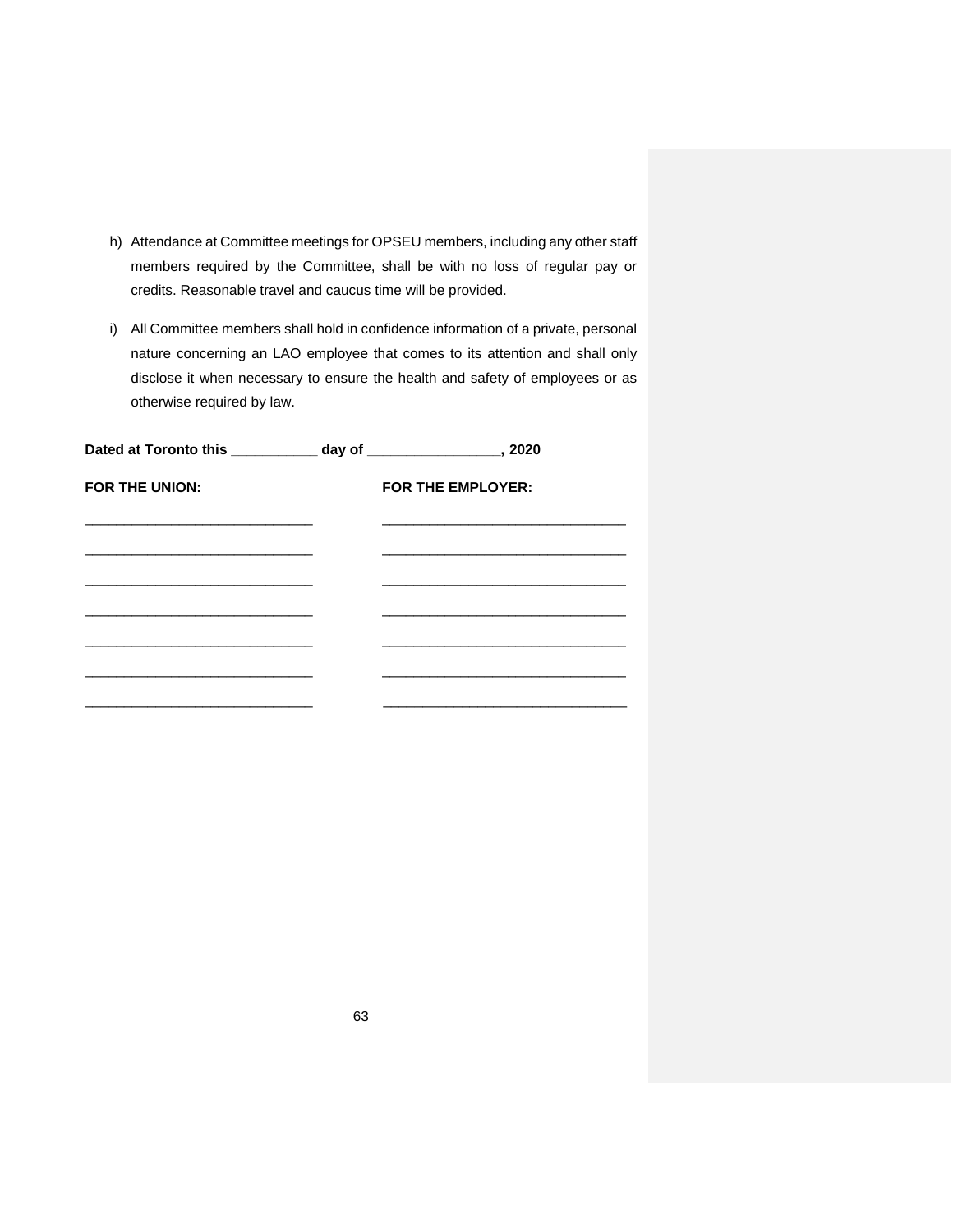h) Attendance at Committee meetings for OPSEU members, including any other staff members required by the Committee, shall be with no loss of regular pay or credits. Reasonable travel and caucus time will be provided.

i) All Committee members shall hold in confidence information of a private, personal nature concerning an LAO employee that comes to its attention and shall only disclose it when necessary to ensure the health and safety of employees or as otherwise required by law.

**Dated at Toronto this ___________ day of _________________, 2020**

| **FOR THE UNION:** | **FOR THE EMPLOYER:** |
| --- | --- |
| ______________________________ | ________________________________ |
| ______________________________ | ________________________________ |
| ______________________________ | ________________________________ |
| ______________________________ | ________________________________ |
| ______________________________ | ________________________________ |
| ______________________________ | ________________________________ |
| ______________________________ | ________________________________ |